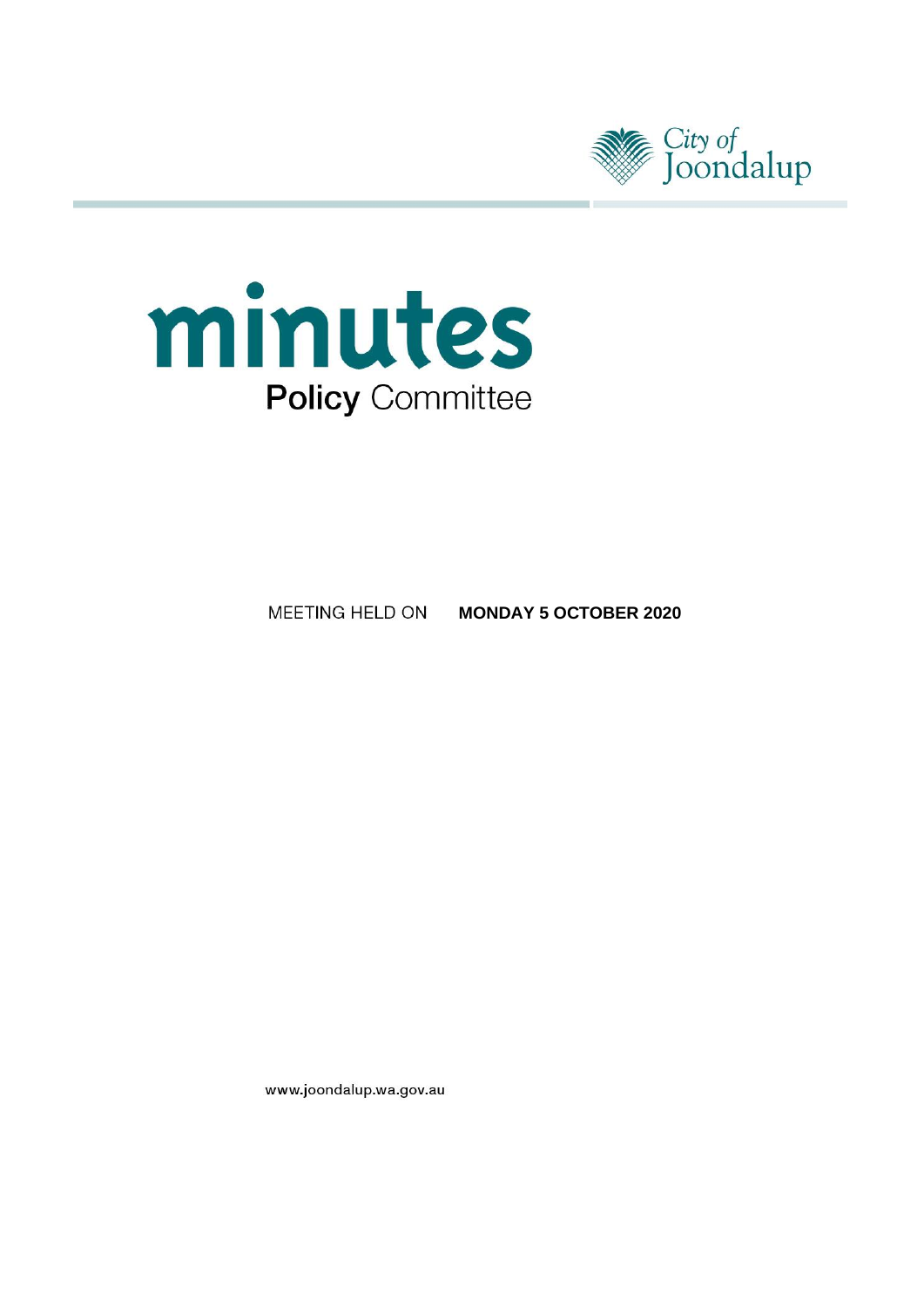City of Joondalup

# minutes

## Policy Committee

MEETING HELD ON **MONDAY 5 OCTOBER 2020**

www.joondalup.wa.gov.au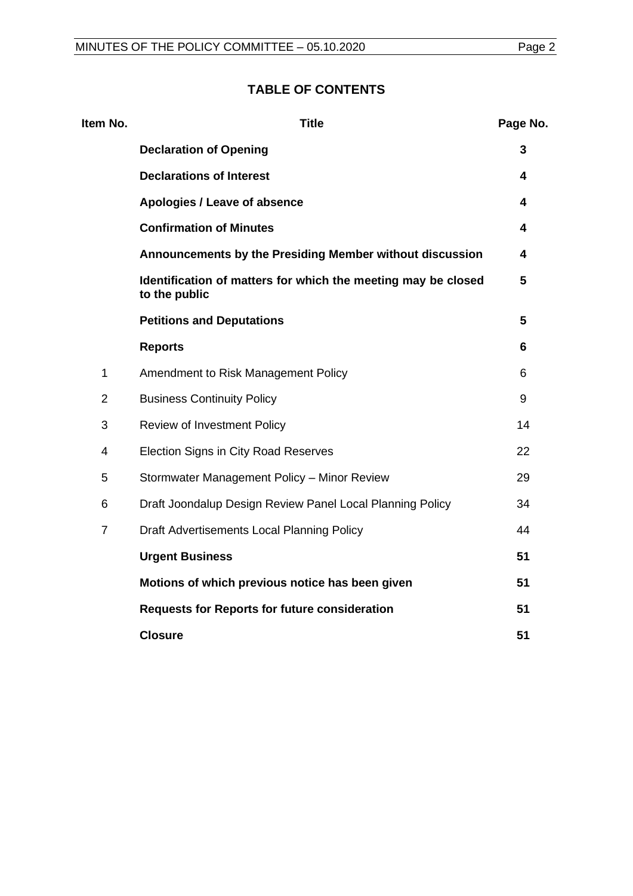## TABLE OF CONTENTS

| Item No. | Title | Page No. |
|---|---|---|
| | **Declaration of Opening** | **3** |
| | **Declarations of Interest** | **4** |
| | **Apologies / Leave of absence** | **4** |
| | **Confirmation of Minutes** | **4** |
| | **Announcements by the Presiding Member without discussion** | **4** |
| | **Identification of matters for which the meeting may be closed to the public** | **5** |
| | **Petitions and Deputations** | **5** |
| | **Reports** | **6** |
| 1 | Amendment to Risk Management Policy | 6 |
| 2 | Business Continuity Policy | 9 |
| 3 | Review of Investment Policy | 14 |
| 4 | Election Signs in City Road Reserves | 22 |
| 5 | Stormwater Management Policy – Minor Review | 29 |
| 6 | Draft Joondalup Design Review Panel Local Planning Policy | 34 |
| 7 | Draft Advertisements Local Planning Policy | 44 |
| | **Urgent Business** | **51** |
| | **Motions of which previous notice has been given** | **51** |
| | **Requests for Reports for future consideration** | **51** |
| | **Closure** | **51** |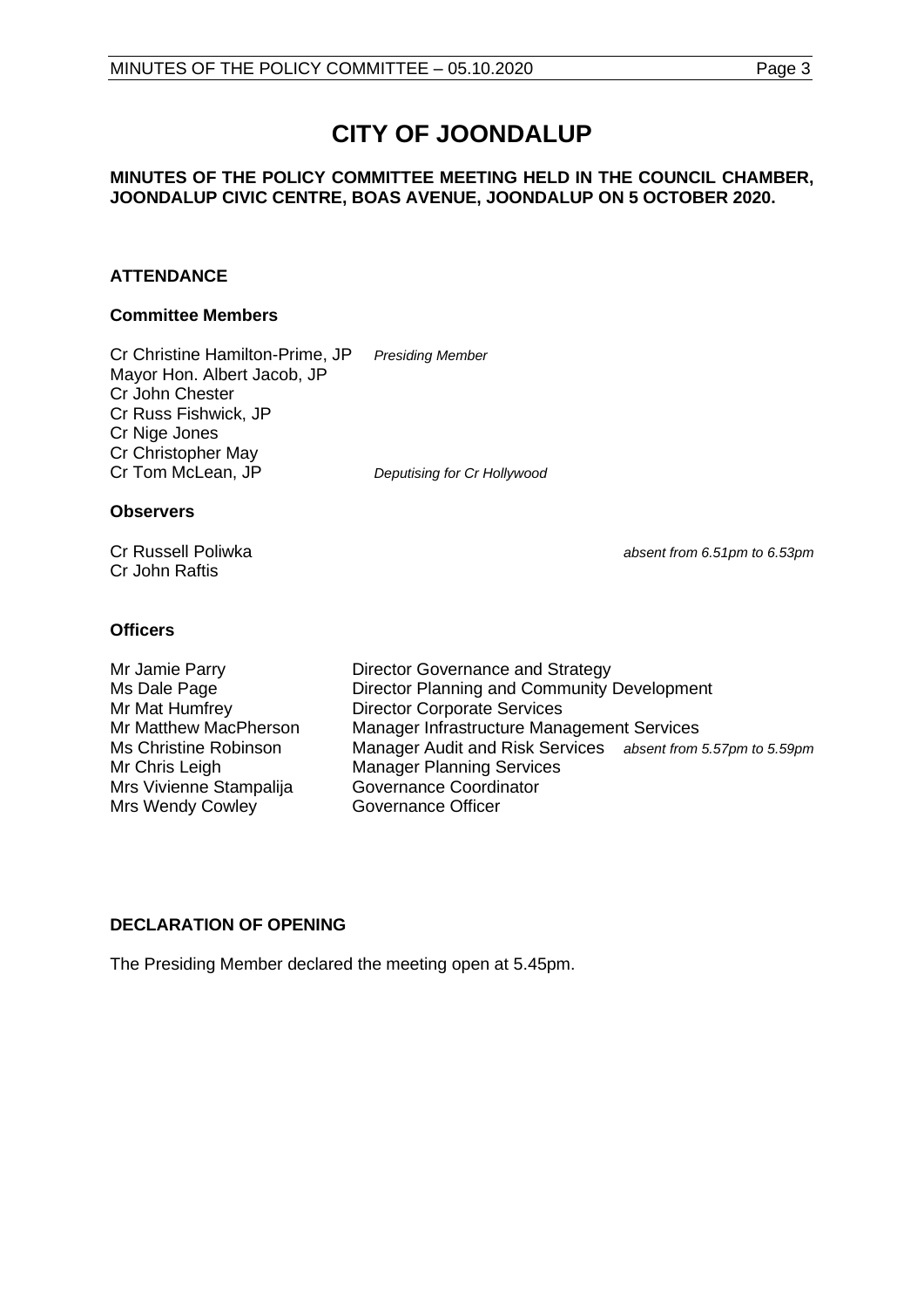# CITY OF JOONDALUP

**MINUTES OF THE POLICY COMMITTEE MEETING HELD IN THE COUNCIL CHAMBER, JOONDALUP CIVIC CENTRE, BOAS AVENUE, JOONDALUP ON 5 OCTOBER 2020.**

## ATTENDANCE

### Committee Members

Cr Christine Hamilton-Prime, JP *Presiding Member*
Mayor Hon. Albert Jacob, JP
Cr John Chester
Cr Russ Fishwick, JP
Cr Nige Jones
Cr Christopher May
Cr Tom McLean, JP *Deputising for Cr Hollywood*

### Observers

Cr Russell Poliwka *absent from 6.51pm to 6.53pm*
Cr John Raftis

### Officers

| | | |
|---|---|---|
| Mr Jamie Parry | Director Governance and Strategy | |
| Ms Dale Page | Director Planning and Community Development | |
| Mr Mat Humfrey | Director Corporate Services | |
| Mr Matthew MacPherson | Manager Infrastructure Management Services | |
| Ms Christine Robinson | Manager Audit and Risk Services | *absent from 5.57pm to 5.59pm* |
| Mr Chris Leigh | Manager Planning Services | |
| Mrs Vivienne Stampalija | Governance Coordinator | |
| Mrs Wendy Cowley | Governance Officer | |

## DECLARATION OF OPENING

The Presiding Member declared the meeting open at 5.45pm.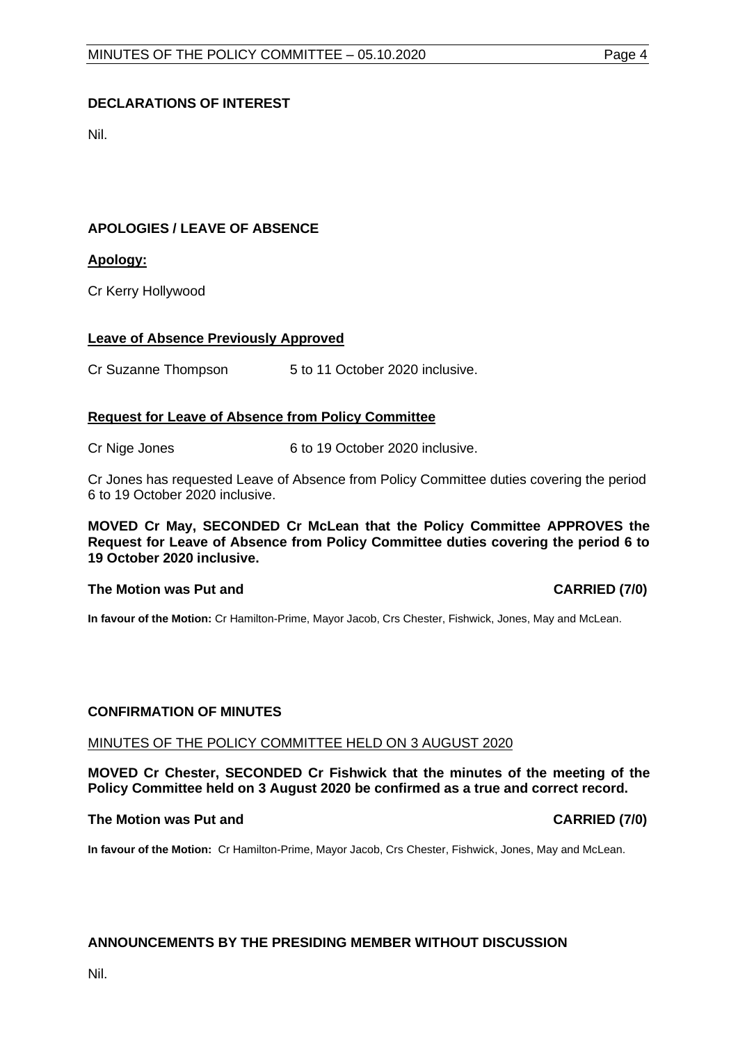## DECLARATIONS OF INTEREST

Nil.

## APOLOGIES / LEAVE OF ABSENCE

**Apology:**

Cr Kerry Hollywood

**Leave of Absence Previously Approved**

Cr Suzanne Thompson 5 to 11 October 2020 inclusive.

**Request for Leave of Absence from Policy Committee**

Cr Nige Jones 6 to 19 October 2020 inclusive.

Cr Jones has requested Leave of Absence from Policy Committee duties covering the period 6 to 19 October 2020 inclusive.

**MOVED Cr May, SECONDED Cr McLean that the Policy Committee APPROVES the Request for Leave of Absence from Policy Committee duties covering the period 6 to 19 October 2020 inclusive.**

**The Motion was Put and CARRIED (7/0)**

**In favour of the Motion:** Cr Hamilton-Prime, Mayor Jacob, Crs Chester, Fishwick, Jones, May and McLean.

## CONFIRMATION OF MINUTES

MINUTES OF THE POLICY COMMITTEE HELD ON 3 AUGUST 2020

**MOVED Cr Chester, SECONDED Cr Fishwick that the minutes of the meeting of the Policy Committee held on 3 August 2020 be confirmed as a true and correct record.**

**The Motion was Put and CARRIED (7/0)**

**In favour of the Motion:** Cr Hamilton-Prime, Mayor Jacob, Crs Chester, Fishwick, Jones, May and McLean.

## ANNOUNCEMENTS BY THE PRESIDING MEMBER WITHOUT DISCUSSION

Nil.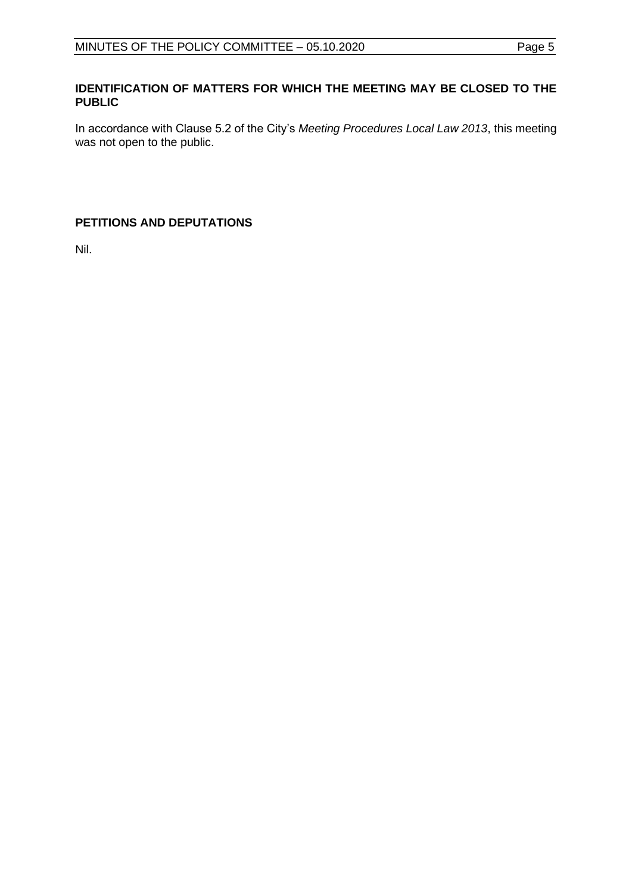## IDENTIFICATION OF MATTERS FOR WHICH THE MEETING MAY BE CLOSED TO THE PUBLIC

In accordance with Clause 5.2 of the City's *Meeting Procedures Local Law 2013*, this meeting was not open to the public.

## PETITIONS AND DEPUTATIONS

Nil.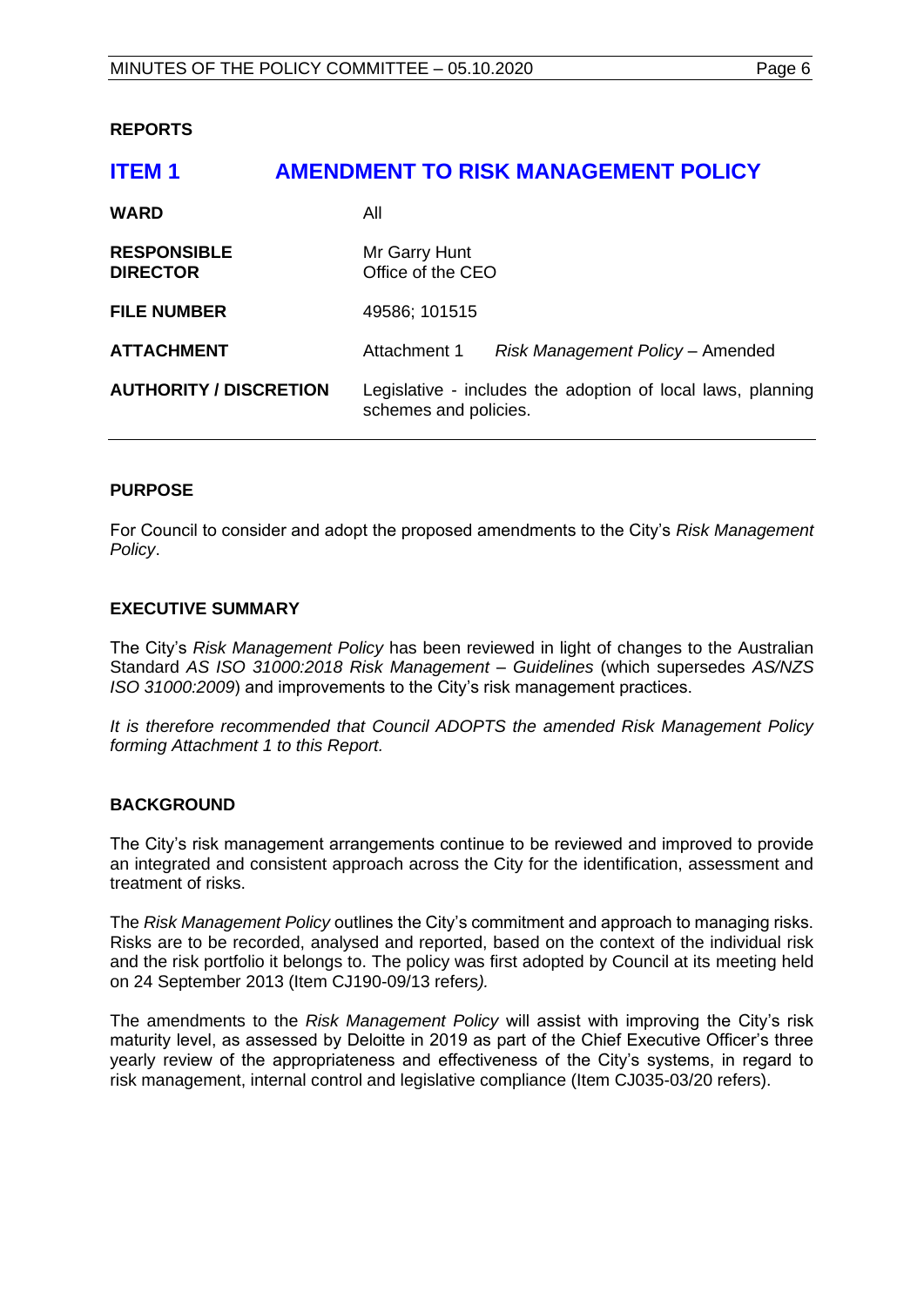**REPORTS**

## ITEM 1 AMENDMENT TO RISK MANAGEMENT POLICY

| | | |
|---|---|---|
| **WARD** | All | |
| **RESPONSIBLE DIRECTOR** | Mr Garry Hunt<br>Office of the CEO | |
| **FILE NUMBER** | 49586; 101515 | |
| **ATTACHMENT** | Attachment 1 | *Risk Management Policy* – Amended |
| **AUTHORITY / DISCRETION** | Legislative - includes the adoption of local laws, planning schemes and policies. | |

**PURPOSE**

For Council to consider and adopt the proposed amendments to the City's *Risk Management Policy*.

**EXECUTIVE SUMMARY**

The City's *Risk Management Policy* has been reviewed in light of changes to the Australian Standard *AS ISO 31000:2018 Risk Management – Guidelines* (which supersedes *AS/NZS ISO 31000:2009*) and improvements to the City's risk management practices.

*It is therefore recommended that Council ADOPTS the amended Risk Management Policy forming Attachment 1 to this Report.*

**BACKGROUND**

The City's risk management arrangements continue to be reviewed and improved to provide an integrated and consistent approach across the City for the identification, assessment and treatment of risks.

The *Risk Management Policy* outlines the City's commitment and approach to managing risks. Risks are to be recorded, analysed and reported, based on the context of the individual risk and the risk portfolio it belongs to. The policy was first adopted by Council at its meeting held on 24 September 2013 (Item CJ190-09/13 refers*).*

The amendments to the *Risk Management Policy* will assist with improving the City's risk maturity level, as assessed by Deloitte in 2019 as part of the Chief Executive Officer's three yearly review of the appropriateness and effectiveness of the City's systems, in regard to risk management, internal control and legislative compliance (Item CJ035-03/20 refers).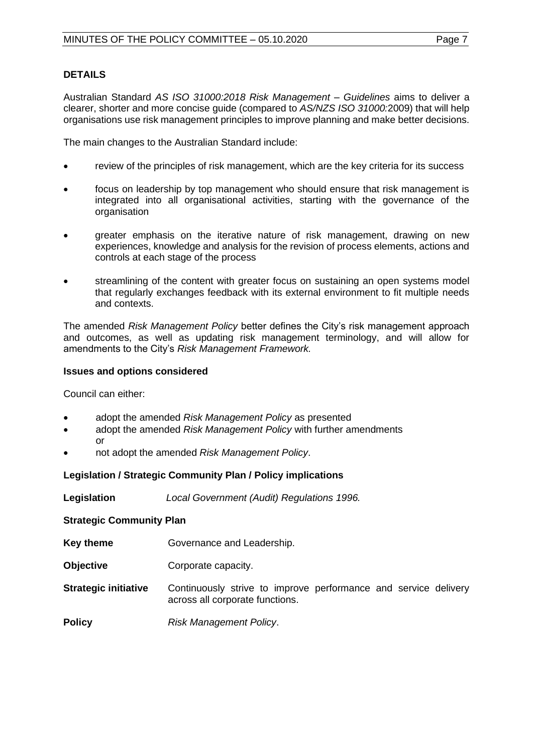## DETAILS

Australian Standard *AS ISO 31000:2018 Risk Management – Guidelines* aims to deliver a clearer, shorter and more concise guide (compared to *AS/NZS ISO 31000:*2009) that will help organisations use risk management principles to improve planning and make better decisions.

The main changes to the Australian Standard include:

- review of the principles of risk management, which are the key criteria for its success
- focus on leadership by top management who should ensure that risk management is integrated into all organisational activities, starting with the governance of the organisation
- greater emphasis on the iterative nature of risk management, drawing on new experiences, knowledge and analysis for the revision of process elements, actions and controls at each stage of the process
- streamlining of the content with greater focus on sustaining an open systems model that regularly exchanges feedback with its external environment to fit multiple needs and contexts.

The amended *Risk Management Policy* better defines the City's risk management approach and outcomes, as well as updating risk management terminology, and will allow for amendments to the City's *Risk Management Framework.*

### Issues and options considered

Council can either:

- adopt the amended *Risk Management Policy* as presented
- adopt the amended *Risk Management Policy* with further amendments or
- not adopt the amended *Risk Management Policy*.

### Legislation / Strategic Community Plan / Policy implications

**Legislation** *Local Government (Audit) Regulations 1996.*

**Strategic Community Plan**

**Key theme** Governance and Leadership.

**Objective** Corporate capacity.

**Strategic initiative** Continuously strive to improve performance and service delivery across all corporate functions.

**Policy** *Risk Management Policy*.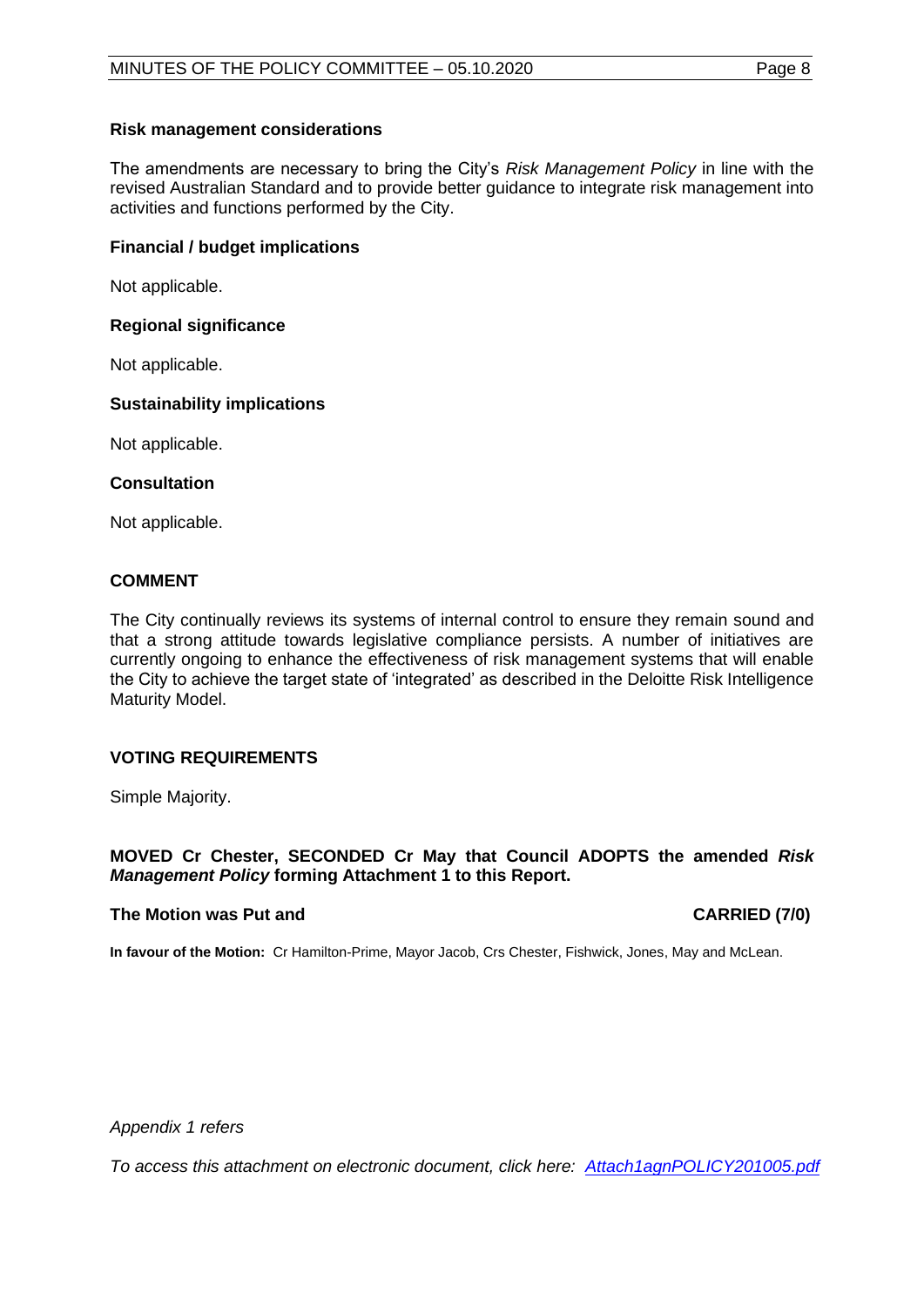### Risk management considerations

The amendments are necessary to bring the City's *Risk Management Policy* in line with the revised Australian Standard and to provide better guidance to integrate risk management into activities and functions performed by the City.

### Financial / budget implications

Not applicable.

### Regional significance

Not applicable.

### Sustainability implications

Not applicable.

### Consultation

Not applicable.

## COMMENT

The City continually reviews its systems of internal control to ensure they remain sound and that a strong attitude towards legislative compliance persists. A number of initiatives are currently ongoing to enhance the effectiveness of risk management systems that will enable the City to achieve the target state of 'integrated' as described in the Deloitte Risk Intelligence Maturity Model.

## VOTING REQUIREMENTS

Simple Majority.

**MOVED Cr Chester, SECONDED Cr May that Council ADOPTS the amended *Risk Management Policy* forming Attachment 1 to this Report.**

**The Motion was Put and CARRIED (7/0)**

**In favour of the Motion:** Cr Hamilton-Prime, Mayor Jacob, Crs Chester, Fishwick, Jones, May and McLean.

*Appendix 1 refers*

*To access this attachment on electronic document, click here: Attach1agnPOLICY201005.pdf*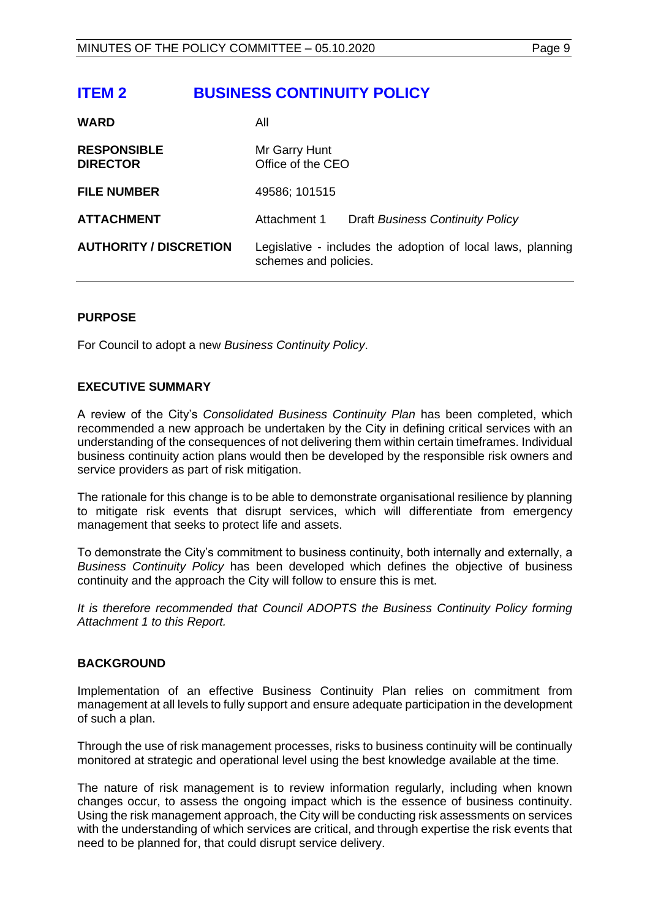# ITEM 2 BUSINESS CONTINUITY POLICY

| | |
|---|---|
| **WARD** | All |
| **RESPONSIBLE DIRECTOR** | Mr Garry Hunt<br>Office of the CEO |
| **FILE NUMBER** | 49586; 101515 |
| **ATTACHMENT** | Attachment 1 Draft *Business Continuity Policy* |
| **AUTHORITY / DISCRETION** | Legislative - includes the adoption of local laws, planning schemes and policies. |

## PURPOSE

For Council to adopt a new *Business Continuity Policy*.

## EXECUTIVE SUMMARY

A review of the City's *Consolidated Business Continuity Plan* has been completed, which recommended a new approach be undertaken by the City in defining critical services with an understanding of the consequences of not delivering them within certain timeframes. Individual business continuity action plans would then be developed by the responsible risk owners and service providers as part of risk mitigation.

The rationale for this change is to be able to demonstrate organisational resilience by planning to mitigate risk events that disrupt services, which will differentiate from emergency management that seeks to protect life and assets.

To demonstrate the City's commitment to business continuity, both internally and externally, a *Business Continuity Policy* has been developed which defines the objective of business continuity and the approach the City will follow to ensure this is met.

*It is therefore recommended that Council ADOPTS the Business Continuity Policy forming Attachment 1 to this Report.*

## BACKGROUND

Implementation of an effective Business Continuity Plan relies on commitment from management at all levels to fully support and ensure adequate participation in the development of such a plan.

Through the use of risk management processes, risks to business continuity will be continually monitored at strategic and operational level using the best knowledge available at the time.

The nature of risk management is to review information regularly, including when known changes occur, to assess the ongoing impact which is the essence of business continuity. Using the risk management approach, the City will be conducting risk assessments on services with the understanding of which services are critical, and through expertise the risk events that need to be planned for, that could disrupt service delivery.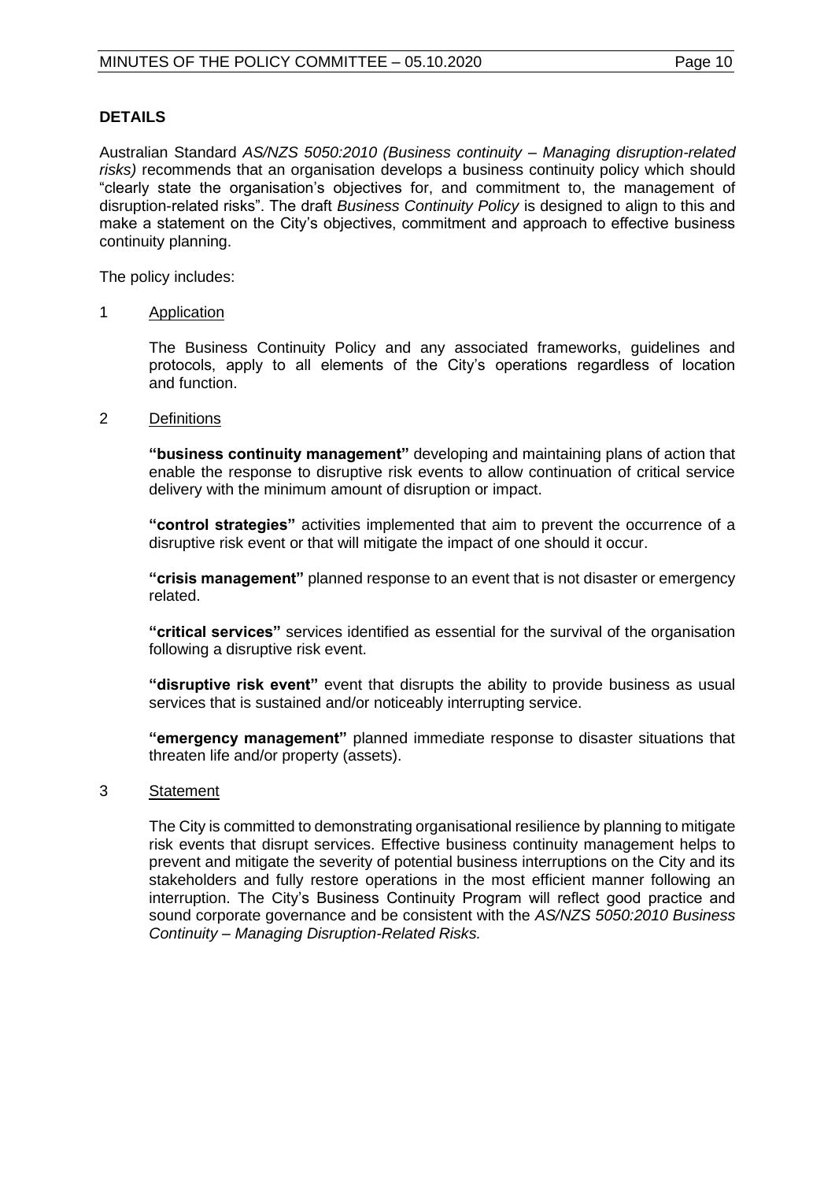## DETAILS

Australian Standard *AS/NZS 5050:2010 (Business continuity – Managing disruption-related risks)* recommends that an organisation develops a business continuity policy which should "clearly state the organisation's objectives for, and commitment to, the management of disruption-related risks". The draft *Business Continuity Policy* is designed to align to this and make a statement on the City's objectives, commitment and approach to effective business continuity planning.

The policy includes:

1 Application

The Business Continuity Policy and any associated frameworks, guidelines and protocols, apply to all elements of the City's operations regardless of location and function.

2 Definitions

**"business continuity management"** developing and maintaining plans of action that enable the response to disruptive risk events to allow continuation of critical service delivery with the minimum amount of disruption or impact.

**"control strategies"** activities implemented that aim to prevent the occurrence of a disruptive risk event or that will mitigate the impact of one should it occur.

**"crisis management"** planned response to an event that is not disaster or emergency related.

**"critical services"** services identified as essential for the survival of the organisation following a disruptive risk event.

**"disruptive risk event"** event that disrupts the ability to provide business as usual services that is sustained and/or noticeably interrupting service.

**"emergency management"** planned immediate response to disaster situations that threaten life and/or property (assets).

3 Statement

The City is committed to demonstrating organisational resilience by planning to mitigate risk events that disrupt services. Effective business continuity management helps to prevent and mitigate the severity of potential business interruptions on the City and its stakeholders and fully restore operations in the most efficient manner following an interruption. The City's Business Continuity Program will reflect good practice and sound corporate governance and be consistent with the *AS/NZS 5050:2010 Business Continuity – Managing Disruption-Related Risks.*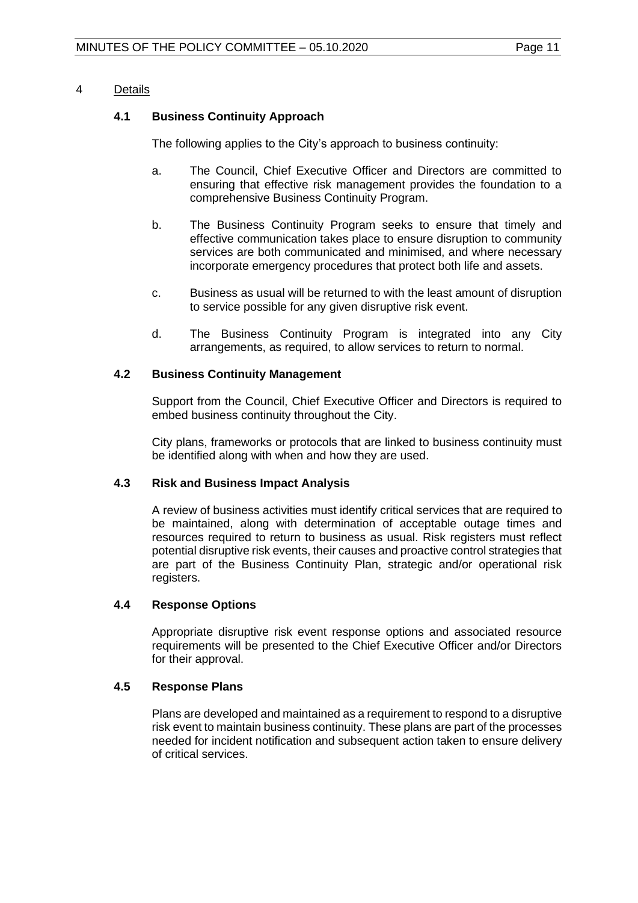## 4 Details

### 4.1 Business Continuity Approach

The following applies to the City's approach to business continuity:

a. The Council, Chief Executive Officer and Directors are committed to ensuring that effective risk management provides the foundation to a comprehensive Business Continuity Program.

b. The Business Continuity Program seeks to ensure that timely and effective communication takes place to ensure disruption to community services are both communicated and minimised, and where necessary incorporate emergency procedures that protect both life and assets.

c. Business as usual will be returned to with the least amount of disruption to service possible for any given disruptive risk event.

d. The Business Continuity Program is integrated into any City arrangements, as required, to allow services to return to normal.

### 4.2 Business Continuity Management

Support from the Council, Chief Executive Officer and Directors is required to embed business continuity throughout the City.

City plans, frameworks or protocols that are linked to business continuity must be identified along with when and how they are used.

### 4.3 Risk and Business Impact Analysis

A review of business activities must identify critical services that are required to be maintained, along with determination of acceptable outage times and resources required to return to business as usual. Risk registers must reflect potential disruptive risk events, their causes and proactive control strategies that are part of the Business Continuity Plan, strategic and/or operational risk registers.

### 4.4 Response Options

Appropriate disruptive risk event response options and associated resource requirements will be presented to the Chief Executive Officer and/or Directors for their approval.

### 4.5 Response Plans

Plans are developed and maintained as a requirement to respond to a disruptive risk event to maintain business continuity. These plans are part of the processes needed for incident notification and subsequent action taken to ensure delivery of critical services.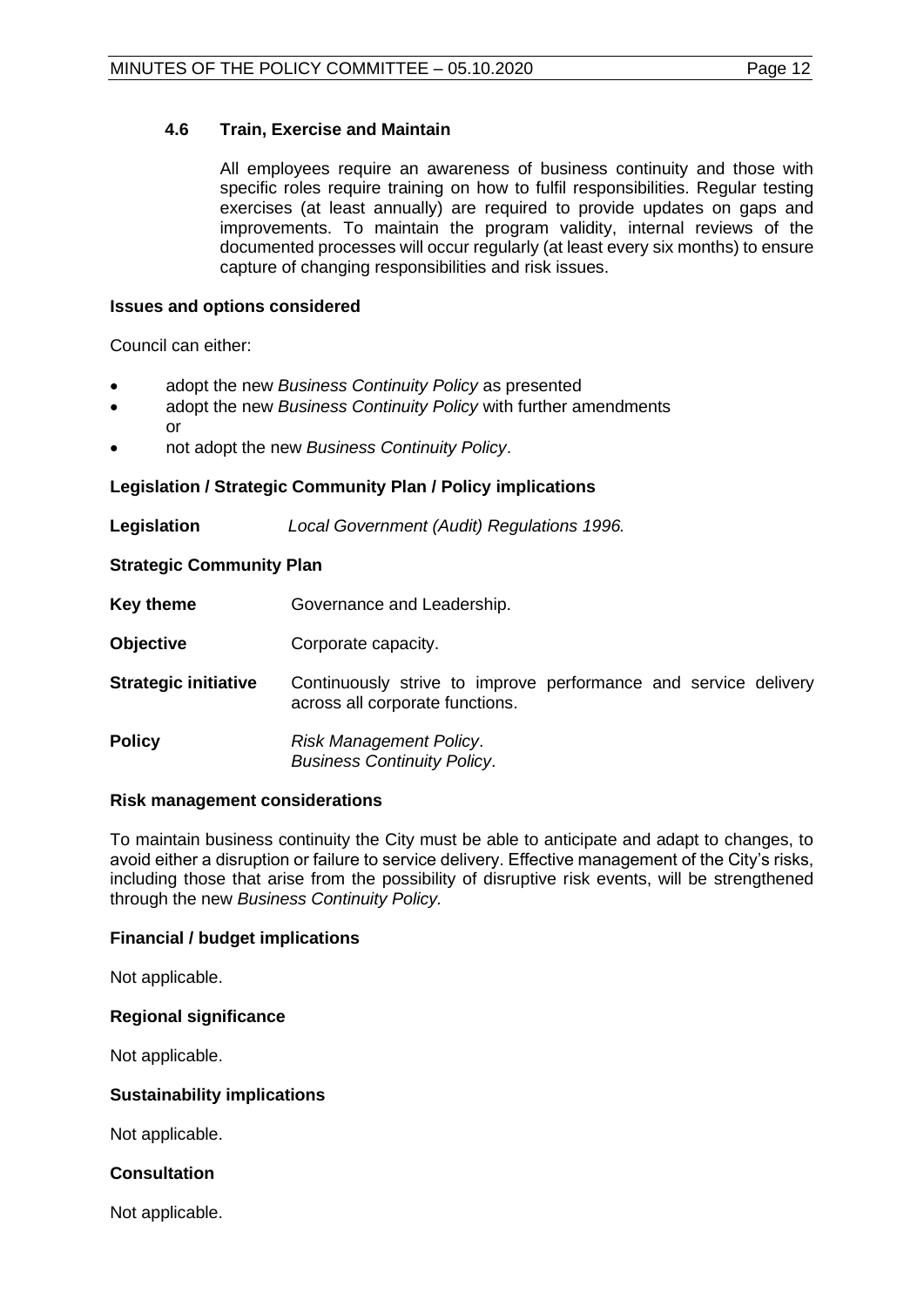### 4.6 Train, Exercise and Maintain

All employees require an awareness of business continuity and those with specific roles require training on how to fulfil responsibilities. Regular testing exercises (at least annually) are required to provide updates on gaps and improvements. To maintain the program validity, internal reviews of the documented processes will occur regularly (at least every six months) to ensure capture of changing responsibilities and risk issues.

**Issues and options considered**

Council can either:

- adopt the new *Business Continuity Policy* as presented
- adopt the new *Business Continuity Policy* with further amendments or
- not adopt the new *Business Continuity Policy*.

**Legislation / Strategic Community Plan / Policy implications**

**Legislation** *Local Government (Audit) Regulations 1996.*

**Strategic Community Plan**

**Key theme** Governance and Leadership.

**Objective** Corporate capacity.

**Strategic initiative** Continuously strive to improve performance and service delivery across all corporate functions.

**Policy** *Risk Management Policy*. *Business Continuity Policy*.

**Risk management considerations**

To maintain business continuity the City must be able to anticipate and adapt to changes, to avoid either a disruption or failure to service delivery. Effective management of the City's risks, including those that arise from the possibility of disruptive risk events, will be strengthened through the new *Business Continuity Policy.*

**Financial / budget implications**

Not applicable.

**Regional significance**

Not applicable.

**Sustainability implications**

Not applicable.

**Consultation**

Not applicable.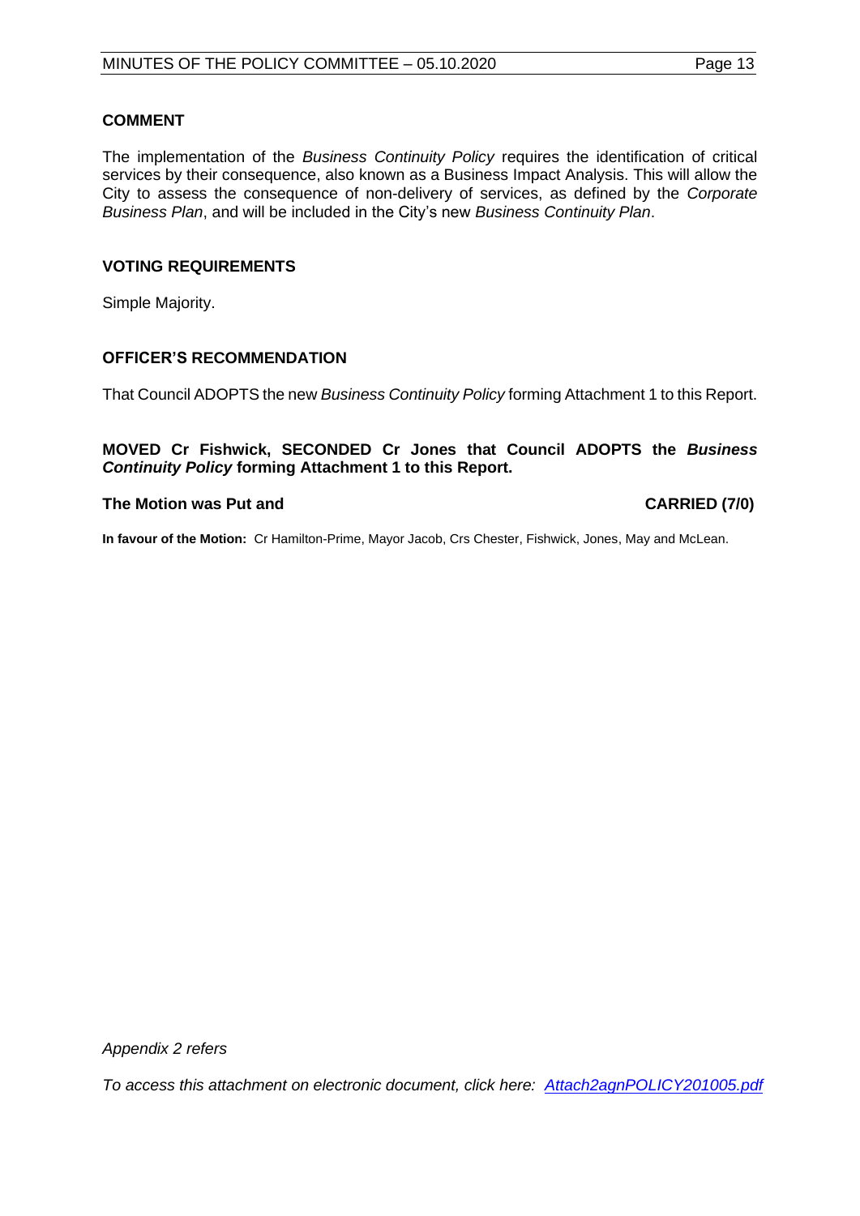## COMMENT

The implementation of the *Business Continuity Policy* requires the identification of critical services by their consequence, also known as a Business Impact Analysis. This will allow the City to assess the consequence of non-delivery of services, as defined by the *Corporate Business Plan*, and will be included in the City's new *Business Continuity Plan*.

## VOTING REQUIREMENTS

Simple Majority.

## OFFICER'S RECOMMENDATION

That Council ADOPTS the new *Business Continuity Policy* forming Attachment 1 to this Report.

**MOVED Cr Fishwick, SECONDED Cr Jones that Council ADOPTS the *Business Continuity Policy* forming Attachment 1 to this Report.**

**The Motion was Put and CARRIED (7/0)**

**In favour of the Motion:** Cr Hamilton-Prime, Mayor Jacob, Crs Chester, Fishwick, Jones, May and McLean.

*Appendix 2 refers*

*To access this attachment on electronic document, click here: Attach2agnPOLICY201005.pdf*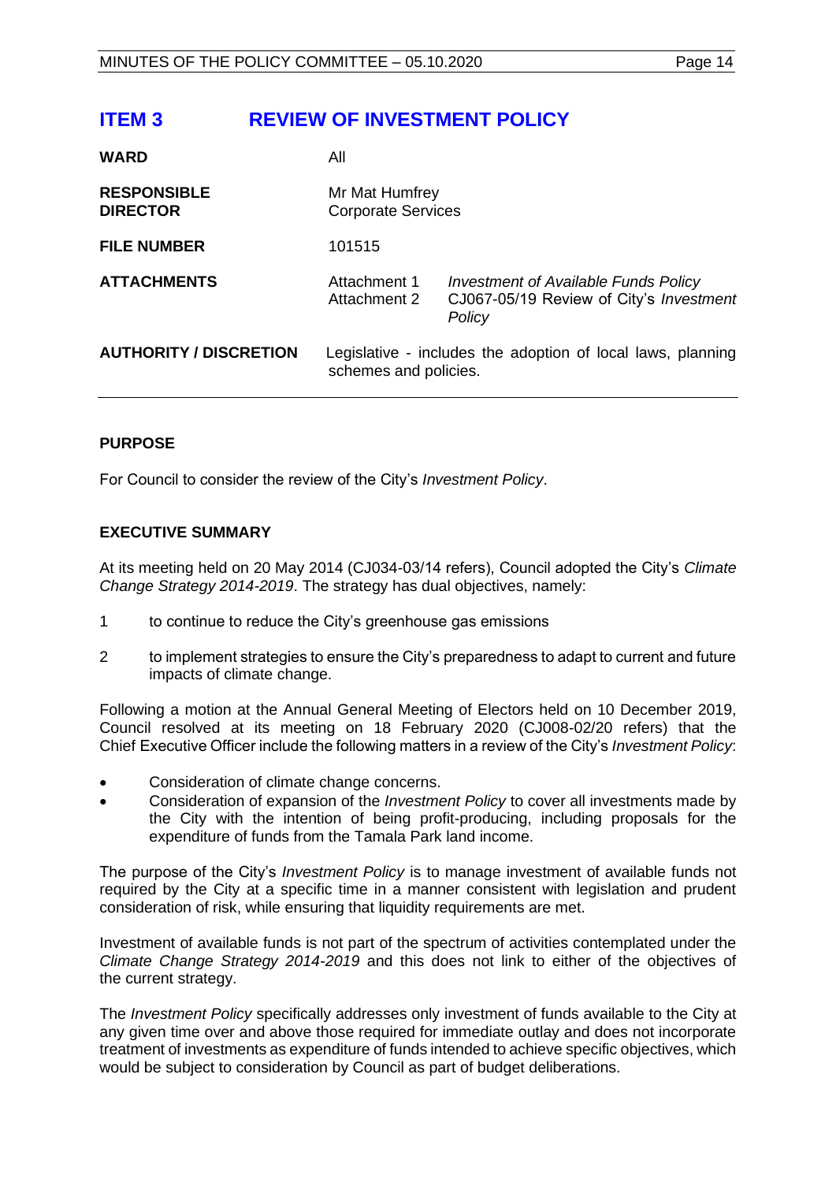# ITEM 3 REVIEW OF INVESTMENT POLICY

| | | |
|---|---|---|
| **WARD** | All | |
| **RESPONSIBLE DIRECTOR** | Mr Mat Humfrey<br>Corporate Services | |
| **FILE NUMBER** | 101515 | |
| **ATTACHMENTS** | Attachment 1<br>Attachment 2 | *Investment of Available Funds Policy*<br>CJ067-05/19 Review of City's *Investment Policy* |
| **AUTHORITY / DISCRETION** | Legislative - includes the adoption of local laws, planning schemes and policies. | |

## PURPOSE

For Council to consider the review of the City's *Investment Policy*.

## EXECUTIVE SUMMARY

At its meeting held on 20 May 2014 (CJ034-03/14 refers), Council adopted the City's *Climate Change Strategy 2014-2019*. The strategy has dual objectives, namely:

1. to continue to reduce the City's greenhouse gas emissions
2. to implement strategies to ensure the City's preparedness to adapt to current and future impacts of climate change.

Following a motion at the Annual General Meeting of Electors held on 10 December 2019, Council resolved at its meeting on 18 February 2020 (CJ008-02/20 refers) that the Chief Executive Officer include the following matters in a review of the City's *Investment Policy*:

- Consideration of climate change concerns.
- Consideration of expansion of the *Investment Policy* to cover all investments made by the City with the intention of being profit-producing, including proposals for the expenditure of funds from the Tamala Park land income.

The purpose of the City's *Investment Policy* is to manage investment of available funds not required by the City at a specific time in a manner consistent with legislation and prudent consideration of risk, while ensuring that liquidity requirements are met.

Investment of available funds is not part of the spectrum of activities contemplated under the *Climate Change Strategy 2014-2019* and this does not link to either of the objectives of the current strategy.

The *Investment Policy* specifically addresses only investment of funds available to the City at any given time over and above those required for immediate outlay and does not incorporate treatment of investments as expenditure of funds intended to achieve specific objectives, which would be subject to consideration by Council as part of budget deliberations.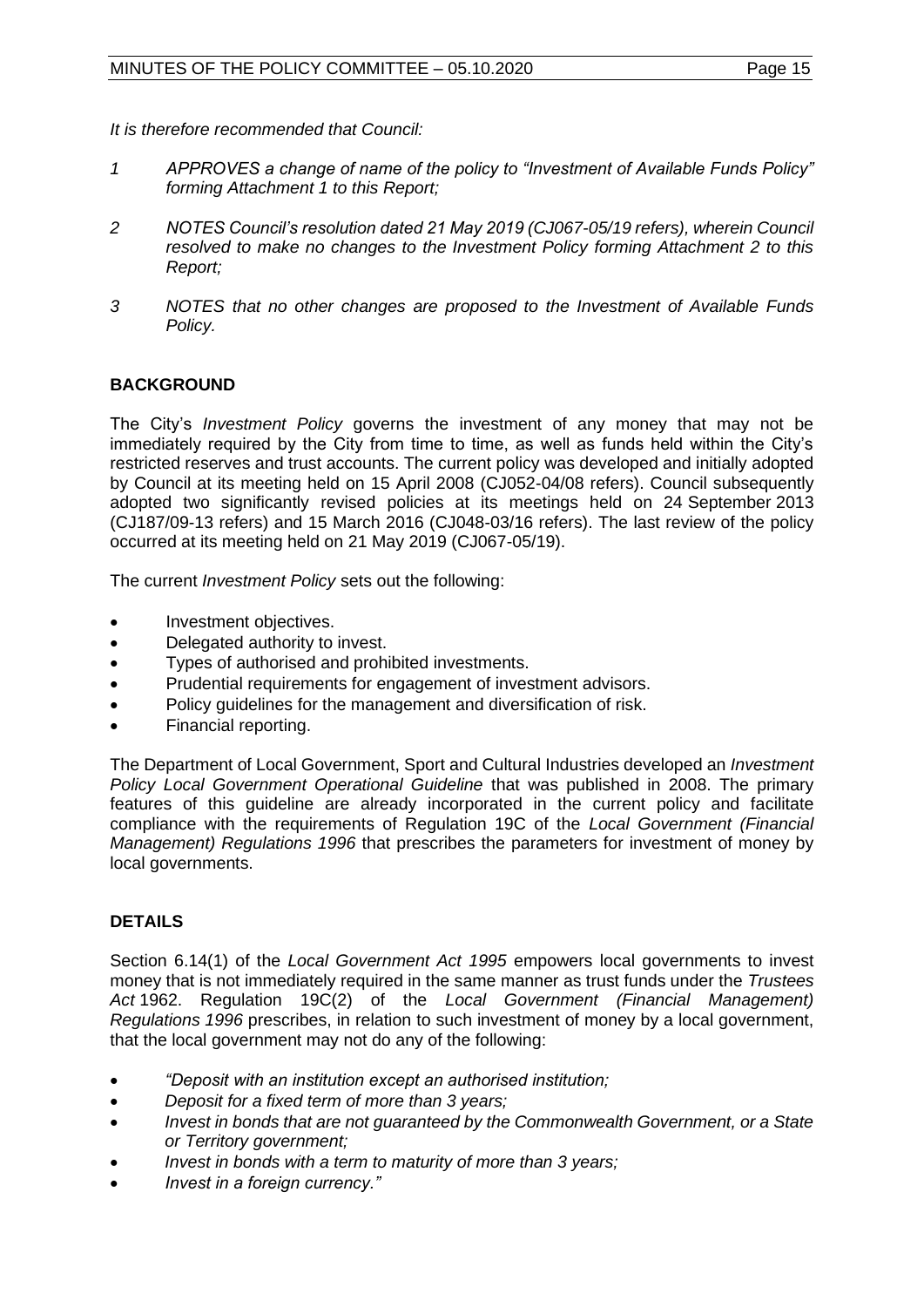*It is therefore recommended that Council:*

1. *APPROVES a change of name of the policy to "Investment of Available Funds Policy" forming Attachment 1 to this Report;*
2. *NOTES Council's resolution dated 21 May 2019 (CJ067-05/19 refers), wherein Council resolved to make no changes to the Investment Policy forming Attachment 2 to this Report;*
3. *NOTES that no other changes are proposed to the Investment of Available Funds Policy.*

## BACKGROUND

The City's *Investment Policy* governs the investment of any money that may not be immediately required by the City from time to time, as well as funds held within the City's restricted reserves and trust accounts. The current policy was developed and initially adopted by Council at its meeting held on 15 April 2008 (CJ052-04/08 refers). Council subsequently adopted two significantly revised policies at its meetings held on 24 September 2013 (CJ187/09-13 refers) and 15 March 2016 (CJ048-03/16 refers). The last review of the policy occurred at its meeting held on 21 May 2019 (CJ067-05/19).

The current *Investment Policy* sets out the following:

- Investment objectives.
- Delegated authority to invest.
- Types of authorised and prohibited investments.
- Prudential requirements for engagement of investment advisors.
- Policy guidelines for the management and diversification of risk.
- Financial reporting.

The Department of Local Government, Sport and Cultural Industries developed an *Investment Policy Local Government Operational Guideline* that was published in 2008. The primary features of this guideline are already incorporated in the current policy and facilitate compliance with the requirements of Regulation 19C of the *Local Government (Financial Management) Regulations 1996* that prescribes the parameters for investment of money by local governments.

## DETAILS

Section 6.14(1) of the *Local Government Act 1995* empowers local governments to invest money that is not immediately required in the same manner as trust funds under the *Trustees Act* 1962. Regulation 19C(2) of the *Local Government (Financial Management) Regulations 1996* prescribes, in relation to such investment of money by a local government, that the local government may not do any of the following:

- *"Deposit with an institution except an authorised institution;*
- *Deposit for a fixed term of more than 3 years;*
- *Invest in bonds that are not guaranteed by the Commonwealth Government, or a State or Territory government;*
- *Invest in bonds with a term to maturity of more than 3 years;*
- *Invest in a foreign currency."*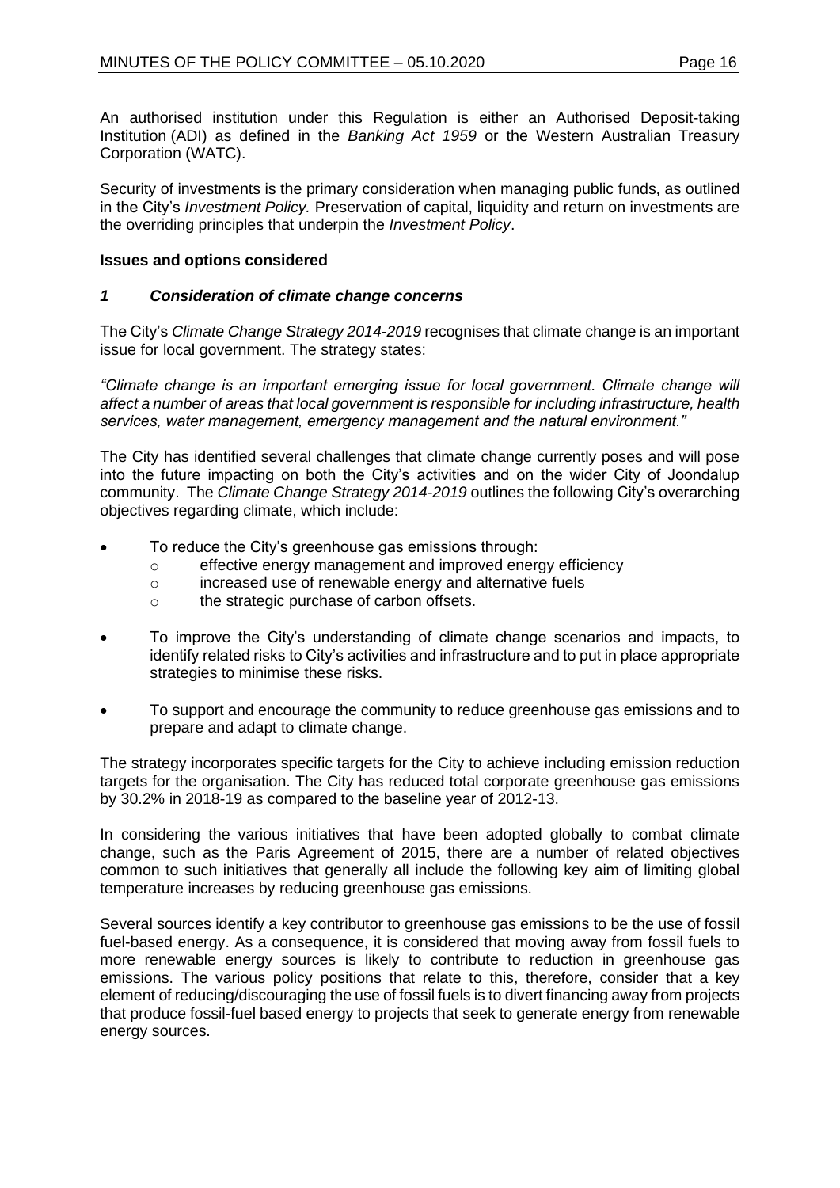An authorised institution under this Regulation is either an Authorised Deposit-taking Institution (ADI) as defined in the *Banking Act 1959* or the Western Australian Treasury Corporation (WATC).

Security of investments is the primary consideration when managing public funds, as outlined in the City's *Investment Policy.* Preservation of capital, liquidity and return on investments are the overriding principles that underpin the *Investment Policy*.

**Issues and options considered**

***1 Consideration of climate change concerns***

The City's *Climate Change Strategy 2014-2019* recognises that climate change is an important issue for local government. The strategy states:

*"Climate change is an important emerging issue for local government. Climate change will affect a number of areas that local government is responsible for including infrastructure, health services, water management, emergency management and the natural environment."*

The City has identified several challenges that climate change currently poses and will pose into the future impacting on both the City's activities and on the wider City of Joondalup community. The *Climate Change Strategy 2014-2019* outlines the following City's overarching objectives regarding climate, which include:

- To reduce the City's greenhouse gas emissions through:
  - effective energy management and improved energy efficiency
  - increased use of renewable energy and alternative fuels
  - the strategic purchase of carbon offsets.
- To improve the City's understanding of climate change scenarios and impacts, to identify related risks to City's activities and infrastructure and to put in place appropriate strategies to minimise these risks.
- To support and encourage the community to reduce greenhouse gas emissions and to prepare and adapt to climate change.

The strategy incorporates specific targets for the City to achieve including emission reduction targets for the organisation. The City has reduced total corporate greenhouse gas emissions by 30.2% in 2018-19 as compared to the baseline year of 2012-13.

In considering the various initiatives that have been adopted globally to combat climate change, such as the Paris Agreement of 2015, there are a number of related objectives common to such initiatives that generally all include the following key aim of limiting global temperature increases by reducing greenhouse gas emissions.

Several sources identify a key contributor to greenhouse gas emissions to be the use of fossil fuel-based energy. As a consequence, it is considered that moving away from fossil fuels to more renewable energy sources is likely to contribute to reduction in greenhouse gas emissions. The various policy positions that relate to this, therefore, consider that a key element of reducing/discouraging the use of fossil fuels is to divert financing away from projects that produce fossil-fuel based energy to projects that seek to generate energy from renewable energy sources.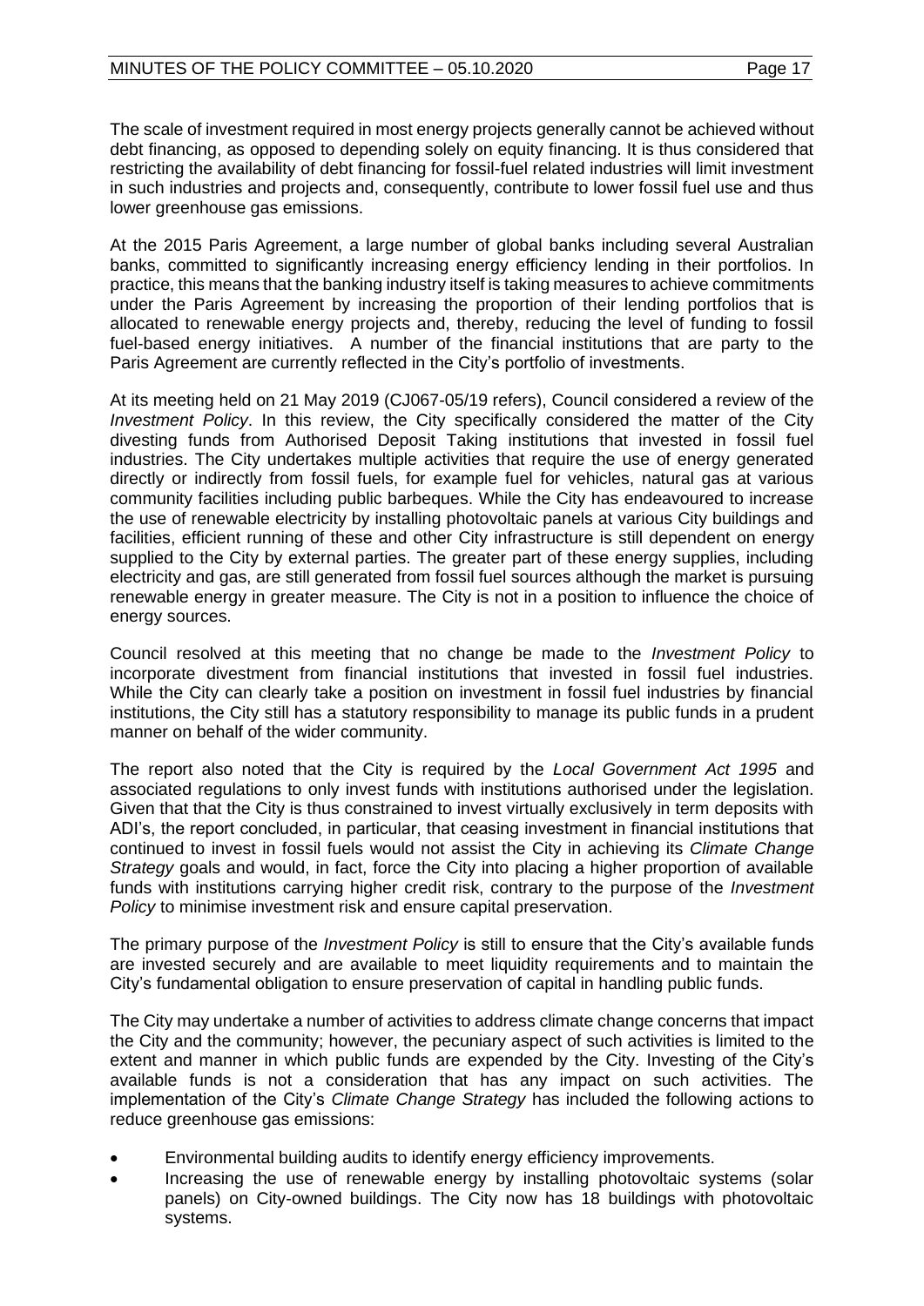The scale of investment required in most energy projects generally cannot be achieved without debt financing, as opposed to depending solely on equity financing. It is thus considered that restricting the availability of debt financing for fossil-fuel related industries will limit investment in such industries and projects and, consequently, contribute to lower fossil fuel use and thus lower greenhouse gas emissions.

At the 2015 Paris Agreement, a large number of global banks including several Australian banks, committed to significantly increasing energy efficiency lending in their portfolios. In practice, this means that the banking industry itself is taking measures to achieve commitments under the Paris Agreement by increasing the proportion of their lending portfolios that is allocated to renewable energy projects and, thereby, reducing the level of funding to fossil fuel-based energy initiatives. A number of the financial institutions that are party to the Paris Agreement are currently reflected in the City's portfolio of investments.

At its meeting held on 21 May 2019 (CJ067-05/19 refers), Council considered a review of the *Investment Policy*. In this review, the City specifically considered the matter of the City divesting funds from Authorised Deposit Taking institutions that invested in fossil fuel industries. The City undertakes multiple activities that require the use of energy generated directly or indirectly from fossil fuels, for example fuel for vehicles, natural gas at various community facilities including public barbeques. While the City has endeavoured to increase the use of renewable electricity by installing photovoltaic panels at various City buildings and facilities, efficient running of these and other City infrastructure is still dependent on energy supplied to the City by external parties. The greater part of these energy supplies, including electricity and gas, are still generated from fossil fuel sources although the market is pursuing renewable energy in greater measure. The City is not in a position to influence the choice of energy sources.

Council resolved at this meeting that no change be made to the *Investment Policy* to incorporate divestment from financial institutions that invested in fossil fuel industries. While the City can clearly take a position on investment in fossil fuel industries by financial institutions, the City still has a statutory responsibility to manage its public funds in a prudent manner on behalf of the wider community.

The report also noted that the City is required by the *Local Government Act 1995* and associated regulations to only invest funds with institutions authorised under the legislation. Given that that the City is thus constrained to invest virtually exclusively in term deposits with ADI's, the report concluded, in particular, that ceasing investment in financial institutions that continued to invest in fossil fuels would not assist the City in achieving its *Climate Change Strategy* goals and would, in fact, force the City into placing a higher proportion of available funds with institutions carrying higher credit risk, contrary to the purpose of the *Investment Policy* to minimise investment risk and ensure capital preservation.

The primary purpose of the *Investment Policy* is still to ensure that the City's available funds are invested securely and are available to meet liquidity requirements and to maintain the City's fundamental obligation to ensure preservation of capital in handling public funds.

The City may undertake a number of activities to address climate change concerns that impact the City and the community; however, the pecuniary aspect of such activities is limited to the extent and manner in which public funds are expended by the City. Investing of the City's available funds is not a consideration that has any impact on such activities. The implementation of the City's *Climate Change Strategy* has included the following actions to reduce greenhouse gas emissions:

- Environmental building audits to identify energy efficiency improvements.
- Increasing the use of renewable energy by installing photovoltaic systems (solar panels) on City-owned buildings. The City now has 18 buildings with photovoltaic systems.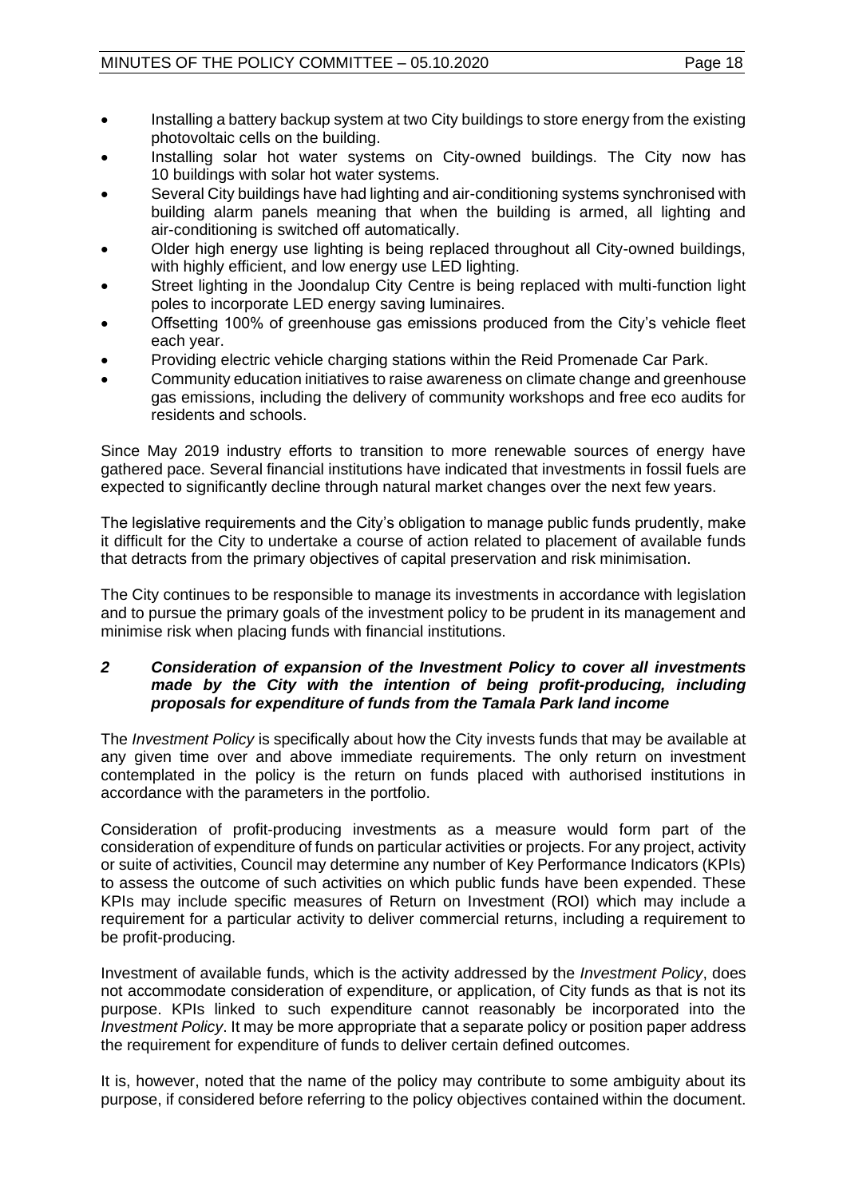- Installing a battery backup system at two City buildings to store energy from the existing photovoltaic cells on the building.
- Installing solar hot water systems on City-owned buildings. The City now has 10 buildings with solar hot water systems.
- Several City buildings have had lighting and air-conditioning systems synchronised with building alarm panels meaning that when the building is armed, all lighting and air-conditioning is switched off automatically.
- Older high energy use lighting is being replaced throughout all City-owned buildings, with highly efficient, and low energy use LED lighting.
- Street lighting in the Joondalup City Centre is being replaced with multi-function light poles to incorporate LED energy saving luminaires.
- Offsetting 100% of greenhouse gas emissions produced from the City's vehicle fleet each year.
- Providing electric vehicle charging stations within the Reid Promenade Car Park.
- Community education initiatives to raise awareness on climate change and greenhouse gas emissions, including the delivery of community workshops and free eco audits for residents and schools.

Since May 2019 industry efforts to transition to more renewable sources of energy have gathered pace. Several financial institutions have indicated that investments in fossil fuels are expected to significantly decline through natural market changes over the next few years.

The legislative requirements and the City's obligation to manage public funds prudently, make it difficult for the City to undertake a course of action related to placement of available funds that detracts from the primary objectives of capital preservation and risk minimisation.

The City continues to be responsible to manage its investments in accordance with legislation and to pursue the primary goals of the investment policy to be prudent in its management and minimise risk when placing funds with financial institutions.

### *2 Consideration of expansion of the Investment Policy to cover all investments made by the City with the intention of being profit-producing, including proposals for expenditure of funds from the Tamala Park land income*

The *Investment Policy* is specifically about how the City invests funds that may be available at any given time over and above immediate requirements. The only return on investment contemplated in the policy is the return on funds placed with authorised institutions in accordance with the parameters in the portfolio.

Consideration of profit-producing investments as a measure would form part of the consideration of expenditure of funds on particular activities or projects. For any project, activity or suite of activities, Council may determine any number of Key Performance Indicators (KPIs) to assess the outcome of such activities on which public funds have been expended. These KPIs may include specific measures of Return on Investment (ROI) which may include a requirement for a particular activity to deliver commercial returns, including a requirement to be profit-producing.

Investment of available funds, which is the activity addressed by the *Investment Policy*, does not accommodate consideration of expenditure, or application, of City funds as that is not its purpose. KPIs linked to such expenditure cannot reasonably be incorporated into the *Investment Policy*. It may be more appropriate that a separate policy or position paper address the requirement for expenditure of funds to deliver certain defined outcomes.

It is, however, noted that the name of the policy may contribute to some ambiguity about its purpose, if considered before referring to the policy objectives contained within the document.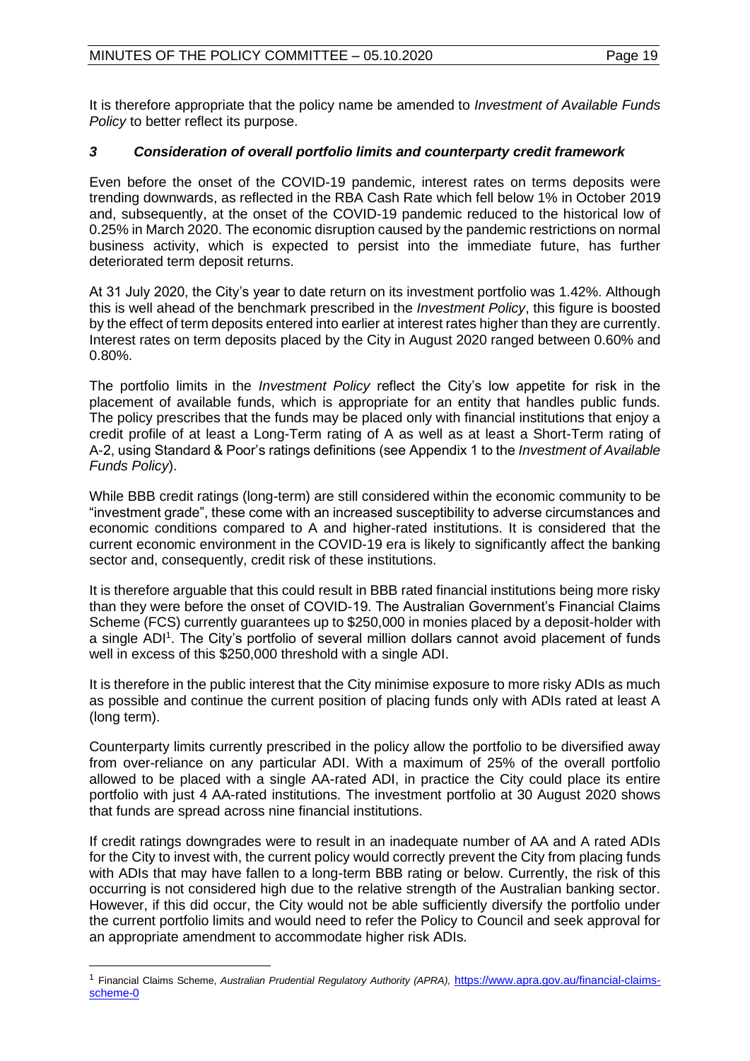It is therefore appropriate that the policy name be amended to *Investment of Available Funds Policy* to better reflect its purpose.

### *3 Consideration of overall portfolio limits and counterparty credit framework*

Even before the onset of the COVID-19 pandemic, interest rates on terms deposits were trending downwards, as reflected in the RBA Cash Rate which fell below 1% in October 2019 and, subsequently, at the onset of the COVID-19 pandemic reduced to the historical low of 0.25% in March 2020. The economic disruption caused by the pandemic restrictions on normal business activity, which is expected to persist into the immediate future, has further deteriorated term deposit returns.

At 31 July 2020, the City's year to date return on its investment portfolio was 1.42%. Although this is well ahead of the benchmark prescribed in the *Investment Policy*, this figure is boosted by the effect of term deposits entered into earlier at interest rates higher than they are currently. Interest rates on term deposits placed by the City in August 2020 ranged between 0.60% and 0.80%.

The portfolio limits in the *Investment Policy* reflect the City's low appetite for risk in the placement of available funds, which is appropriate for an entity that handles public funds. The policy prescribes that the funds may be placed only with financial institutions that enjoy a credit profile of at least a Long-Term rating of A as well as at least a Short-Term rating of A-2, using Standard & Poor's ratings definitions (see Appendix 1 to the *Investment of Available Funds Policy*).

While BBB credit ratings (long-term) are still considered within the economic community to be "investment grade", these come with an increased susceptibility to adverse circumstances and economic conditions compared to A and higher-rated institutions. It is considered that the current economic environment in the COVID-19 era is likely to significantly affect the banking sector and, consequently, credit risk of these institutions.

It is therefore arguable that this could result in BBB rated financial institutions being more risky than they were before the onset of COVID-19. The Australian Government's Financial Claims Scheme (FCS) currently guarantees up to $250,000 in monies placed by a deposit-holder with a single ADI[1]. The City's portfolio of several million dollars cannot avoid placement of funds well in excess of this $250,000 threshold with a single ADI.

It is therefore in the public interest that the City minimise exposure to more risky ADIs as much as possible and continue the current position of placing funds only with ADIs rated at least A (long term).

Counterparty limits currently prescribed in the policy allow the portfolio to be diversified away from over-reliance on any particular ADI. With a maximum of 25% of the overall portfolio allowed to be placed with a single AA-rated ADI, in practice the City could place its entire portfolio with just 4 AA-rated institutions. The investment portfolio at 30 August 2020 shows that funds are spread across nine financial institutions.

If credit ratings downgrades were to result in an inadequate number of AA and A rated ADIs for the City to invest with, the current policy would correctly prevent the City from placing funds with ADIs that may have fallen to a long-term BBB rating or below. Currently, the risk of this occurring is not considered high due to the relative strength of the Australian banking sector. However, if this did occur, the City would not be able sufficiently diversify the portfolio under the current portfolio limits and would need to refer the Policy to Council and seek approval for an appropriate amendment to accommodate higher risk ADIs.

---

[1] Financial Claims Scheme, *Australian Prudential Regulatory Authority (APRA),* https://www.apra.gov.au/financial-claims-scheme-0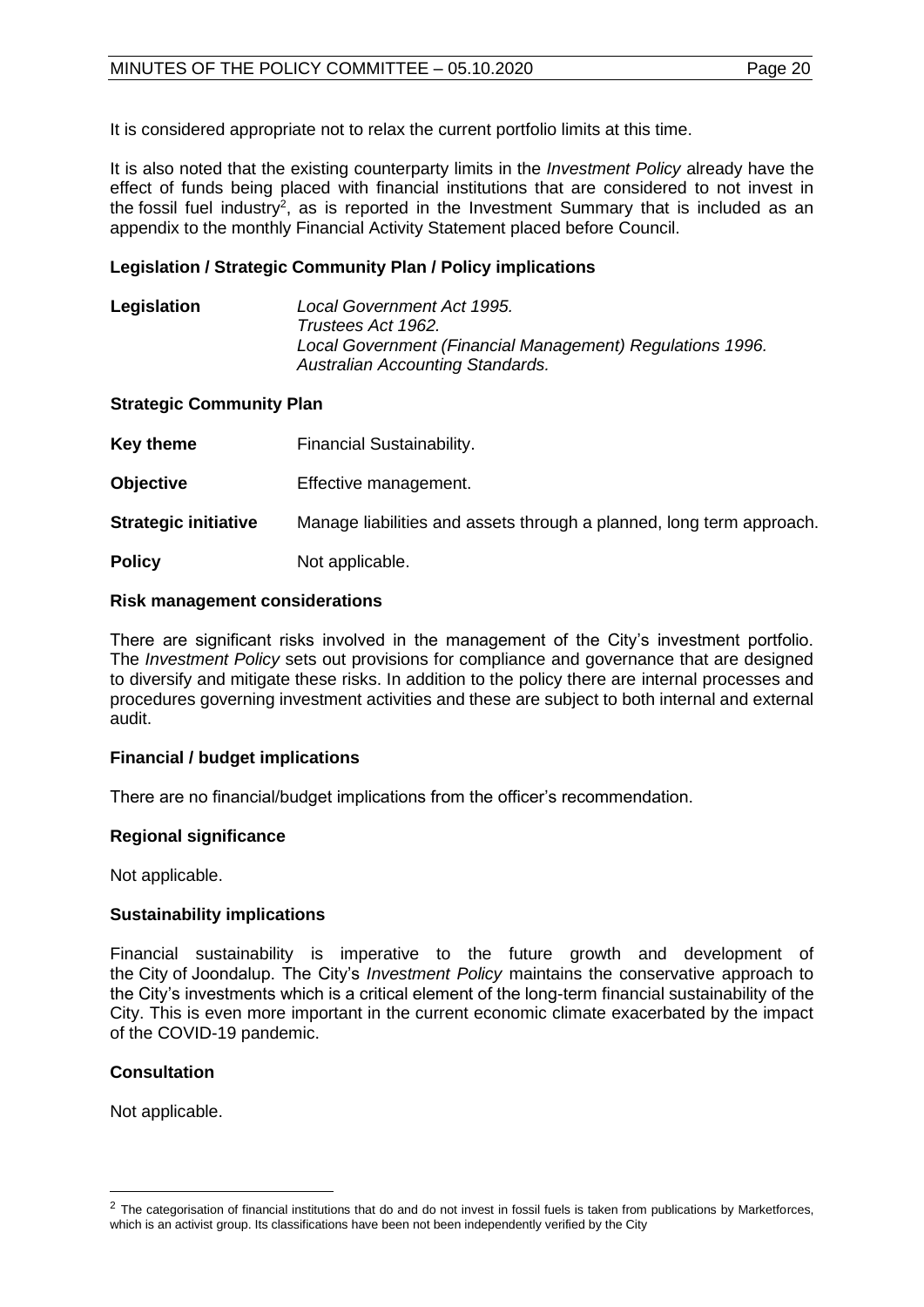It is considered appropriate not to relax the current portfolio limits at this time.

It is also noted that the existing counterparty limits in the *Investment Policy* already have the effect of funds being placed with financial institutions that are considered to not invest in the fossil fuel industry[2], as is reported in the Investment Summary that is included as an appendix to the monthly Financial Activity Statement placed before Council.

**Legislation / Strategic Community Plan / Policy implications**

| | |
|---|---|
| **Legislation** | *Local Government Act 1995.*<br>*Trustees Act 1962.*<br>*Local Government (Financial Management) Regulations 1996.*<br>*Australian Accounting Standards.* |

**Strategic Community Plan**

| | |
|---|---|
| **Key theme** | Financial Sustainability. |
| **Objective** | Effective management. |
| **Strategic initiative** | Manage liabilities and assets through a planned, long term approach. |
| **Policy** | Not applicable. |

**Risk management considerations**

There are significant risks involved in the management of the City's investment portfolio. The *Investment Policy* sets out provisions for compliance and governance that are designed to diversify and mitigate these risks. In addition to the policy there are internal processes and procedures governing investment activities and these are subject to both internal and external audit.

**Financial / budget implications**

There are no financial/budget implications from the officer's recommendation.

**Regional significance**

Not applicable.

**Sustainability implications**

Financial sustainability is imperative to the future growth and development of the City of Joondalup. The City's *Investment Policy* maintains the conservative approach to the City's investments which is a critical element of the long-term financial sustainability of the City. This is even more important in the current economic climate exacerbated by the impact of the COVID-19 pandemic.

**Consultation**

Not applicable.

[2] The categorisation of financial institutions that do and do not invest in fossil fuels is taken from publications by Marketforces, which is an activist group. Its classifications have been not been independently verified by the City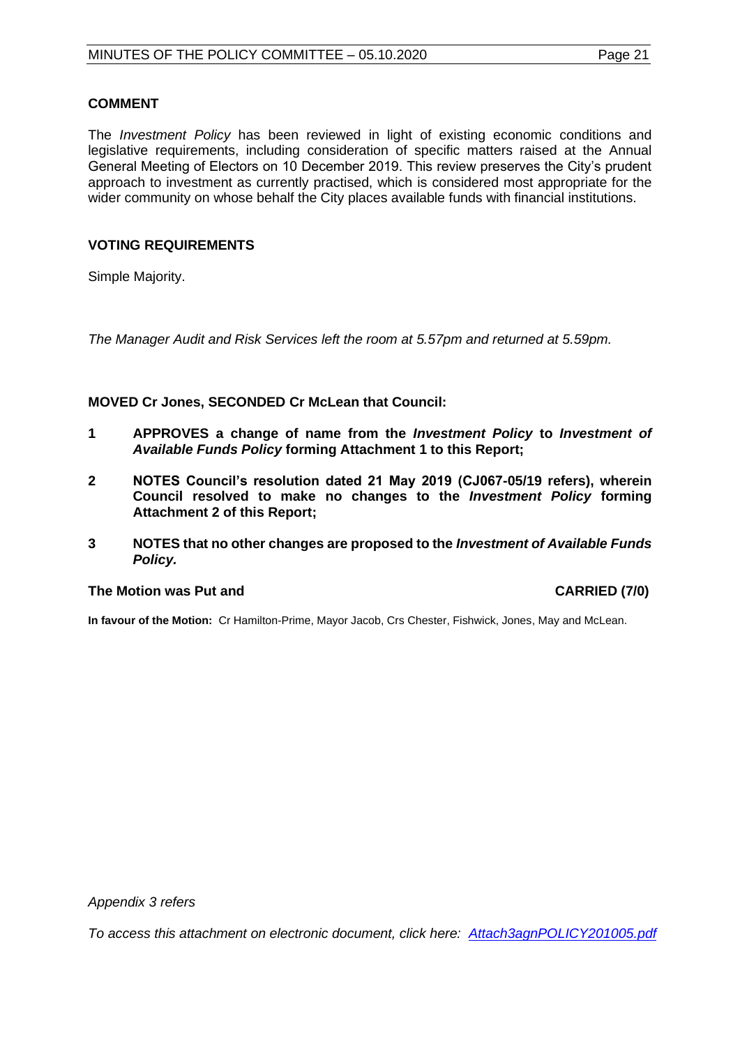## COMMENT

The *Investment Policy* has been reviewed in light of existing economic conditions and legislative requirements, including consideration of specific matters raised at the Annual General Meeting of Electors on 10 December 2019. This review preserves the City's prudent approach to investment as currently practised, which is considered most appropriate for the wider community on whose behalf the City places available funds with financial institutions.

## VOTING REQUIREMENTS

Simple Majority.

*The Manager Audit and Risk Services left the room at 5.57pm and returned at 5.59pm.*

**MOVED Cr Jones, SECONDED Cr McLean that Council:**

1. **APPROVES a change of name from the *Investment Policy* to *Investment of Available Funds Policy* forming Attachment 1 to this Report;**
2. **NOTES Council's resolution dated 21 May 2019 (CJ067-05/19 refers), wherein Council resolved to make no changes to the *Investment Policy* forming Attachment 2 of this Report;**
3. **NOTES that no other changes are proposed to the *Investment of Available Funds Policy*.**

**The Motion was Put and CARRIED (7/0)**

**In favour of the Motion:** Cr Hamilton-Prime, Mayor Jacob, Crs Chester, Fishwick, Jones, May and McLean.

*Appendix 3 refers*

*To access this attachment on electronic document, click here: Attach3agnPOLICY201005.pdf*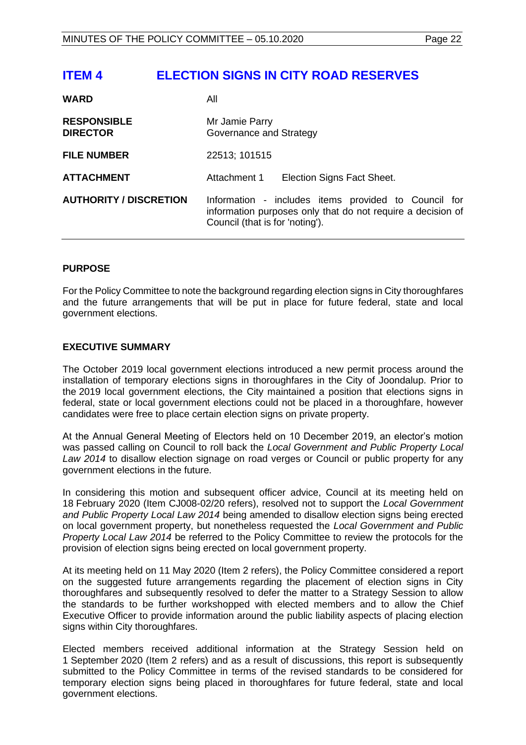# ITEM 4 ELECTION SIGNS IN CITY ROAD RESERVES

| | |
|---|---|
| **WARD** | All |
| **RESPONSIBLE DIRECTOR** | Mr Jamie Parry<br>Governance and Strategy |
| **FILE NUMBER** | 22513; 101515 |
| **ATTACHMENT** | Attachment 1 Election Signs Fact Sheet. |
| **AUTHORITY / DISCRETION** | Information - includes items provided to Council for information purposes only that do not require a decision of Council (that is for 'noting'). |

## PURPOSE

For the Policy Committee to note the background regarding election signs in City thoroughfares and the future arrangements that will be put in place for future federal, state and local government elections.

## EXECUTIVE SUMMARY

The October 2019 local government elections introduced a new permit process around the installation of temporary elections signs in thoroughfares in the City of Joondalup. Prior to the 2019 local government elections, the City maintained a position that elections signs in federal, state or local government elections could not be placed in a thoroughfare, however candidates were free to place certain election signs on private property.

At the Annual General Meeting of Electors held on 10 December 2019, an elector's motion was passed calling on Council to roll back the *Local Government and Public Property Local Law 2014* to disallow election signage on road verges or Council or public property for any government elections in the future.

In considering this motion and subsequent officer advice, Council at its meeting held on 18 February 2020 (Item CJ008-02/20 refers), resolved not to support the *Local Government and Public Property Local Law 2014* being amended to disallow election signs being erected on local government property, but nonetheless requested the *Local Government and Public Property Local Law 2014* be referred to the Policy Committee to review the protocols for the provision of election signs being erected on local government property.

At its meeting held on 11 May 2020 (Item 2 refers), the Policy Committee considered a report on the suggested future arrangements regarding the placement of election signs in City thoroughfares and subsequently resolved to defer the matter to a Strategy Session to allow the standards to be further workshopped with elected members and to allow the Chief Executive Officer to provide information around the public liability aspects of placing election signs within City thoroughfares.

Elected members received additional information at the Strategy Session held on 1 September 2020 (Item 2 refers) and as a result of discussions, this report is subsequently submitted to the Policy Committee in terms of the revised standards to be considered for temporary election signs being placed in thoroughfares for future federal, state and local government elections.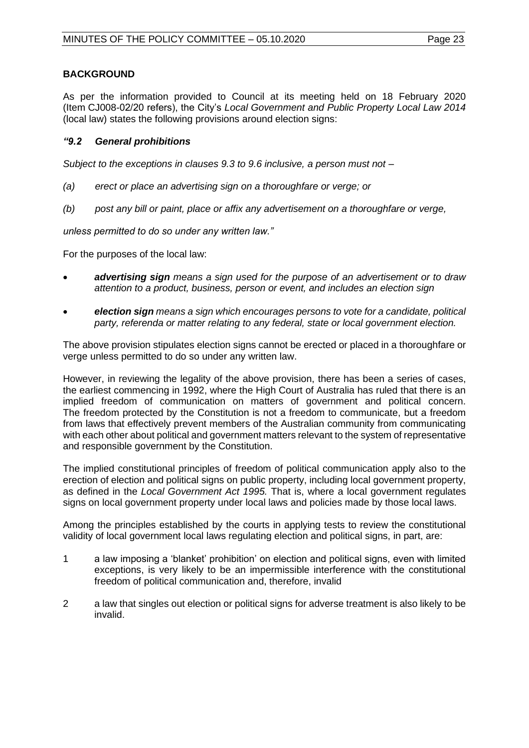## BACKGROUND

As per the information provided to Council at its meeting held on 18 February 2020 (Item CJ008-02/20 refers), the City's *Local Government and Public Property Local Law 2014* (local law) states the following provisions around election signs:

***"9.2 General prohibitions***

*Subject to the exceptions in clauses 9.3 to 9.6 inclusive, a person must not –*

*(a) erect or place an advertising sign on a thoroughfare or verge; or*

*(b) post any bill or paint, place or affix any advertisement on a thoroughfare or verge,*

*unless permitted to do so under any written law."*

For the purposes of the local law:

- ***advertising sign*** *means a sign used for the purpose of an advertisement or to draw attention to a product, business, person or event, and includes an election sign*
- ***election sign*** *means a sign which encourages persons to vote for a candidate, political party, referenda or matter relating to any federal, state or local government election.*

The above provision stipulates election signs cannot be erected or placed in a thoroughfare or verge unless permitted to do so under any written law.

However, in reviewing the legality of the above provision, there has been a series of cases, the earliest commencing in 1992, where the High Court of Australia has ruled that there is an implied freedom of communication on matters of government and political concern. The freedom protected by the Constitution is not a freedom to communicate, but a freedom from laws that effectively prevent members of the Australian community from communicating with each other about political and government matters relevant to the system of representative and responsible government by the Constitution.

The implied constitutional principles of freedom of political communication apply also to the erection of election and political signs on public property, including local government property, as defined in the *Local Government Act 1995.* That is, where a local government regulates signs on local government property under local laws and policies made by those local laws.

Among the principles established by the courts in applying tests to review the constitutional validity of local government local laws regulating election and political signs, in part, are:

1. a law imposing a 'blanket' prohibition' on election and political signs, even with limited exceptions, is very likely to be an impermissible interference with the constitutional freedom of political communication and, therefore, invalid
2. a law that singles out election or political signs for adverse treatment is also likely to be invalid.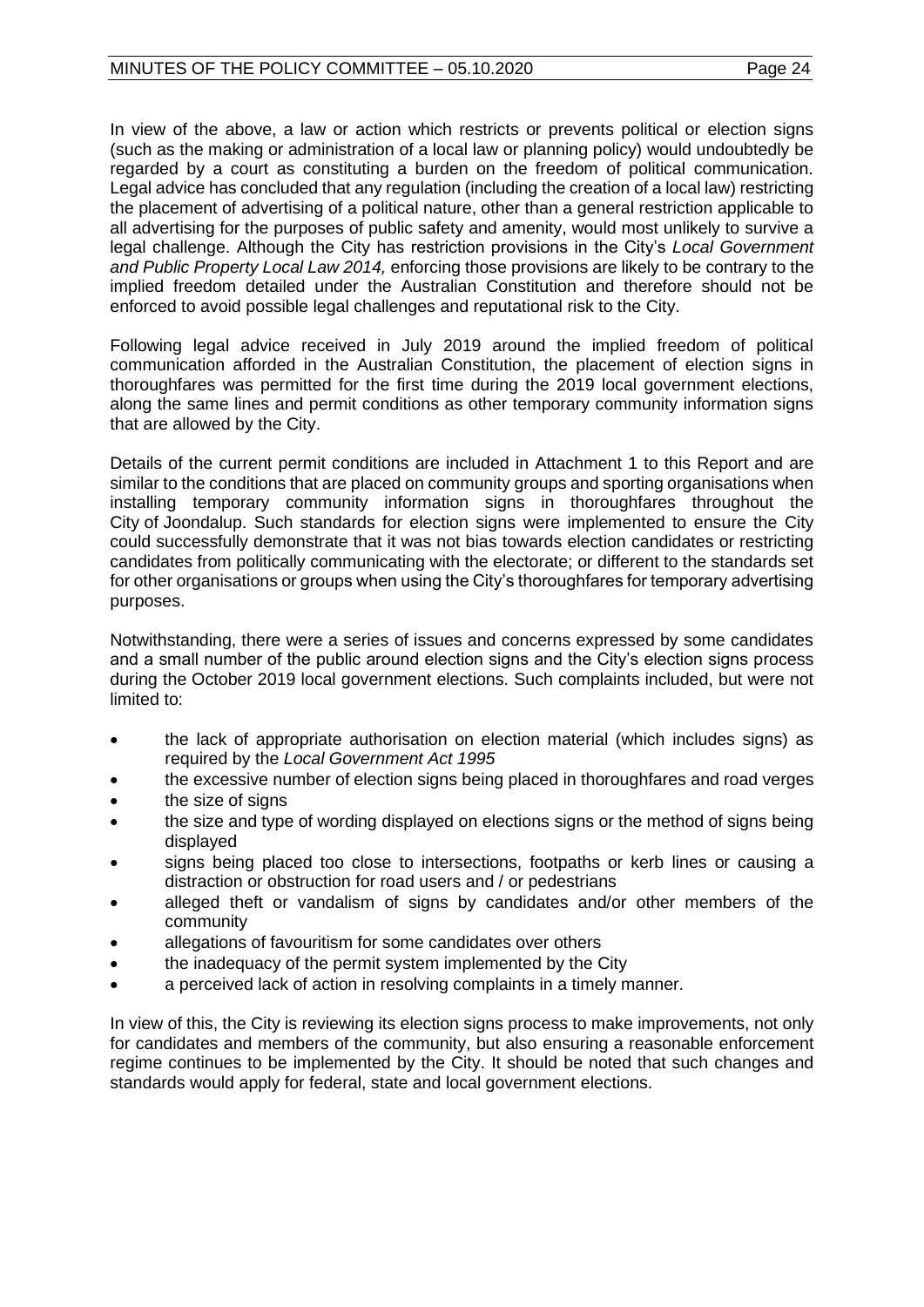In view of the above, a law or action which restricts or prevents political or election signs (such as the making or administration of a local law or planning policy) would undoubtedly be regarded by a court as constituting a burden on the freedom of political communication. Legal advice has concluded that any regulation (including the creation of a local law) restricting the placement of advertising of a political nature, other than a general restriction applicable to all advertising for the purposes of public safety and amenity, would most unlikely to survive a legal challenge. Although the City has restriction provisions in the City's *Local Government and Public Property Local Law 2014,* enforcing those provisions are likely to be contrary to the implied freedom detailed under the Australian Constitution and therefore should not be enforced to avoid possible legal challenges and reputational risk to the City.

Following legal advice received in July 2019 around the implied freedom of political communication afforded in the Australian Constitution, the placement of election signs in thoroughfares was permitted for the first time during the 2019 local government elections, along the same lines and permit conditions as other temporary community information signs that are allowed by the City.

Details of the current permit conditions are included in Attachment 1 to this Report and are similar to the conditions that are placed on community groups and sporting organisations when installing temporary community information signs in thoroughfares throughout the City of Joondalup. Such standards for election signs were implemented to ensure the City could successfully demonstrate that it was not bias towards election candidates or restricting candidates from politically communicating with the electorate; or different to the standards set for other organisations or groups when using the City's thoroughfares for temporary advertising purposes.

Notwithstanding, there were a series of issues and concerns expressed by some candidates and a small number of the public around election signs and the City's election signs process during the October 2019 local government elections. Such complaints included, but were not limited to:

- the lack of appropriate authorisation on election material (which includes signs) as required by the *Local Government Act 1995*
- the excessive number of election signs being placed in thoroughfares and road verges
- the size of signs
- the size and type of wording displayed on elections signs or the method of signs being displayed
- signs being placed too close to intersections, footpaths or kerb lines or causing a distraction or obstruction for road users and / or pedestrians
- alleged theft or vandalism of signs by candidates and/or other members of the community
- allegations of favouritism for some candidates over others
- the inadequacy of the permit system implemented by the City
- a perceived lack of action in resolving complaints in a timely manner.

In view of this, the City is reviewing its election signs process to make improvements, not only for candidates and members of the community, but also ensuring a reasonable enforcement regime continues to be implemented by the City. It should be noted that such changes and standards would apply for federal, state and local government elections.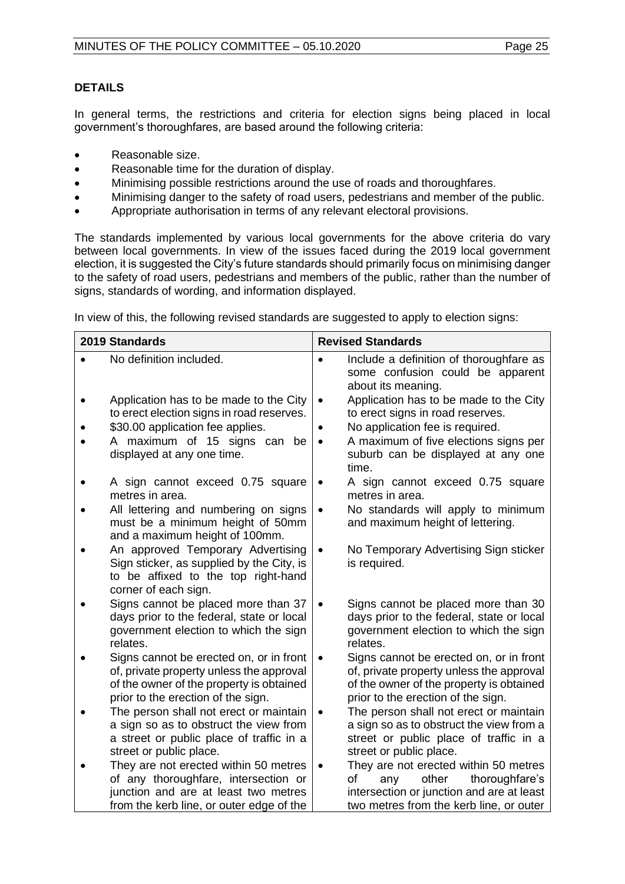## DETAILS

In general terms, the restrictions and criteria for election signs being placed in local government's thoroughfares, are based around the following criteria:

- Reasonable size.
- Reasonable time for the duration of display.
- Minimising possible restrictions around the use of roads and thoroughfares.
- Minimising danger to the safety of road users, pedestrians and member of the public.
- Appropriate authorisation in terms of any relevant electoral provisions.

The standards implemented by various local governments for the above criteria do vary between local governments. In view of the issues faced during the 2019 local government election, it is suggested the City's future standards should primarily focus on minimising danger to the safety of road users, pedestrians and members of the public, rather than the number of signs, standards of wording, and information displayed.

In view of this, the following revised standards are suggested to apply to election signs:

| 2019 Standards | Revised Standards |
|---|---|
| • No definition included. | • Include a definition of thoroughfare as some confusion could be apparent about its meaning. |
| • Application has to be made to the City to erect election signs in road reserves. | • Application has to be made to the City to erect signs in road reserves. |
| • $30.00 application fee applies. | • No application fee is required. |
| • A maximum of 15 signs can be displayed at any one time. | • A maximum of five elections signs per suburb can be displayed at any one time. |
| • A sign cannot exceed 0.75 square metres in area. | • A sign cannot exceed 0.75 square metres in area. |
| • All lettering and numbering on signs must be a minimum height of 50mm and a maximum height of 100mm. | • No standards will apply to minimum and maximum height of lettering. |
| • An approved Temporary Advertising Sign sticker, as supplied by the City, is to be affixed to the top right-hand corner of each sign. | • No Temporary Advertising Sign sticker is required. |
| • Signs cannot be placed more than 37 days prior to the federal, state or local government election to which the sign relates. | • Signs cannot be placed more than 30 days prior to the federal, state or local government election to which the sign relates. |
| • Signs cannot be erected on, or in front of, private property unless the approval of the owner of the property is obtained prior to the erection of the sign. | • Signs cannot be erected on, or in front of, private property unless the approval of the owner of the property is obtained prior to the erection of the sign. |
| • The person shall not erect or maintain a sign so as to obstruct the view from a street or public place of traffic in a street or public place. | • The person shall not erect or maintain a sign so as to obstruct the view from a street or public place of traffic in a street or public place. |
| • They are not erected within 50 metres of any thoroughfare, intersection or junction and are at least two metres from the kerb line, or outer edge of the | • They are not erected within 50 metres of any other thoroughfare's intersection or junction and are at least two metres from the kerb line, or outer |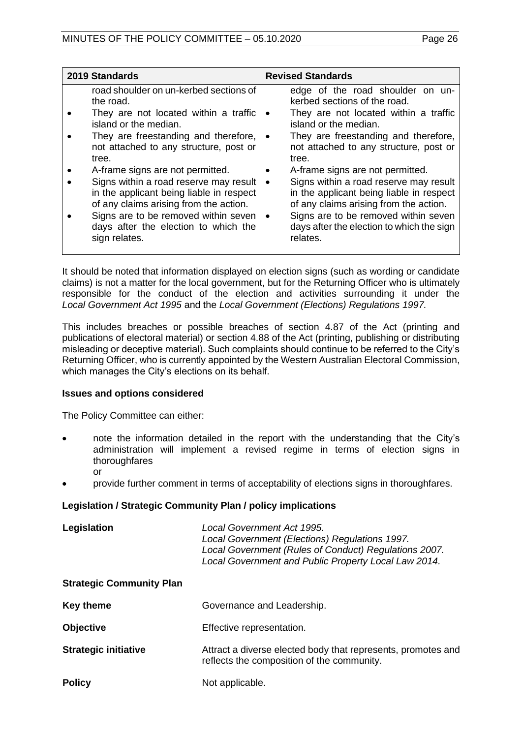| 2019 Standards | Revised Standards |
| --- | --- |
| road shoulder on un-kerbed sections of the road.<br>• They are not located within a traffic island or the median.<br>• They are freestanding and therefore, not attached to any structure, post or tree.<br>• A-frame signs are not permitted.<br>• Signs within a road reserve may result in the applicant being liable in respect of any claims arising from the action.<br>• Signs are to be removed within seven days after the election to which the sign relates. | edge of the road shoulder on un-kerbed sections of the road.<br>• They are not located within a traffic island or the median.<br>• They are freestanding and therefore, not attached to any structure, post or tree.<br>• A-frame signs are not permitted.<br>• Signs within a road reserve may result in the applicant being liable in respect of any claims arising from the action.<br>• Signs are to be removed within seven days after the election to which the sign relates. |

It should be noted that information displayed on election signs (such as wording or candidate claims) is not a matter for the local government, but for the Returning Officer who is ultimately responsible for the conduct of the election and activities surrounding it under the *Local Government Act 1995* and the *Local Government (Elections) Regulations 1997.*

This includes breaches or possible breaches of section 4.87 of the Act (printing and publications of electoral material) or section 4.88 of the Act (printing, publishing or distributing misleading or deceptive material). Such complaints should continue to be referred to the City's Returning Officer, who is currently appointed by the Western Australian Electoral Commission, which manages the City's elections on its behalf.

**Issues and options considered**

The Policy Committee can either:

- note the information detailed in the report with the understanding that the City's administration will implement a revised regime in terms of election signs in thoroughfares
  
  or
- provide further comment in terms of acceptability of elections signs in thoroughfares.

**Legislation / Strategic Community Plan / policy implications**

**Legislation**

*Local Government Act 1995.*
*Local Government (Elections) Regulations 1997.*
*Local Government (Rules of Conduct) Regulations 2007.*
*Local Government and Public Property Local Law 2014.*

**Strategic Community Plan**

**Key theme** Governance and Leadership.

**Objective** Effective representation.

**Strategic initiative** Attract a diverse elected body that represents, promotes and reflects the composition of the community.

**Policy** Not applicable.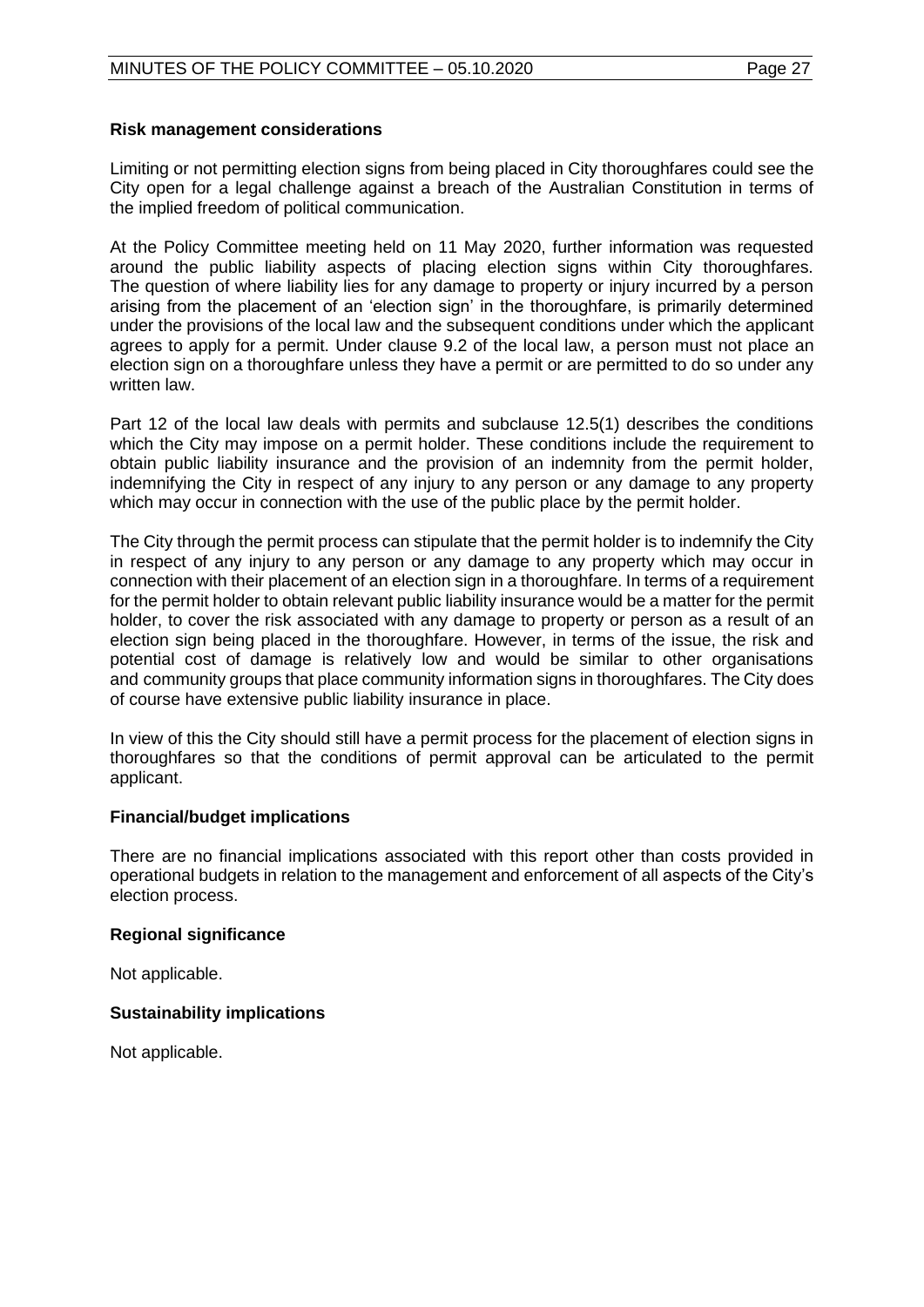**Risk management considerations**

Limiting or not permitting election signs from being placed in City thoroughfares could see the City open for a legal challenge against a breach of the Australian Constitution in terms of the implied freedom of political communication.

At the Policy Committee meeting held on 11 May 2020, further information was requested around the public liability aspects of placing election signs within City thoroughfares. The question of where liability lies for any damage to property or injury incurred by a person arising from the placement of an 'election sign' in the thoroughfare, is primarily determined under the provisions of the local law and the subsequent conditions under which the applicant agrees to apply for a permit. Under clause 9.2 of the local law, a person must not place an election sign on a thoroughfare unless they have a permit or are permitted to do so under any written law.

Part 12 of the local law deals with permits and subclause 12.5(1) describes the conditions which the City may impose on a permit holder. These conditions include the requirement to obtain public liability insurance and the provision of an indemnity from the permit holder, indemnifying the City in respect of any injury to any person or any damage to any property which may occur in connection with the use of the public place by the permit holder.

The City through the permit process can stipulate that the permit holder is to indemnify the City in respect of any injury to any person or any damage to any property which may occur in connection with their placement of an election sign in a thoroughfare. In terms of a requirement for the permit holder to obtain relevant public liability insurance would be a matter for the permit holder, to cover the risk associated with any damage to property or person as a result of an election sign being placed in the thoroughfare. However, in terms of the issue, the risk and potential cost of damage is relatively low and would be similar to other organisations and community groups that place community information signs in thoroughfares. The City does of course have extensive public liability insurance in place.

In view of this the City should still have a permit process for the placement of election signs in thoroughfares so that the conditions of permit approval can be articulated to the permit applicant.

**Financial/budget implications**

There are no financial implications associated with this report other than costs provided in operational budgets in relation to the management and enforcement of all aspects of the City's election process.

**Regional significance**

Not applicable.

**Sustainability implications**

Not applicable.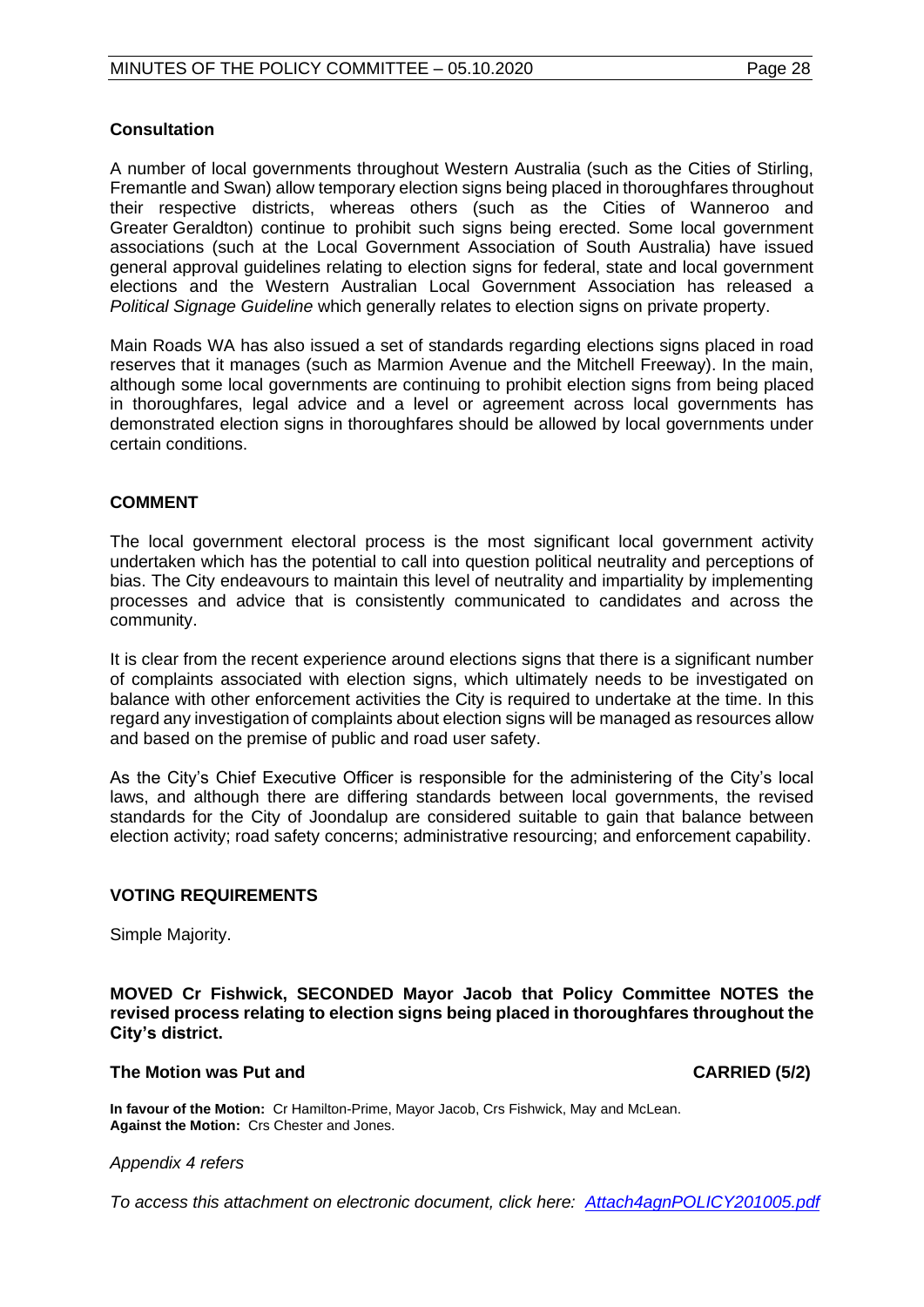## Consultation

A number of local governments throughout Western Australia (such as the Cities of Stirling, Fremantle and Swan) allow temporary election signs being placed in thoroughfares throughout their respective districts, whereas others (such as the Cities of Wanneroo and Greater Geraldton) continue to prohibit such signs being erected. Some local government associations (such at the Local Government Association of South Australia) have issued general approval guidelines relating to election signs for federal, state and local government elections and the Western Australian Local Government Association has released a *Political Signage Guideline* which generally relates to election signs on private property.

Main Roads WA has also issued a set of standards regarding elections signs placed in road reserves that it manages (such as Marmion Avenue and the Mitchell Freeway). In the main, although some local governments are continuing to prohibit election signs from being placed in thoroughfares, legal advice and a level or agreement across local governments has demonstrated election signs in thoroughfares should be allowed by local governments under certain conditions.

## COMMENT

The local government electoral process is the most significant local government activity undertaken which has the potential to call into question political neutrality and perceptions of bias. The City endeavours to maintain this level of neutrality and impartiality by implementing processes and advice that is consistently communicated to candidates and across the community.

It is clear from the recent experience around elections signs that there is a significant number of complaints associated with election signs, which ultimately needs to be investigated on balance with other enforcement activities the City is required to undertake at the time. In this regard any investigation of complaints about election signs will be managed as resources allow and based on the premise of public and road user safety.

As the City's Chief Executive Officer is responsible for the administering of the City's local laws, and although there are differing standards between local governments, the revised standards for the City of Joondalup are considered suitable to gain that balance between election activity; road safety concerns; administrative resourcing; and enforcement capability.

## VOTING REQUIREMENTS

Simple Majority.

**MOVED Cr Fishwick, SECONDED Mayor Jacob that Policy Committee NOTES the revised process relating to election signs being placed in thoroughfares throughout the City's district.**

**The Motion was Put and CARRIED (5/2)**

**In favour of the Motion:** Cr Hamilton-Prime, Mayor Jacob, Crs Fishwick, May and McLean.
**Against the Motion:** Crs Chester and Jones.

*Appendix 4 refers*

*To access this attachment on electronic document, click here: Attach4agnPOLICY201005.pdf*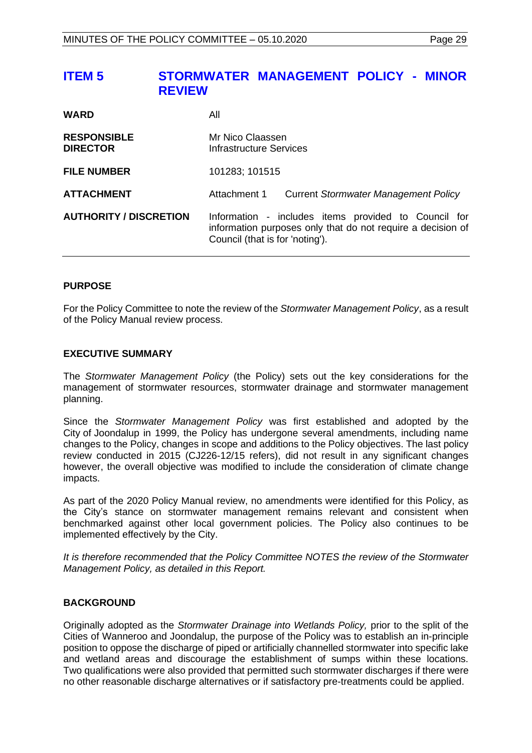# ITEM 5 STORMWATER MANAGEMENT POLICY - MINOR REVIEW

| | |
|---|---|
| **WARD** | All |
| **RESPONSIBLE DIRECTOR** | Mr Nico Claassen<br>Infrastructure Services |
| **FILE NUMBER** | 101283; 101515 |
| **ATTACHMENT** | Attachment 1 Current *Stormwater Management Policy* |
| **AUTHORITY / DISCRETION** | Information - includes items provided to Council for information purposes only that do not require a decision of Council (that is for 'noting'). |

## PURPOSE

For the Policy Committee to note the review of the *Stormwater Management Policy*, as a result of the Policy Manual review process.

## EXECUTIVE SUMMARY

The *Stormwater Management Policy* (the Policy) sets out the key considerations for the management of stormwater resources, stormwater drainage and stormwater management planning.

Since the *Stormwater Management Policy* was first established and adopted by the City of Joondalup in 1999, the Policy has undergone several amendments, including name changes to the Policy, changes in scope and additions to the Policy objectives. The last policy review conducted in 2015 (CJ226-12/15 refers), did not result in any significant changes however, the overall objective was modified to include the consideration of climate change impacts.

As part of the 2020 Policy Manual review, no amendments were identified for this Policy, as the City's stance on stormwater management remains relevant and consistent when benchmarked against other local government policies. The Policy also continues to be implemented effectively by the City.

*It is therefore recommended that the Policy Committee NOTES the review of the Stormwater Management Policy, as detailed in this Report.*

## BACKGROUND

Originally adopted as the *Stormwater Drainage into Wetlands Policy,* prior to the split of the Cities of Wanneroo and Joondalup, the purpose of the Policy was to establish an in-principle position to oppose the discharge of piped or artificially channelled stormwater into specific lake and wetland areas and discourage the establishment of sumps within these locations. Two qualifications were also provided that permitted such stormwater discharges if there were no other reasonable discharge alternatives or if satisfactory pre-treatments could be applied.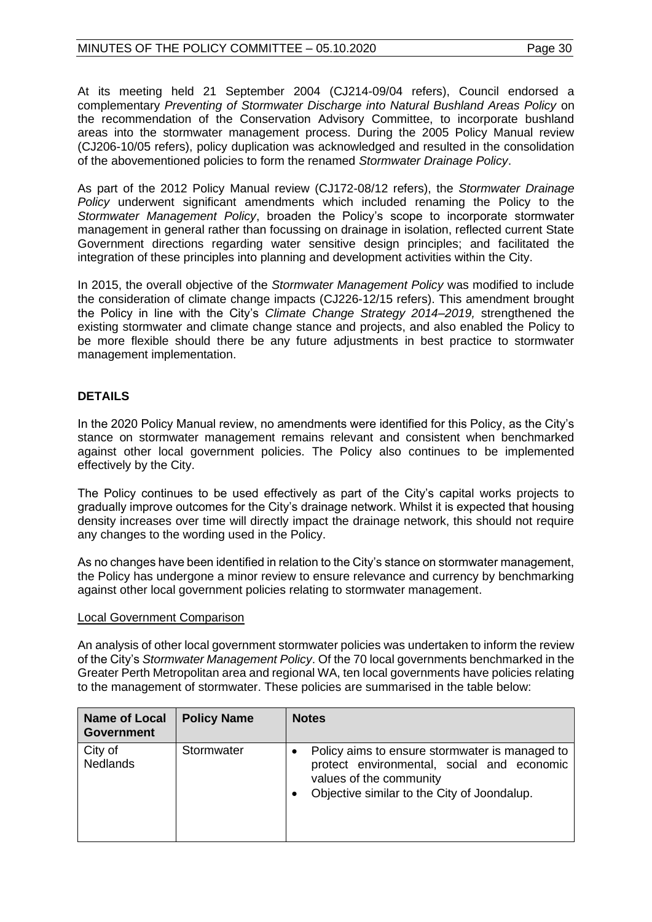At its meeting held 21 September 2004 (CJ214-09/04 refers), Council endorsed a complementary *Preventing of Stormwater Discharge into Natural Bushland Areas Policy* on the recommendation of the Conservation Advisory Committee, to incorporate bushland areas into the stormwater management process. During the 2005 Policy Manual review (CJ206-10/05 refers), policy duplication was acknowledged and resulted in the consolidation of the abovementioned policies to form the renamed *Stormwater Drainage Policy*.

As part of the 2012 Policy Manual review (CJ172-08/12 refers), the *Stormwater Drainage Policy* underwent significant amendments which included renaming the Policy to the *Stormwater Management Policy*, broaden the Policy's scope to incorporate stormwater management in general rather than focussing on drainage in isolation, reflected current State Government directions regarding water sensitive design principles; and facilitated the integration of these principles into planning and development activities within the City.

In 2015, the overall objective of the *Stormwater Management Policy* was modified to include the consideration of climate change impacts (CJ226-12/15 refers). This amendment brought the Policy in line with the City's *Climate Change Strategy 2014–2019,* strengthened the existing stormwater and climate change stance and projects, and also enabled the Policy to be more flexible should there be any future adjustments in best practice to stormwater management implementation.

## DETAILS

In the 2020 Policy Manual review, no amendments were identified for this Policy, as the City's stance on stormwater management remains relevant and consistent when benchmarked against other local government policies. The Policy also continues to be implemented effectively by the City.

The Policy continues to be used effectively as part of the City's capital works projects to gradually improve outcomes for the City's drainage network. Whilst it is expected that housing density increases over time will directly impact the drainage network, this should not require any changes to the wording used in the Policy.

As no changes have been identified in relation to the City's stance on stormwater management, the Policy has undergone a minor review to ensure relevance and currency by benchmarking against other local government policies relating to stormwater management.

Local Government Comparison

An analysis of other local government stormwater policies was undertaken to inform the review of the City's *Stormwater Management Policy*. Of the 70 local governments benchmarked in the Greater Perth Metropolitan area and regional WA, ten local governments have policies relating to the management of stormwater. These policies are summarised in the table below:

| Name of Local Government | Policy Name | Notes |
|---|---|---|
| City of Nedlands | Stormwater | • Policy aims to ensure stormwater is managed to protect environmental, social and economic values of the community<br>• Objective similar to the City of Joondalup. |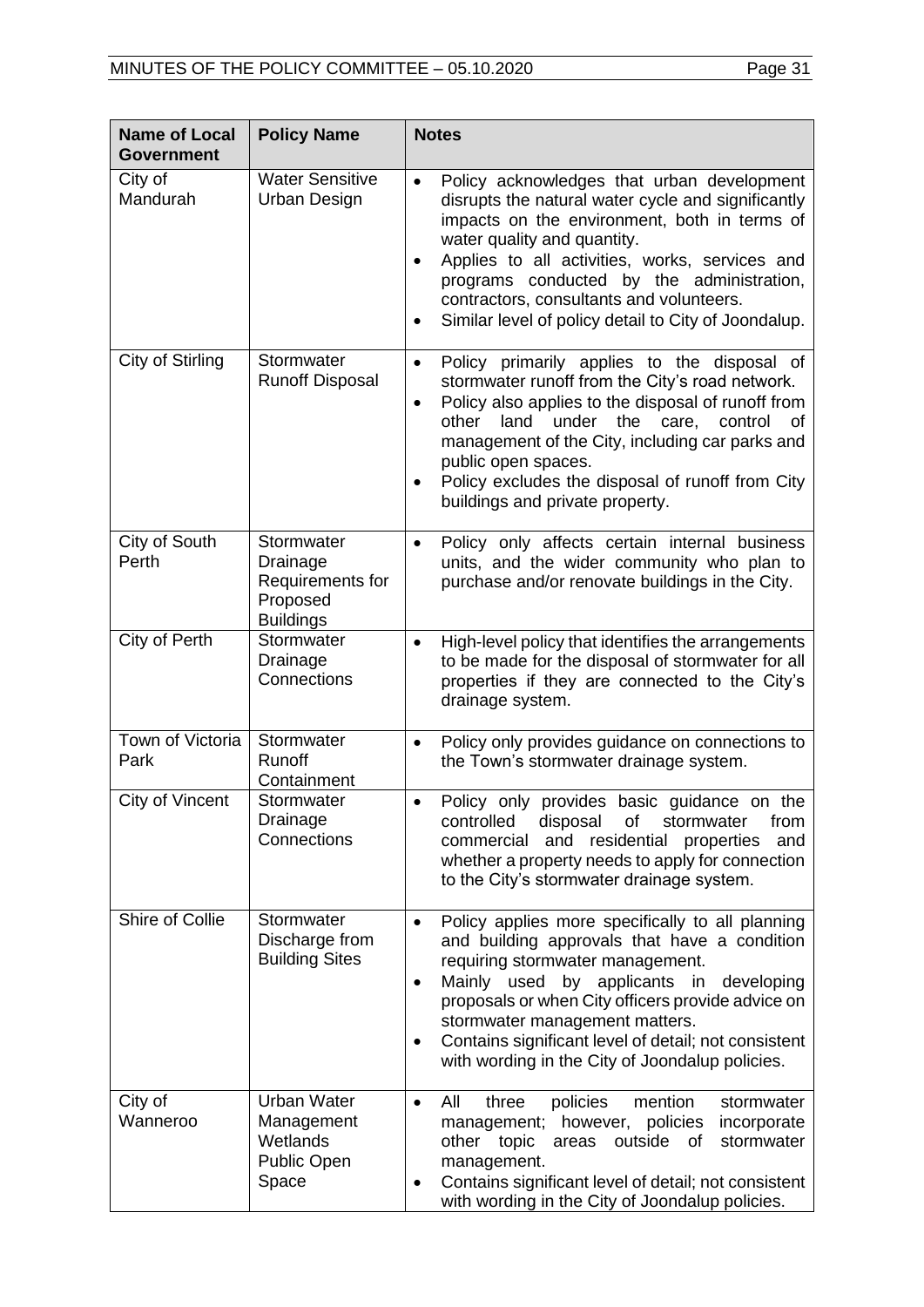| Name of Local Government | Policy Name | Notes |
|---|---|---|
| City of Mandurah | Water Sensitive Urban Design | • Policy acknowledges that urban development disrupts the natural water cycle and significantly impacts on the environment, both in terms of water quality and quantity.<br>• Applies to all activities, works, services and programs conducted by the administration, contractors, consultants and volunteers.<br>• Similar level of policy detail to City of Joondalup. |
| City of Stirling | Stormwater Runoff Disposal | • Policy primarily applies to the disposal of stormwater runoff from the City's road network.<br>• Policy also applies to the disposal of runoff from other land under the care, control of management of the City, including car parks and public open spaces.<br>• Policy excludes the disposal of runoff from City buildings and private property. |
| City of South Perth | Stormwater Drainage Requirements for Proposed Buildings | • Policy only affects certain internal business units, and the wider community who plan to purchase and/or renovate buildings in the City. |
| City of Perth | Stormwater Drainage Connections | • High-level policy that identifies the arrangements to be made for the disposal of stormwater for all properties if they are connected to the City's drainage system. |
| Town of Victoria Park | Stormwater Runoff Containment | • Policy only provides guidance on connections to the Town's stormwater drainage system. |
| City of Vincent | Stormwater Drainage Connections | • Policy only provides basic guidance on the controlled disposal of stormwater from commercial and residential properties and whether a property needs to apply for connection to the City's stormwater drainage system. |
| Shire of Collie | Stormwater Discharge from Building Sites | • Policy applies more specifically to all planning and building approvals that have a condition requiring stormwater management.<br>• Mainly used by applicants in developing proposals or when City officers provide advice on stormwater management matters.<br>• Contains significant level of detail; not consistent with wording in the City of Joondalup policies. |
| City of Wanneroo | Urban Water Management<br>Wetlands<br>Public Open Space | • All three policies mention stormwater management; however, policies incorporate other topic areas outside of stormwater management.<br>• Contains significant level of detail; not consistent with wording in the City of Joondalup policies. |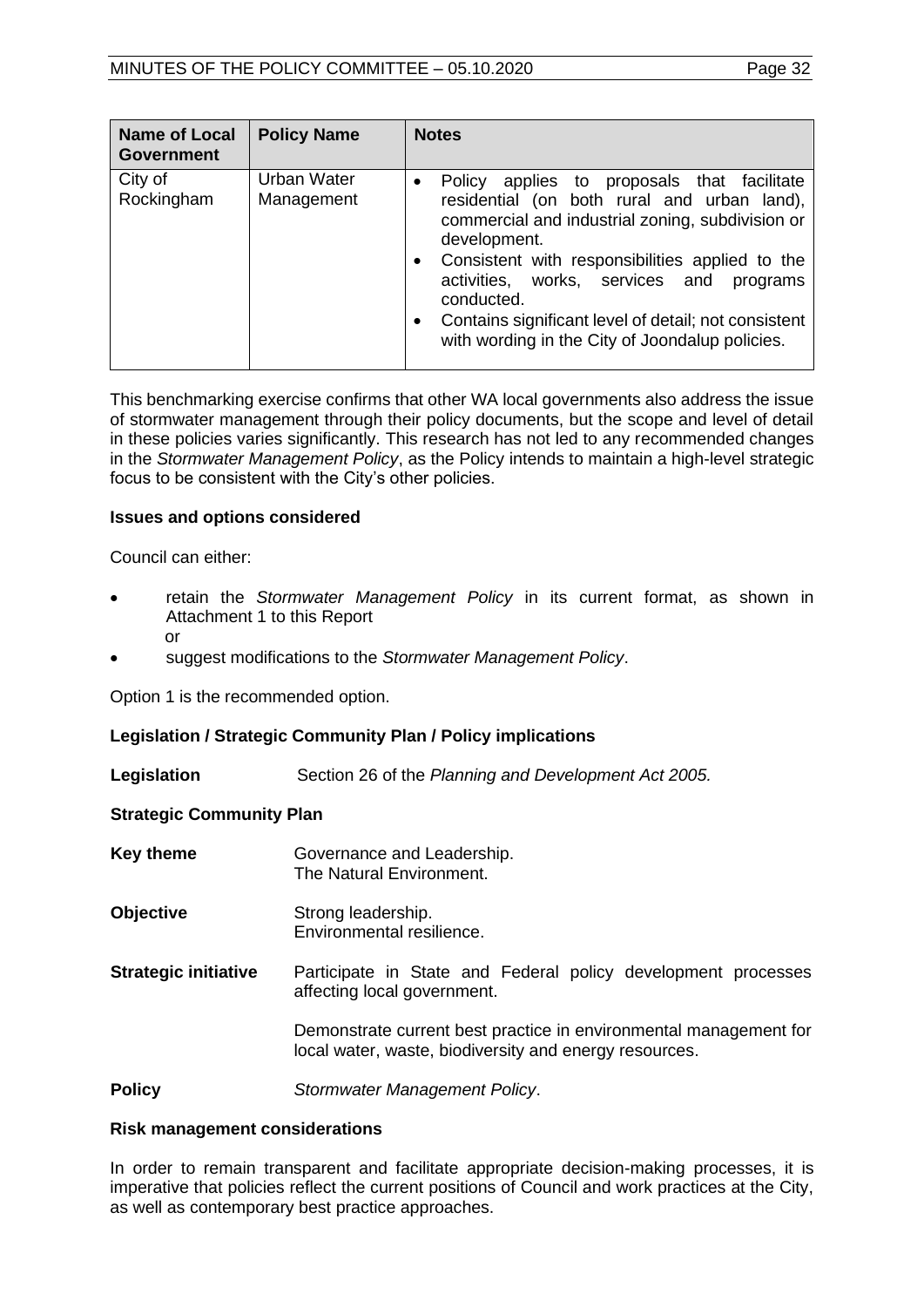| Name of Local Government | Policy Name | Notes |
|---|---|---|
| City of Rockingham | Urban Water Management | • Policy applies to proposals that facilitate residential (on both rural and urban land), commercial and industrial zoning, subdivision or development. • Consistent with responsibilities applied to the activities, works, services and programs conducted. • Contains significant level of detail; not consistent with wording in the City of Joondalup policies. |

This benchmarking exercise confirms that other WA local governments also address the issue of stormwater management through their policy documents, but the scope and level of detail in these policies varies significantly. This research has not led to any recommended changes in the *Stormwater Management Policy*, as the Policy intends to maintain a high-level strategic focus to be consistent with the City's other policies.

**Issues and options considered**

Council can either:

- retain the *Stormwater Management Policy* in its current format, as shown in Attachment 1 to this Report
  or
- suggest modifications to the *Stormwater Management Policy*.

Option 1 is the recommended option.

**Legislation / Strategic Community Plan / Policy implications**

**Legislation** Section 26 of the *Planning and Development Act 2005.*

**Strategic Community Plan**

**Key theme** Governance and Leadership.
The Natural Environment.

**Objective** Strong leadership.
Environmental resilience.

**Strategic initiative** Participate in State and Federal policy development processes affecting local government.

Demonstrate current best practice in environmental management for local water, waste, biodiversity and energy resources.

**Policy** *Stormwater Management Policy*.

**Risk management considerations**

In order to remain transparent and facilitate appropriate decision-making processes, it is imperative that policies reflect the current positions of Council and work practices at the City, as well as contemporary best practice approaches.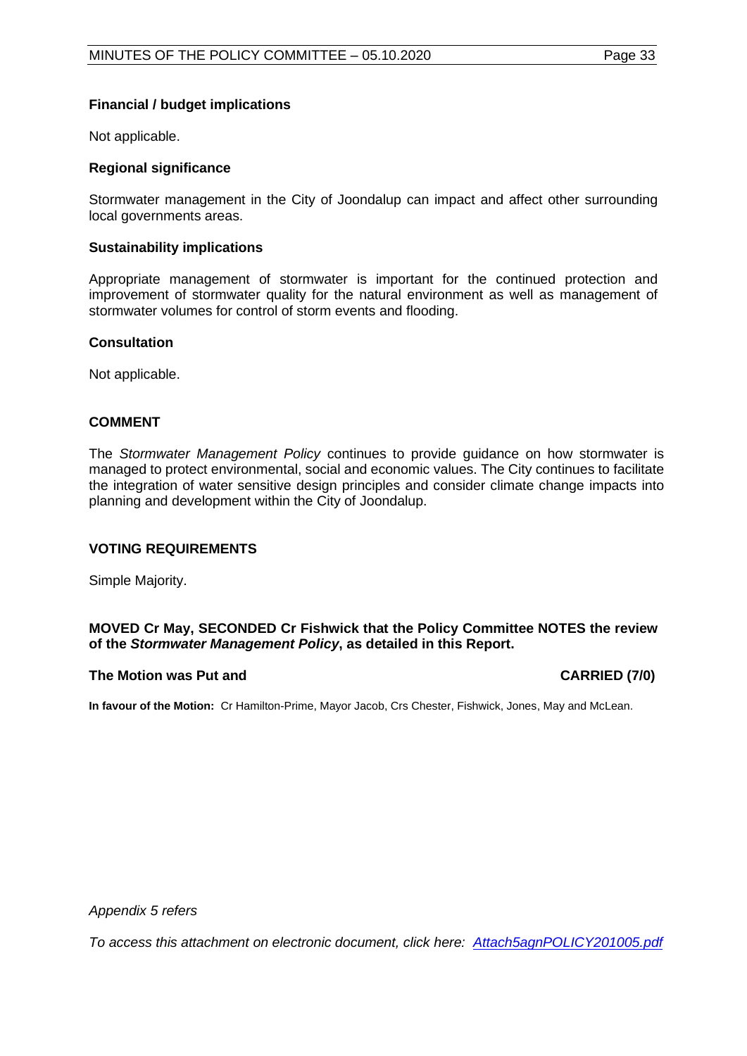**Financial / budget implications**

Not applicable.

**Regional significance**

Stormwater management in the City of Joondalup can impact and affect other surrounding local governments areas.

**Sustainability implications**

Appropriate management of stormwater is important for the continued protection and improvement of stormwater quality for the natural environment as well as management of stormwater volumes for control of storm events and flooding.

**Consultation**

Not applicable.

## COMMENT

The *Stormwater Management Policy* continues to provide guidance on how stormwater is managed to protect environmental, social and economic values. The City continues to facilitate the integration of water sensitive design principles and consider climate change impacts into planning and development within the City of Joondalup.

## VOTING REQUIREMENTS

Simple Majority.

**MOVED Cr May, SECONDED Cr Fishwick that the Policy Committee NOTES the review of the *Stormwater Management Policy*, as detailed in this Report.**

**The Motion was Put and CARRIED (7/0)**

**In favour of the Motion:** Cr Hamilton-Prime, Mayor Jacob, Crs Chester, Fishwick, Jones, May and McLean.

*Appendix 5 refers*

*To access this attachment on electronic document, click here: Attach5agnPOLICY201005.pdf*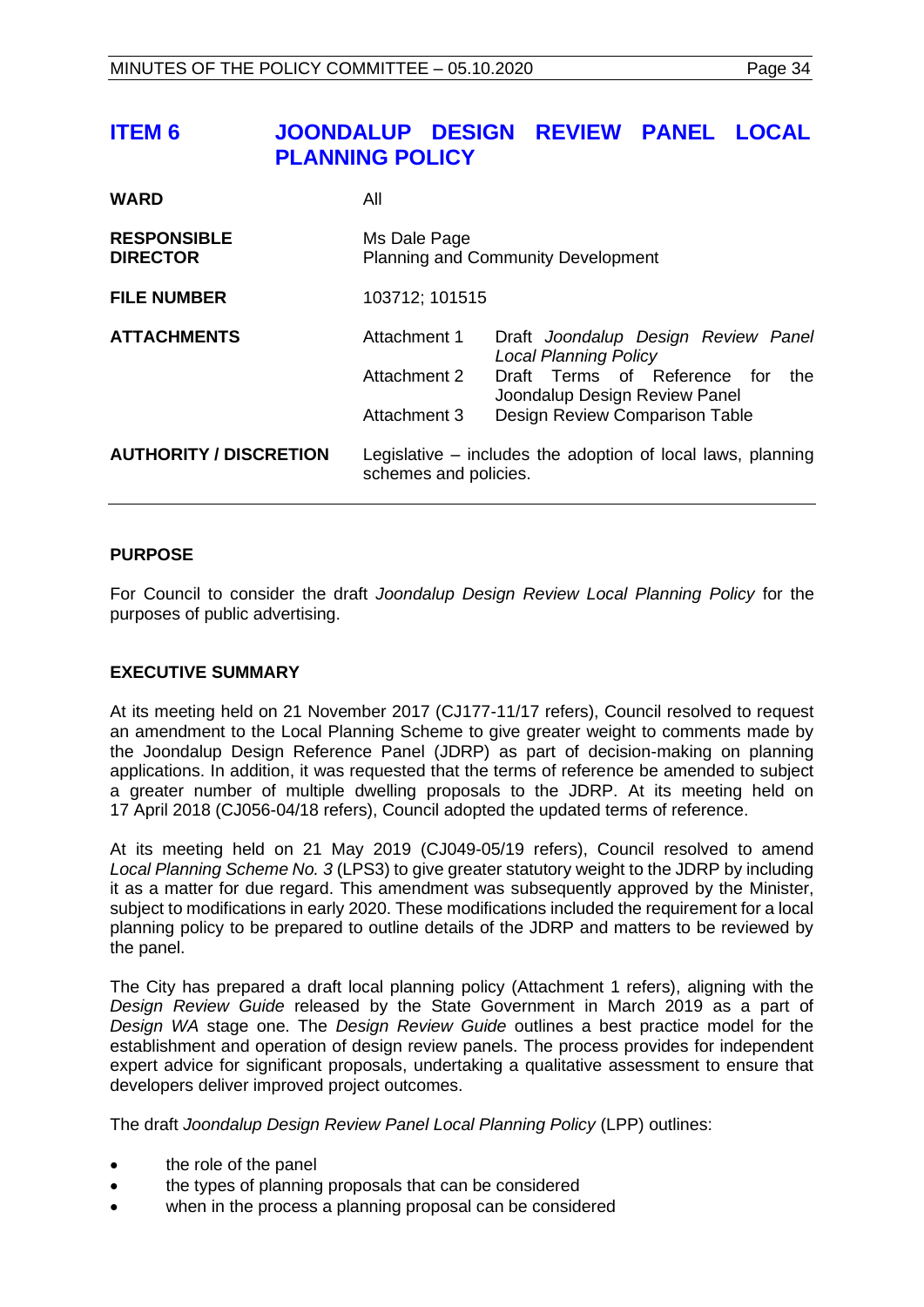# ITEM 6 JOONDALUP DESIGN REVIEW PANEL LOCAL PLANNING POLICY

| | | |
|---|---|---|
| **WARD** | All | |
| **RESPONSIBLE DIRECTOR** | Ms Dale Page<br>Planning and Community Development | |
| **FILE NUMBER** | 103712; 101515 | |
| **ATTACHMENTS** | Attachment 1 | Draft *Joondalup Design Review Panel Local Planning Policy* |
| | Attachment 2 | Draft Terms of Reference for the Joondalup Design Review Panel |
| | Attachment 3 | Design Review Comparison Table |
| **AUTHORITY / DISCRETION** | Legislative – includes the adoption of local laws, planning schemes and policies. | |

## PURPOSE

For Council to consider the draft *Joondalup Design Review Local Planning Policy* for the purposes of public advertising.

## EXECUTIVE SUMMARY

At its meeting held on 21 November 2017 (CJ177-11/17 refers), Council resolved to request an amendment to the Local Planning Scheme to give greater weight to comments made by the Joondalup Design Reference Panel (JDRP) as part of decision-making on planning applications. In addition, it was requested that the terms of reference be amended to subject a greater number of multiple dwelling proposals to the JDRP. At its meeting held on 17 April 2018 (CJ056-04/18 refers), Council adopted the updated terms of reference.

At its meeting held on 21 May 2019 (CJ049-05/19 refers), Council resolved to amend *Local Planning Scheme No. 3* (LPS3) to give greater statutory weight to the JDRP by including it as a matter for due regard. This amendment was subsequently approved by the Minister, subject to modifications in early 2020. These modifications included the requirement for a local planning policy to be prepared to outline details of the JDRP and matters to be reviewed by the panel.

The City has prepared a draft local planning policy (Attachment 1 refers), aligning with the *Design Review Guide* released by the State Government in March 2019 as a part of *Design WA* stage one. The *Design Review Guide* outlines a best practice model for the establishment and operation of design review panels. The process provides for independent expert advice for significant proposals, undertaking a qualitative assessment to ensure that developers deliver improved project outcomes.

The draft *Joondalup Design Review Panel Local Planning Policy* (LPP) outlines:

- the role of the panel
- the types of planning proposals that can be considered
- when in the process a planning proposal can be considered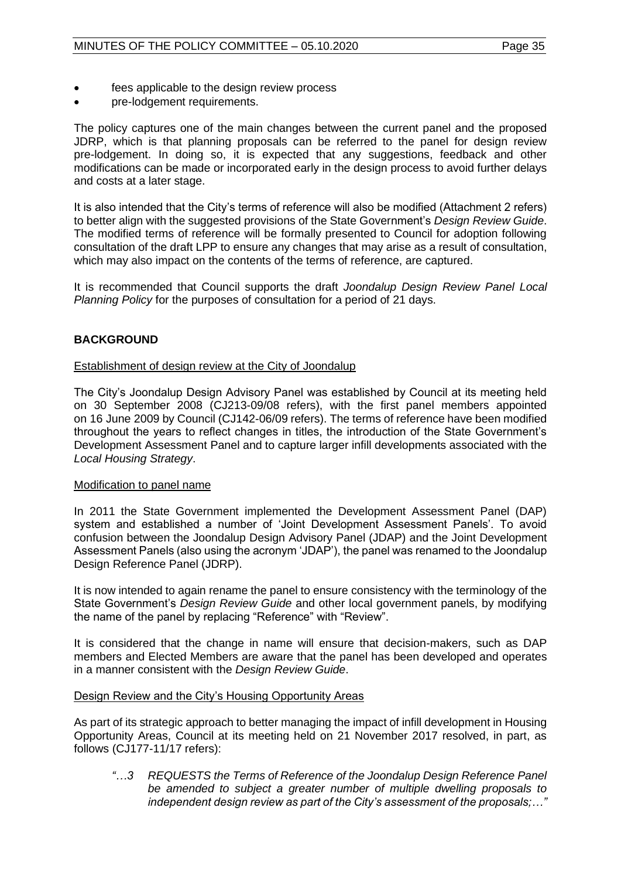- fees applicable to the design review process
- pre-lodgement requirements.

The policy captures one of the main changes between the current panel and the proposed JDRP, which is that planning proposals can be referred to the panel for design review pre-lodgement. In doing so, it is expected that any suggestions, feedback and other modifications can be made or incorporated early in the design process to avoid further delays and costs at a later stage.

It is also intended that the City's terms of reference will also be modified (Attachment 2 refers) to better align with the suggested provisions of the State Government's *Design Review Guide*. The modified terms of reference will be formally presented to Council for adoption following consultation of the draft LPP to ensure any changes that may arise as a result of consultation, which may also impact on the contents of the terms of reference, are captured.

It is recommended that Council supports the draft *Joondalup Design Review Panel Local Planning Policy* for the purposes of consultation for a period of 21 days.

## BACKGROUND

<u>Establishment of design review at the City of Joondalup</u>

The City's Joondalup Design Advisory Panel was established by Council at its meeting held on 30 September 2008 (CJ213-09/08 refers), with the first panel members appointed on 16 June 2009 by Council (CJ142-06/09 refers). The terms of reference have been modified throughout the years to reflect changes in titles, the introduction of the State Government's Development Assessment Panel and to capture larger infill developments associated with the *Local Housing Strategy*.

<u>Modification to panel name</u>

In 2011 the State Government implemented the Development Assessment Panel (DAP) system and established a number of 'Joint Development Assessment Panels'. To avoid confusion between the Joondalup Design Advisory Panel (JDAP) and the Joint Development Assessment Panels (also using the acronym 'JDAP'), the panel was renamed to the Joondalup Design Reference Panel (JDRP).

It is now intended to again rename the panel to ensure consistency with the terminology of the State Government's *Design Review Guide* and other local government panels, by modifying the name of the panel by replacing "Reference" with "Review".

It is considered that the change in name will ensure that decision-makers, such as DAP members and Elected Members are aware that the panel has been developed and operates in a manner consistent with the *Design Review Guide*.

<u>Design Review and the City's Housing Opportunity Areas</u>

As part of its strategic approach to better managing the impact of infill development in Housing Opportunity Areas, Council at its meeting held on 21 November 2017 resolved, in part, as follows (CJ177-11/17 refers):

> *"…3 REQUESTS the Terms of Reference of the Joondalup Design Reference Panel be amended to subject a greater number of multiple dwelling proposals to independent design review as part of the City's assessment of the proposals;…"*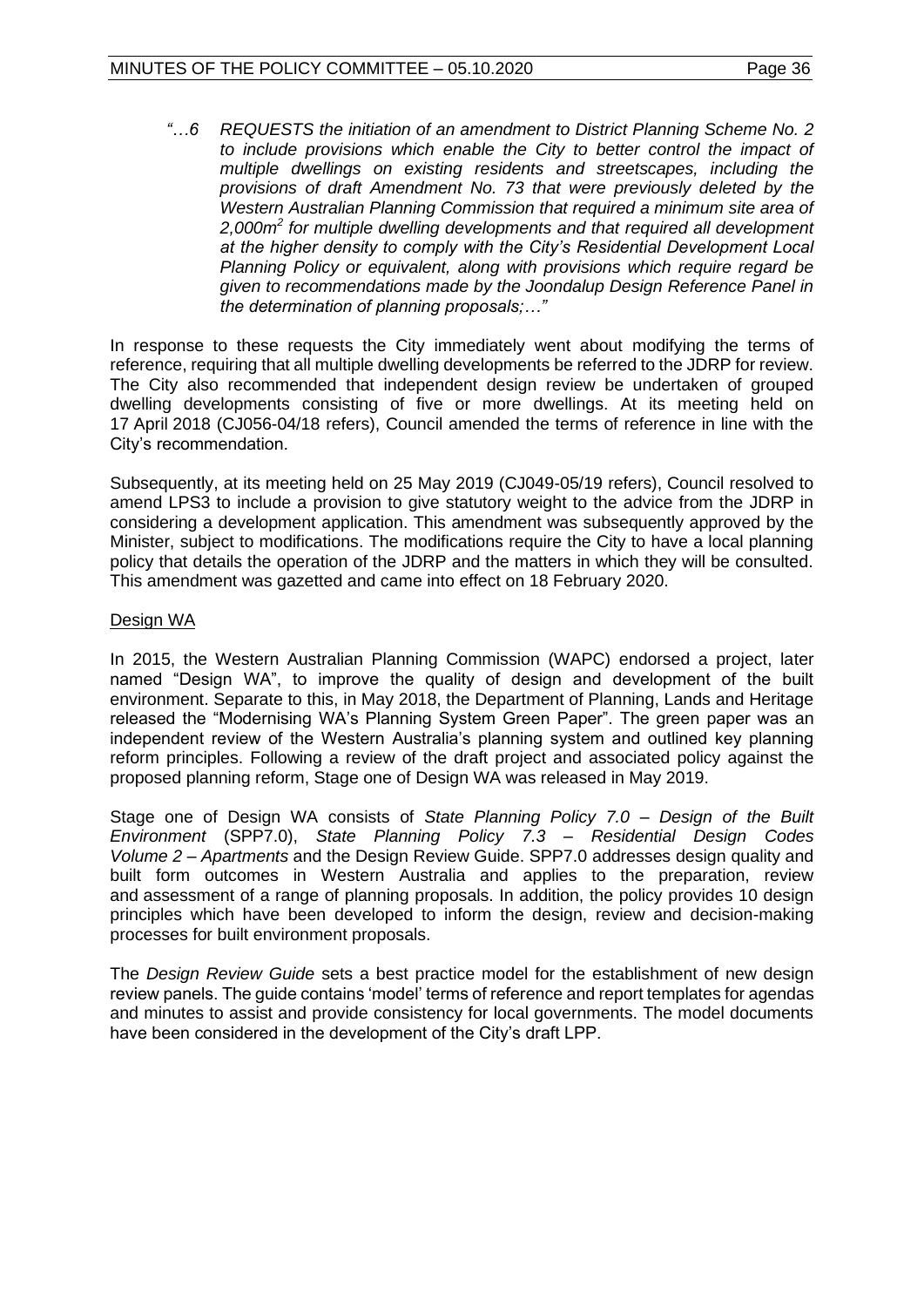*"…6 REQUESTS the initiation of an amendment to District Planning Scheme No. 2 to include provisions which enable the City to better control the impact of multiple dwellings on existing residents and streetscapes, including the provisions of draft Amendment No. 73 that were previously deleted by the Western Australian Planning Commission that required a minimum site area of 2,000m² for multiple dwelling developments and that required all development at the higher density to comply with the City's Residential Development Local Planning Policy or equivalent, along with provisions which require regard be given to recommendations made by the Joondalup Design Reference Panel in the determination of planning proposals;…"*

In response to these requests the City immediately went about modifying the terms of reference, requiring that all multiple dwelling developments be referred to the JDRP for review. The City also recommended that independent design review be undertaken of grouped dwelling developments consisting of five or more dwellings. At its meeting held on 17 April 2018 (CJ056-04/18 refers), Council amended the terms of reference in line with the City's recommendation.

Subsequently, at its meeting held on 25 May 2019 (CJ049-05/19 refers), Council resolved to amend LPS3 to include a provision to give statutory weight to the advice from the JDRP in considering a development application. This amendment was subsequently approved by the Minister, subject to modifications. The modifications require the City to have a local planning policy that details the operation of the JDRP and the matters in which they will be consulted. This amendment was gazetted and came into effect on 18 February 2020.

<u>Design WA</u>

In 2015, the Western Australian Planning Commission (WAPC) endorsed a project, later named "Design WA", to improve the quality of design and development of the built environment. Separate to this, in May 2018, the Department of Planning, Lands and Heritage released the "Modernising WA's Planning System Green Paper". The green paper was an independent review of the Western Australia's planning system and outlined key planning reform principles. Following a review of the draft project and associated policy against the proposed planning reform, Stage one of Design WA was released in May 2019.

Stage one of Design WA consists of *State Planning Policy 7.0 – Design of the Built Environment* (SPP7.0), *State Planning Policy 7.3 – Residential Design Codes Volume 2 – Apartments* and the Design Review Guide. SPP7.0 addresses design quality and built form outcomes in Western Australia and applies to the preparation, review and assessment of a range of planning proposals. In addition, the policy provides 10 design principles which have been developed to inform the design, review and decision-making processes for built environment proposals.

The *Design Review Guide* sets a best practice model for the establishment of new design review panels. The guide contains 'model' terms of reference and report templates for agendas and minutes to assist and provide consistency for local governments. The model documents have been considered in the development of the City's draft LPP.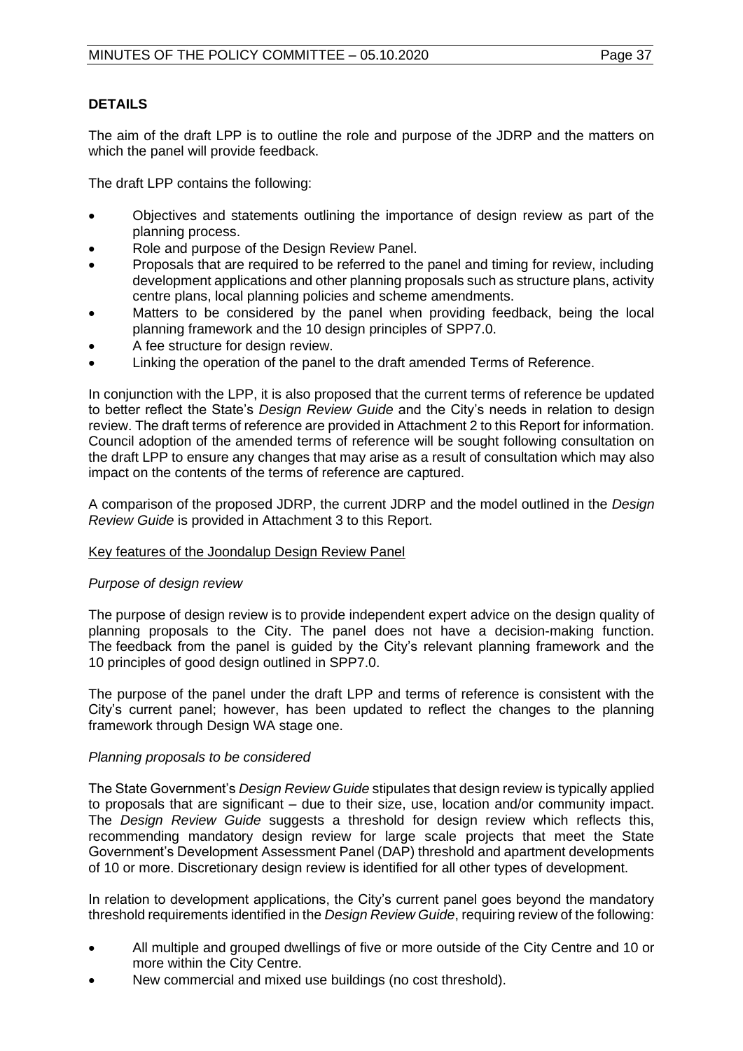## DETAILS

The aim of the draft LPP is to outline the role and purpose of the JDRP and the matters on which the panel will provide feedback.

The draft LPP contains the following:

- Objectives and statements outlining the importance of design review as part of the planning process.
- Role and purpose of the Design Review Panel.
- Proposals that are required to be referred to the panel and timing for review, including development applications and other planning proposals such as structure plans, activity centre plans, local planning policies and scheme amendments.
- Matters to be considered by the panel when providing feedback, being the local planning framework and the 10 design principles of SPP7.0.
- A fee structure for design review.
- Linking the operation of the panel to the draft amended Terms of Reference.

In conjunction with the LPP, it is also proposed that the current terms of reference be updated to better reflect the State's *Design Review Guide* and the City's needs in relation to design review. The draft terms of reference are provided in Attachment 2 to this Report for information. Council adoption of the amended terms of reference will be sought following consultation on the draft LPP to ensure any changes that may arise as a result of consultation which may also impact on the contents of the terms of reference are captured.

A comparison of the proposed JDRP, the current JDRP and the model outlined in the *Design Review Guide* is provided in Attachment 3 to this Report.

<u>Key features of the Joondalup Design Review Panel</u>

*Purpose of design review*

The purpose of design review is to provide independent expert advice on the design quality of planning proposals to the City. The panel does not have a decision-making function. The feedback from the panel is guided by the City's relevant planning framework and the 10 principles of good design outlined in SPP7.0.

The purpose of the panel under the draft LPP and terms of reference is consistent with the City's current panel; however, has been updated to reflect the changes to the planning framework through Design WA stage one.

*Planning proposals to be considered*

The State Government's *Design Review Guide* stipulates that design review is typically applied to proposals that are significant – due to their size, use, location and/or community impact. The *Design Review Guide* suggests a threshold for design review which reflects this, recommending mandatory design review for large scale projects that meet the State Government's Development Assessment Panel (DAP) threshold and apartment developments of 10 or more. Discretionary design review is identified for all other types of development.

In relation to development applications, the City's current panel goes beyond the mandatory threshold requirements identified in the *Design Review Guide*, requiring review of the following:

- All multiple and grouped dwellings of five or more outside of the City Centre and 10 or more within the City Centre.
- New commercial and mixed use buildings (no cost threshold).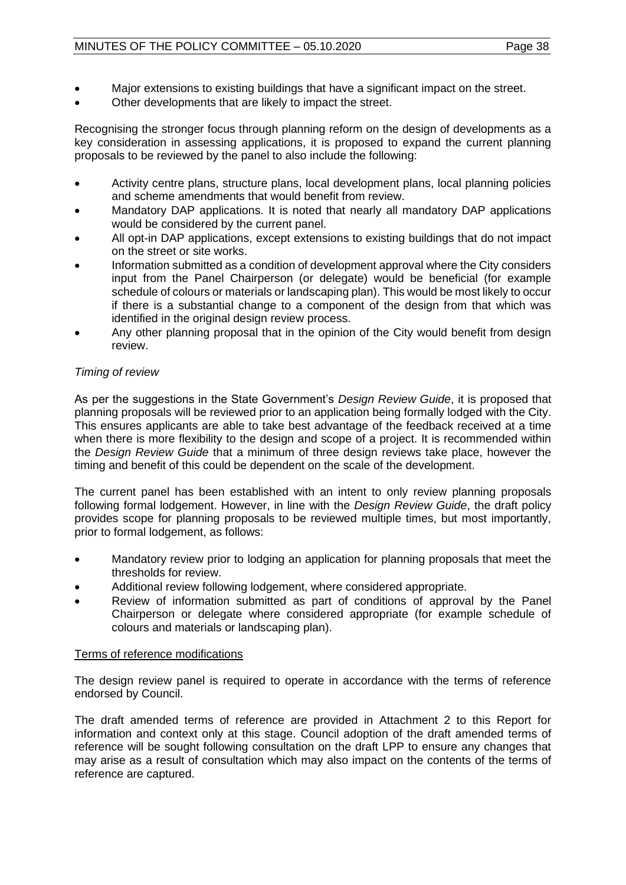- Major extensions to existing buildings that have a significant impact on the street.
- Other developments that are likely to impact the street.

Recognising the stronger focus through planning reform on the design of developments as a key consideration in assessing applications, it is proposed to expand the current planning proposals to be reviewed by the panel to also include the following:

- Activity centre plans, structure plans, local development plans, local planning policies and scheme amendments that would benefit from review.
- Mandatory DAP applications. It is noted that nearly all mandatory DAP applications would be considered by the current panel.
- All opt-in DAP applications, except extensions to existing buildings that do not impact on the street or site works.
- Information submitted as a condition of development approval where the City considers input from the Panel Chairperson (or delegate) would be beneficial (for example schedule of colours or materials or landscaping plan). This would be most likely to occur if there is a substantial change to a component of the design from that which was identified in the original design review process.
- Any other planning proposal that in the opinion of the City would benefit from design review.

*Timing of review*

As per the suggestions in the State Government's *Design Review Guide*, it is proposed that planning proposals will be reviewed prior to an application being formally lodged with the City. This ensures applicants are able to take best advantage of the feedback received at a time when there is more flexibility to the design and scope of a project. It is recommended within the *Design Review Guide* that a minimum of three design reviews take place, however the timing and benefit of this could be dependent on the scale of the development.

The current panel has been established with an intent to only review planning proposals following formal lodgement. However, in line with the *Design Review Guide*, the draft policy provides scope for planning proposals to be reviewed multiple times, but most importantly, prior to formal lodgement, as follows:

- Mandatory review prior to lodging an application for planning proposals that meet the thresholds for review.
- Additional review following lodgement, where considered appropriate.
- Review of information submitted as part of conditions of approval by the Panel Chairperson or delegate where considered appropriate (for example schedule of colours and materials or landscaping plan).

<u>Terms of reference modifications</u>

The design review panel is required to operate in accordance with the terms of reference endorsed by Council.

The draft amended terms of reference are provided in Attachment 2 to this Report for information and context only at this stage. Council adoption of the draft amended terms of reference will be sought following consultation on the draft LPP to ensure any changes that may arise as a result of consultation which may also impact on the contents of the terms of reference are captured.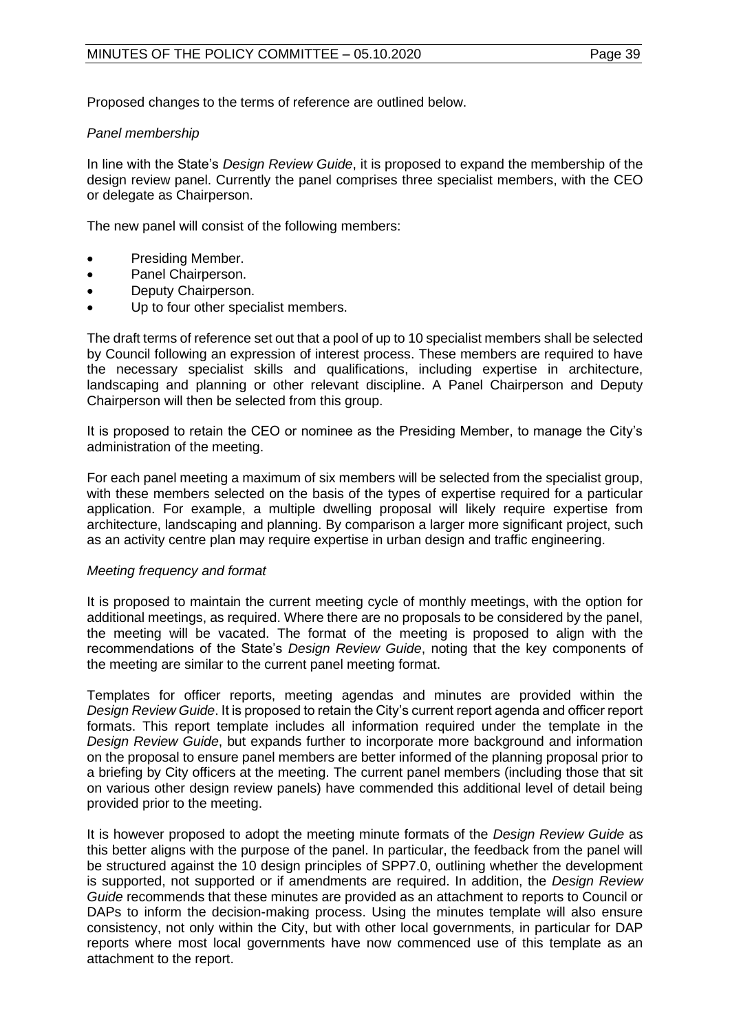Proposed changes to the terms of reference are outlined below.

*Panel membership*

In line with the State's *Design Review Guide*, it is proposed to expand the membership of the design review panel. Currently the panel comprises three specialist members, with the CEO or delegate as Chairperson.

The new panel will consist of the following members:

- Presiding Member.
- Panel Chairperson.
- Deputy Chairperson.
- Up to four other specialist members.

The draft terms of reference set out that a pool of up to 10 specialist members shall be selected by Council following an expression of interest process. These members are required to have the necessary specialist skills and qualifications, including expertise in architecture, landscaping and planning or other relevant discipline. A Panel Chairperson and Deputy Chairperson will then be selected from this group.

It is proposed to retain the CEO or nominee as the Presiding Member, to manage the City's administration of the meeting.

For each panel meeting a maximum of six members will be selected from the specialist group, with these members selected on the basis of the types of expertise required for a particular application. For example, a multiple dwelling proposal will likely require expertise from architecture, landscaping and planning. By comparison a larger more significant project, such as an activity centre plan may require expertise in urban design and traffic engineering.

*Meeting frequency and format*

It is proposed to maintain the current meeting cycle of monthly meetings, with the option for additional meetings, as required. Where there are no proposals to be considered by the panel, the meeting will be vacated. The format of the meeting is proposed to align with the recommendations of the State's *Design Review Guide*, noting that the key components of the meeting are similar to the current panel meeting format.

Templates for officer reports, meeting agendas and minutes are provided within the *Design Review Guide*. It is proposed to retain the City's current report agenda and officer report formats. This report template includes all information required under the template in the *Design Review Guide*, but expands further to incorporate more background and information on the proposal to ensure panel members are better informed of the planning proposal prior to a briefing by City officers at the meeting. The current panel members (including those that sit on various other design review panels) have commended this additional level of detail being provided prior to the meeting.

It is however proposed to adopt the meeting minute formats of the *Design Review Guide* as this better aligns with the purpose of the panel. In particular, the feedback from the panel will be structured against the 10 design principles of SPP7.0, outlining whether the development is supported, not supported or if amendments are required. In addition, the *Design Review Guide* recommends that these minutes are provided as an attachment to reports to Council or DAPs to inform the decision-making process. Using the minutes template will also ensure consistency, not only within the City, but with other local governments, in particular for DAP reports where most local governments have now commenced use of this template as an attachment to the report.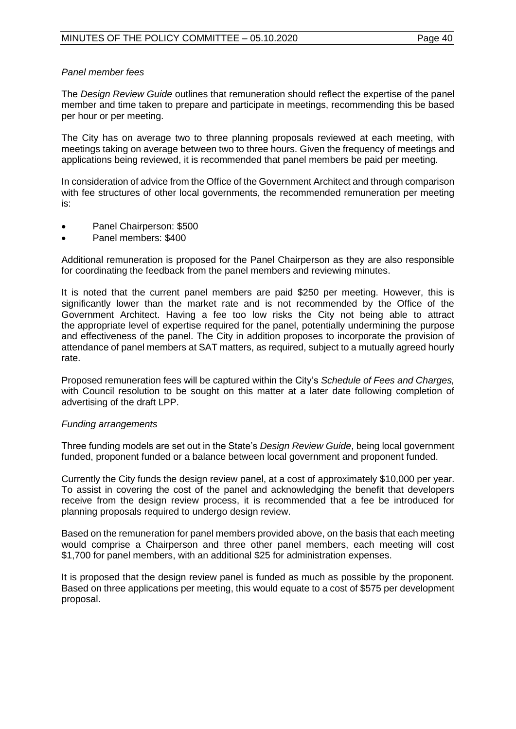*Panel member fees*

The *Design Review Guide* outlines that remuneration should reflect the expertise of the panel member and time taken to prepare and participate in meetings, recommending this be based per hour or per meeting.

The City has on average two to three planning proposals reviewed at each meeting, with meetings taking on average between two to three hours. Given the frequency of meetings and applications being reviewed, it is recommended that panel members be paid per meeting.

In consideration of advice from the Office of the Government Architect and through comparison with fee structures of other local governments, the recommended remuneration per meeting is:

- Panel Chairperson: $500
- Panel members: $400

Additional remuneration is proposed for the Panel Chairperson as they are also responsible for coordinating the feedback from the panel members and reviewing minutes.

It is noted that the current panel members are paid $250 per meeting. However, this is significantly lower than the market rate and is not recommended by the Office of the Government Architect. Having a fee too low risks the City not being able to attract the appropriate level of expertise required for the panel, potentially undermining the purpose and effectiveness of the panel. The City in addition proposes to incorporate the provision of attendance of panel members at SAT matters, as required, subject to a mutually agreed hourly rate.

Proposed remuneration fees will be captured within the City's *Schedule of Fees and Charges,* with Council resolution to be sought on this matter at a later date following completion of advertising of the draft LPP.

*Funding arrangements*

Three funding models are set out in the State's *Design Review Guide*, being local government funded, proponent funded or a balance between local government and proponent funded.

Currently the City funds the design review panel, at a cost of approximately $10,000 per year. To assist in covering the cost of the panel and acknowledging the benefit that developers receive from the design review process, it is recommended that a fee be introduced for planning proposals required to undergo design review.

Based on the remuneration for panel members provided above, on the basis that each meeting would comprise a Chairperson and three other panel members, each meeting will cost $1,700 for panel members, with an additional $25 for administration expenses.

It is proposed that the design review panel is funded as much as possible by the proponent. Based on three applications per meeting, this would equate to a cost of $575 per development proposal.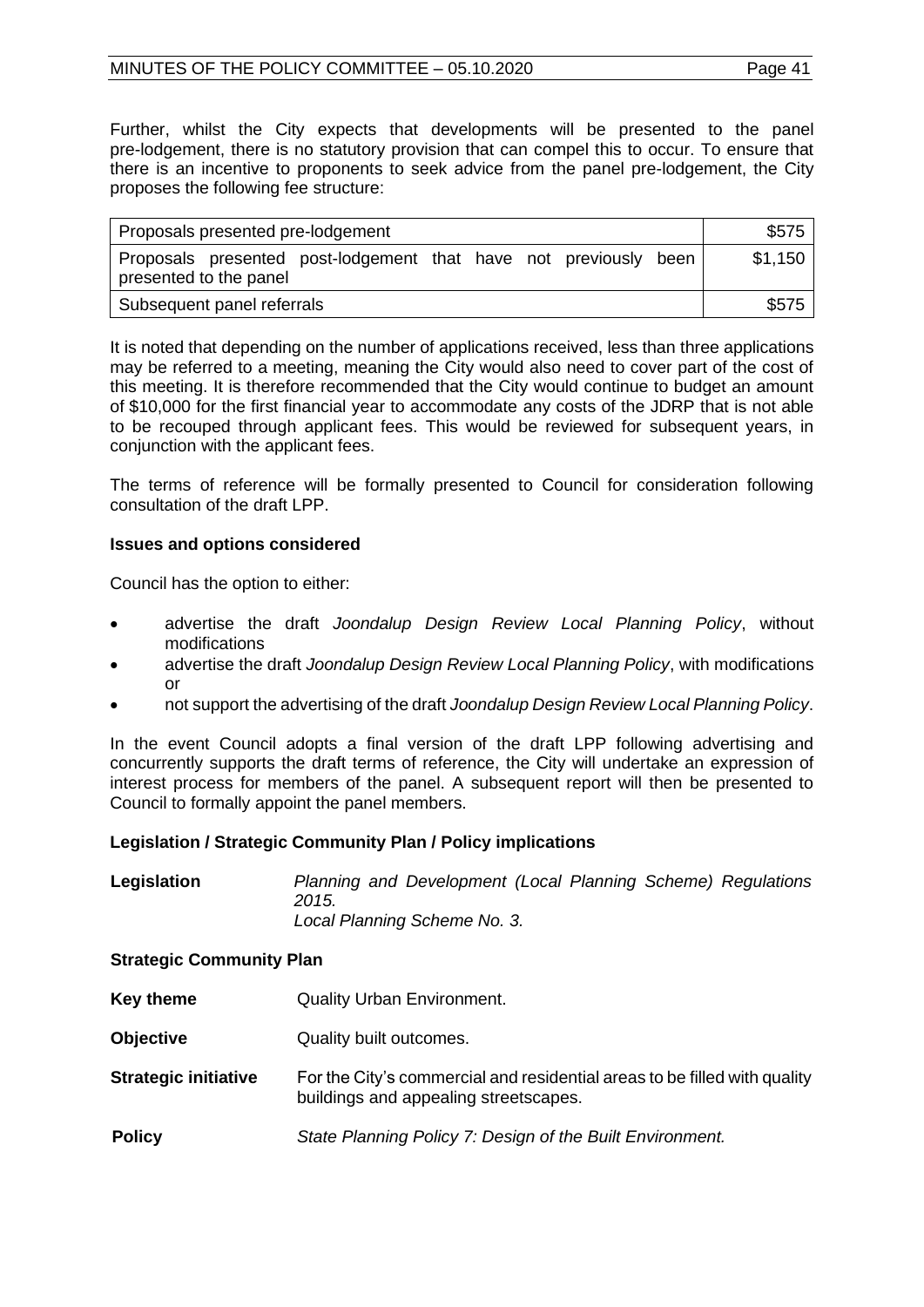Further, whilst the City expects that developments will be presented to the panel pre-lodgement, there is no statutory provision that can compel this to occur. To ensure that there is an incentive to proponents to seek advice from the panel pre-lodgement, the City proposes the following fee structure:

| | |
|---|---|
| Proposals presented pre-lodgement | $575 |
| Proposals presented post-lodgement that have not previously been presented to the panel | $1,150 |
| Subsequent panel referrals | $575 |

It is noted that depending on the number of applications received, less than three applications may be referred to a meeting, meaning the City would also need to cover part of the cost of this meeting. It is therefore recommended that the City would continue to budget an amount of $10,000 for the first financial year to accommodate any costs of the JDRP that is not able to be recouped through applicant fees. This would be reviewed for subsequent years, in conjunction with the applicant fees.

The terms of reference will be formally presented to Council for consideration following consultation of the draft LPP.

**Issues and options considered**

Council has the option to either:

- advertise the draft *Joondalup Design Review Local Planning Policy*, without modifications
- advertise the draft *Joondalup Design Review Local Planning Policy*, with modifications or
- not support the advertising of the draft *Joondalup Design Review Local Planning Policy*.

In the event Council adopts a final version of the draft LPP following advertising and concurrently supports the draft terms of reference, the City will undertake an expression of interest process for members of the panel. A subsequent report will then be presented to Council to formally appoint the panel members.

**Legislation / Strategic Community Plan / Policy implications**

**Legislation** *Planning and Development (Local Planning Scheme) Regulations 2015.*
*Local Planning Scheme No. 3.*

**Strategic Community Plan**

**Key theme** Quality Urban Environment.

**Objective** Quality built outcomes.

**Strategic initiative** For the City's commercial and residential areas to be filled with quality buildings and appealing streetscapes.

**Policy** *State Planning Policy 7: Design of the Built Environment.*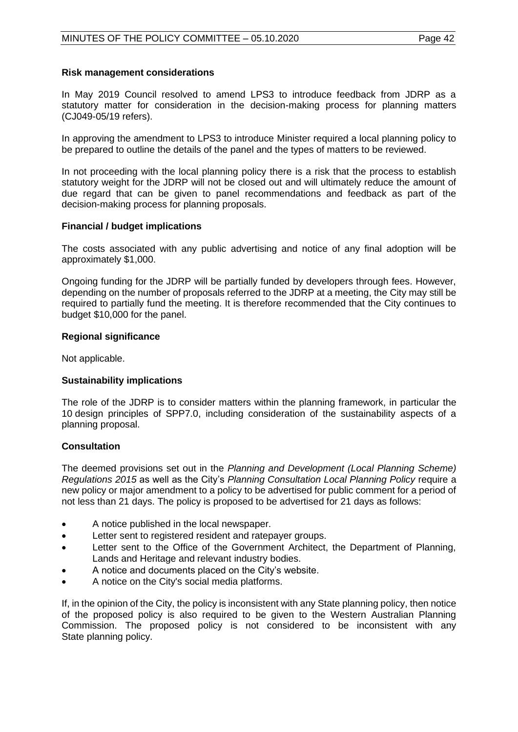**Risk management considerations**

In May 2019 Council resolved to amend LPS3 to introduce feedback from JDRP as a statutory matter for consideration in the decision-making process for planning matters (CJ049-05/19 refers).

In approving the amendment to LPS3 to introduce Minister required a local planning policy to be prepared to outline the details of the panel and the types of matters to be reviewed.

In not proceeding with the local planning policy there is a risk that the process to establish statutory weight for the JDRP will not be closed out and will ultimately reduce the amount of due regard that can be given to panel recommendations and feedback as part of the decision-making process for planning proposals.

**Financial / budget implications**

The costs associated with any public advertising and notice of any final adoption will be approximately $1,000.

Ongoing funding for the JDRP will be partially funded by developers through fees. However, depending on the number of proposals referred to the JDRP at a meeting, the City may still be required to partially fund the meeting. It is therefore recommended that the City continues to budget $10,000 for the panel.

**Regional significance**

Not applicable.

**Sustainability implications**

The role of the JDRP is to consider matters within the planning framework, in particular the 10 design principles of SPP7.0, including consideration of the sustainability aspects of a planning proposal.

**Consultation**

The deemed provisions set out in the *Planning and Development (Local Planning Scheme) Regulations 2015* as well as the City's *Planning Consultation Local Planning Policy* require a new policy or major amendment to a policy to be advertised for public comment for a period of not less than 21 days. The policy is proposed to be advertised for 21 days as follows:

- A notice published in the local newspaper.
- Letter sent to registered resident and ratepayer groups.
- Letter sent to the Office of the Government Architect, the Department of Planning, Lands and Heritage and relevant industry bodies.
- A notice and documents placed on the City's website.
- A notice on the City's social media platforms.

If, in the opinion of the City, the policy is inconsistent with any State planning policy, then notice of the proposed policy is also required to be given to the Western Australian Planning Commission. The proposed policy is not considered to be inconsistent with any State planning policy.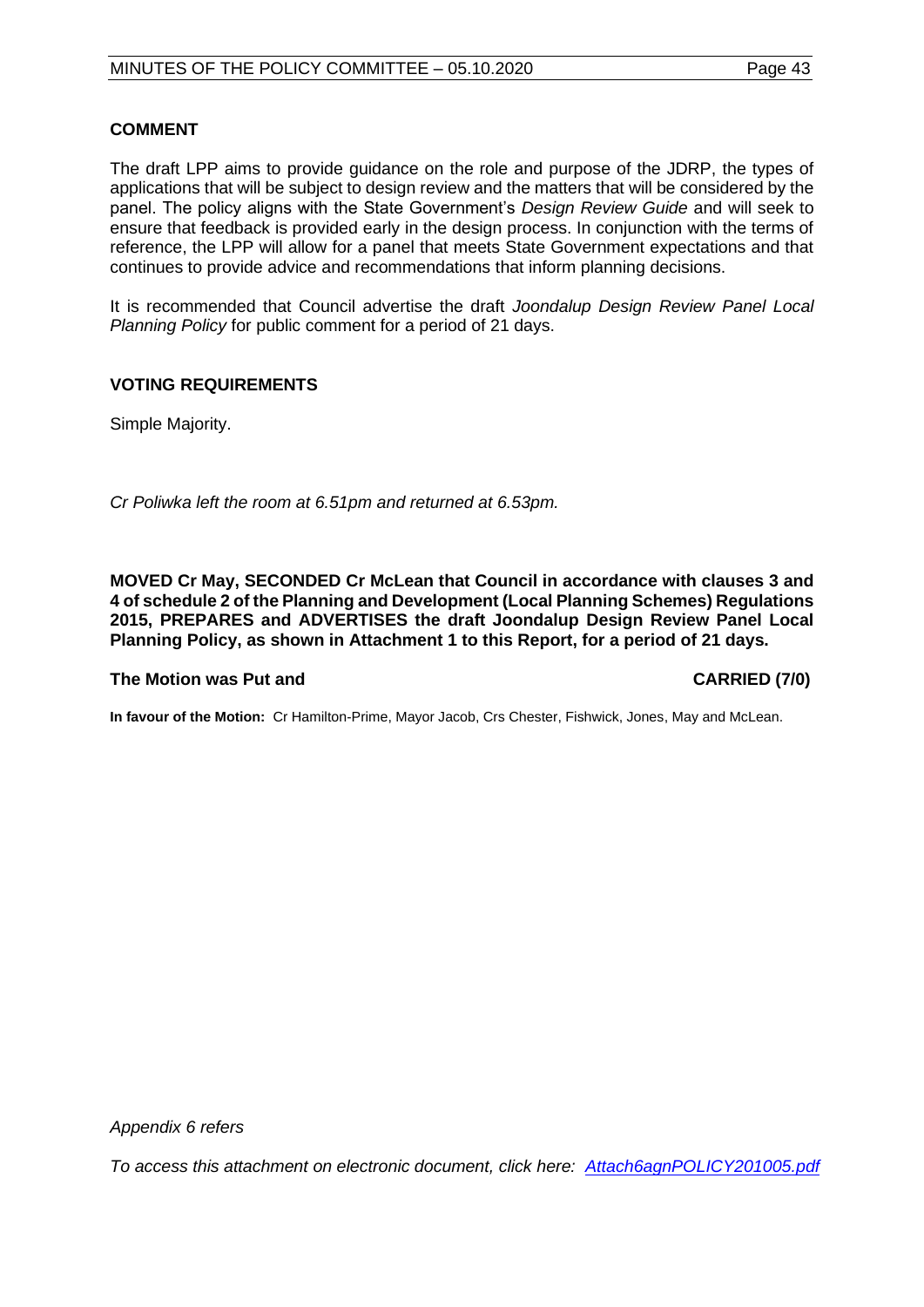**COMMENT**

The draft LPP aims to provide guidance on the role and purpose of the JDRP, the types of applications that will be subject to design review and the matters that will be considered by the panel. The policy aligns with the State Government's *Design Review Guide* and will seek to ensure that feedback is provided early in the design process. In conjunction with the terms of reference, the LPP will allow for a panel that meets State Government expectations and that continues to provide advice and recommendations that inform planning decisions.

It is recommended that Council advertise the draft *Joondalup Design Review Panel Local Planning Policy* for public comment for a period of 21 days.

**VOTING REQUIREMENTS**

Simple Majority.

*Cr Poliwka left the room at 6.51pm and returned at 6.53pm.*

**MOVED Cr May, SECONDED Cr McLean that Council in accordance with clauses 3 and 4 of schedule 2 of the Planning and Development (Local Planning Schemes) Regulations 2015, PREPARES and ADVERTISES the draft Joondalup Design Review Panel Local Planning Policy, as shown in Attachment 1 to this Report, for a period of 21 days.**

**The Motion was Put and CARRIED (7/0)**

**In favour of the Motion:** Cr Hamilton-Prime, Mayor Jacob, Crs Chester, Fishwick, Jones, May and McLean.

*Appendix 6 refers*

*To access this attachment on electronic document, click here: Attach6agnPOLICY201005.pdf*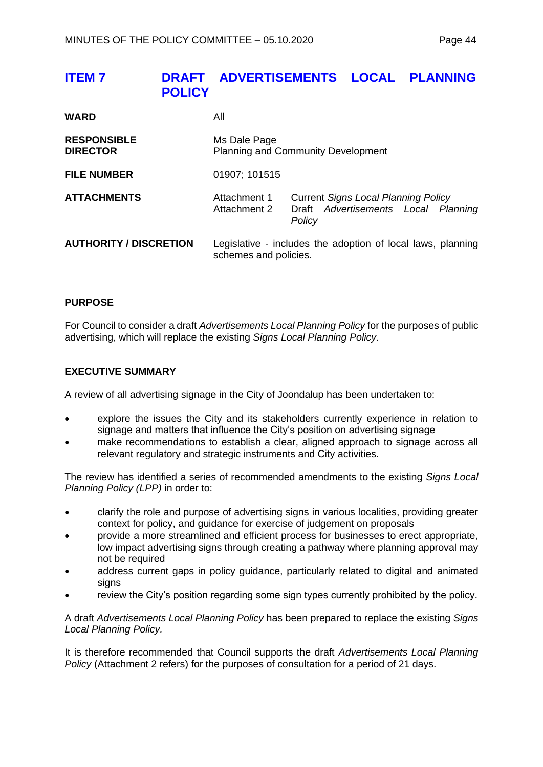## ITEM 7 DRAFT ADVERTISEMENTS LOCAL PLANNING POLICY

| | |
|---|---|
| **WARD** | All |
| **RESPONSIBLE DIRECTOR** | Ms Dale Page<br>Planning and Community Development |
| **FILE NUMBER** | 01907; 101515 |
| **ATTACHMENTS** | Attachment 1 Current *Signs Local Planning Policy*<br>Attachment 2 Draft *Advertisements Local Planning Policy* |
| **AUTHORITY / DISCRETION** | Legislative - includes the adoption of local laws, planning schemes and policies. |

### PURPOSE

For Council to consider a draft *Advertisements Local Planning Policy* for the purposes of public advertising, which will replace the existing *Signs Local Planning Policy*.

### EXECUTIVE SUMMARY

A review of all advertising signage in the City of Joondalup has been undertaken to:

- explore the issues the City and its stakeholders currently experience in relation to signage and matters that influence the City's position on advertising signage
- make recommendations to establish a clear, aligned approach to signage across all relevant regulatory and strategic instruments and City activities.

The review has identified a series of recommended amendments to the existing *Signs Local Planning Policy (LPP)* in order to:

- clarify the role and purpose of advertising signs in various localities, providing greater context for policy, and guidance for exercise of judgement on proposals
- provide a more streamlined and efficient process for businesses to erect appropriate, low impact advertising signs through creating a pathway where planning approval may not be required
- address current gaps in policy guidance, particularly related to digital and animated signs
- review the City's position regarding some sign types currently prohibited by the policy.

A draft *Advertisements Local Planning Policy* has been prepared to replace the existing *Signs Local Planning Policy.*

It is therefore recommended that Council supports the draft *Advertisements Local Planning Policy* (Attachment 2 refers) for the purposes of consultation for a period of 21 days.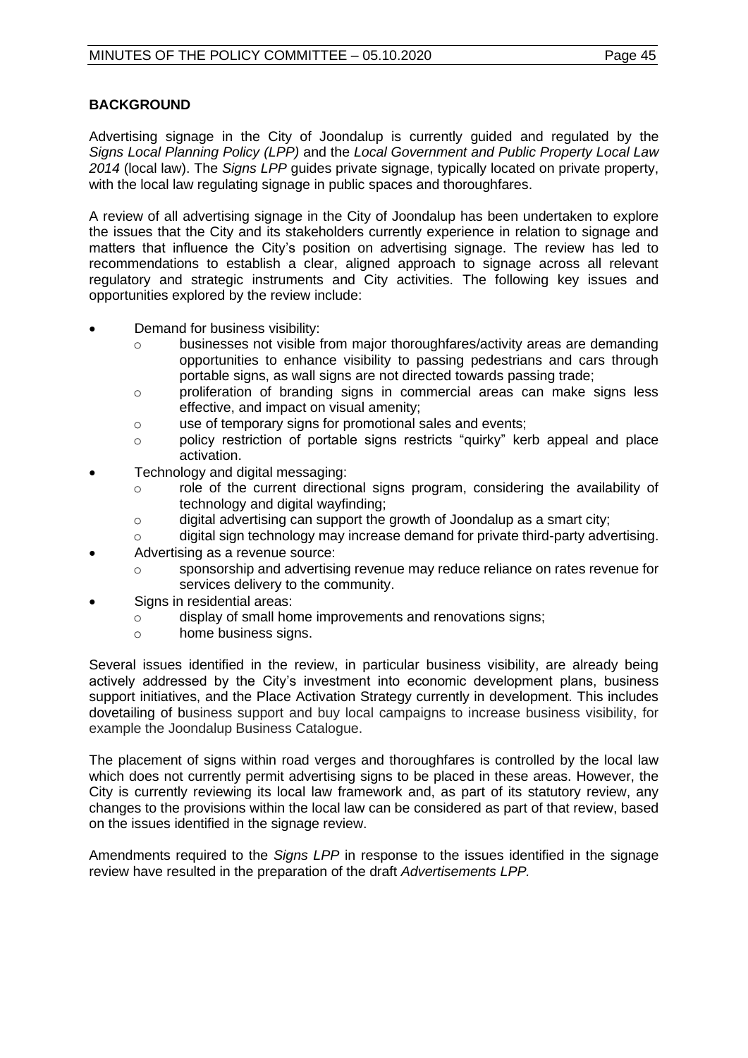## BACKGROUND

Advertising signage in the City of Joondalup is currently guided and regulated by the *Signs Local Planning Policy (LPP)* and the *Local Government and Public Property Local Law 2014* (local law). The *Signs LPP* guides private signage, typically located on private property, with the local law regulating signage in public spaces and thoroughfares.

A review of all advertising signage in the City of Joondalup has been undertaken to explore the issues that the City and its stakeholders currently experience in relation to signage and matters that influence the City's position on advertising signage. The review has led to recommendations to establish a clear, aligned approach to signage across all relevant regulatory and strategic instruments and City activities. The following key issues and opportunities explored by the review include:

- Demand for business visibility:
  - businesses not visible from major thoroughfares/activity areas are demanding opportunities to enhance visibility to passing pedestrians and cars through portable signs, as wall signs are not directed towards passing trade;
  - proliferation of branding signs in commercial areas can make signs less effective, and impact on visual amenity;
  - use of temporary signs for promotional sales and events;
  - policy restriction of portable signs restricts "quirky" kerb appeal and place activation.
- Technology and digital messaging:
  - role of the current directional signs program, considering the availability of technology and digital wayfinding;
  - digital advertising can support the growth of Joondalup as a smart city;
  - digital sign technology may increase demand for private third-party advertising.
- Advertising as a revenue source:
  - sponsorship and advertising revenue may reduce reliance on rates revenue for services delivery to the community.
- Signs in residential areas:
  - display of small home improvements and renovations signs;
  - home business signs.

Several issues identified in the review, in particular business visibility, are already being actively addressed by the City's investment into economic development plans, business support initiatives, and the Place Activation Strategy currently in development. This includes dovetailing of business support and buy local campaigns to increase business visibility, for example the Joondalup Business Catalogue.

The placement of signs within road verges and thoroughfares is controlled by the local law which does not currently permit advertising signs to be placed in these areas. However, the City is currently reviewing its local law framework and, as part of its statutory review, any changes to the provisions within the local law can be considered as part of that review, based on the issues identified in the signage review.

Amendments required to the *Signs LPP* in response to the issues identified in the signage review have resulted in the preparation of the draft *Advertisements LPP.*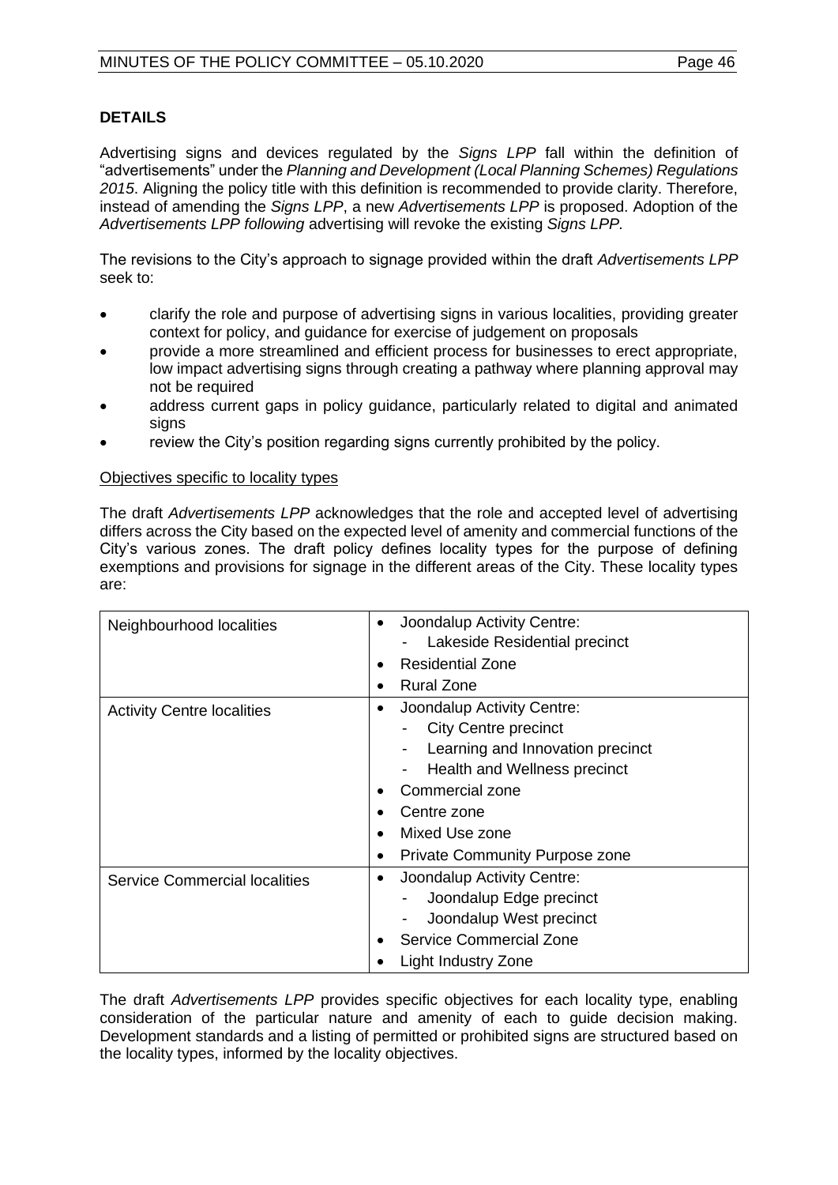## DETAILS

Advertising signs and devices regulated by the *Signs LPP* fall within the definition of "advertisements" under the *Planning and Development (Local Planning Schemes) Regulations 2015*. Aligning the policy title with this definition is recommended to provide clarity. Therefore, instead of amending the *Signs LPP*, a new *Advertisements LPP* is proposed. Adoption of the *Advertisements LPP following* advertising will revoke the existing *Signs LPP.*

The revisions to the City's approach to signage provided within the draft *Advertisements LPP* seek to:

- clarify the role and purpose of advertising signs in various localities, providing greater context for policy, and guidance for exercise of judgement on proposals
- provide a more streamlined and efficient process for businesses to erect appropriate, low impact advertising signs through creating a pathway where planning approval may not be required
- address current gaps in policy guidance, particularly related to digital and animated signs
- review the City's position regarding signs currently prohibited by the policy.

<u>Objectives specific to locality types</u>

The draft *Advertisements LPP* acknowledges that the role and accepted level of advertising differs across the City based on the expected level of amenity and commercial functions of the City's various zones. The draft policy defines locality types for the purpose of defining exemptions and provisions for signage in the different areas of the City. These locality types are:

| | |
|---|---|
| Neighbourhood localities | • Joondalup Activity Centre:<br>  - Lakeside Residential precinct<br>• Residential Zone<br>• Rural Zone |
| Activity Centre localities | • Joondalup Activity Centre:<br>  - City Centre precinct<br>  - Learning and Innovation precinct<br>  - Health and Wellness precinct<br>• Commercial zone<br>• Centre zone<br>• Mixed Use zone<br>• Private Community Purpose zone |
| Service Commercial localities | • Joondalup Activity Centre:<br>  - Joondalup Edge precinct<br>  - Joondalup West precinct<br>• Service Commercial Zone<br>• Light Industry Zone |

The draft *Advertisements LPP* provides specific objectives for each locality type, enabling consideration of the particular nature and amenity of each to guide decision making. Development standards and a listing of permitted or prohibited signs are structured based on the locality types, informed by the locality objectives.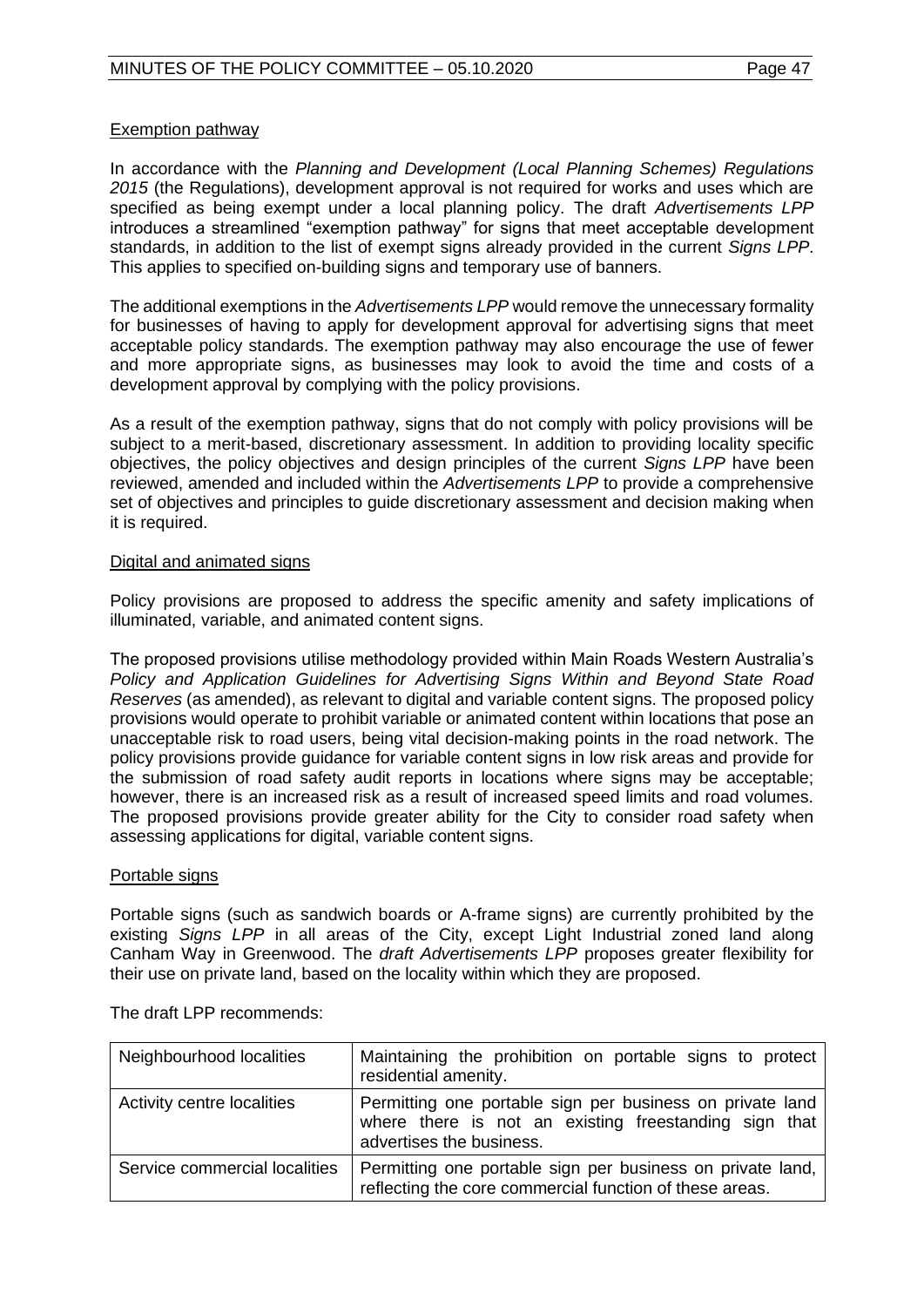<u>Exemption pathway</u>

In accordance with the *Planning and Development (Local Planning Schemes) Regulations 2015* (the Regulations), development approval is not required for works and uses which are specified as being exempt under a local planning policy. The draft *Advertisements LPP* introduces a streamlined "exemption pathway" for signs that meet acceptable development standards, in addition to the list of exempt signs already provided in the current *Signs LPP*. This applies to specified on-building signs and temporary use of banners.

The additional exemptions in the *Advertisements LPP* would remove the unnecessary formality for businesses of having to apply for development approval for advertising signs that meet acceptable policy standards. The exemption pathway may also encourage the use of fewer and more appropriate signs, as businesses may look to avoid the time and costs of a development approval by complying with the policy provisions.

As a result of the exemption pathway, signs that do not comply with policy provisions will be subject to a merit-based, discretionary assessment. In addition to providing locality specific objectives, the policy objectives and design principles of the current *Signs LPP* have been reviewed, amended and included within the *Advertisements LPP* to provide a comprehensive set of objectives and principles to guide discretionary assessment and decision making when it is required.

<u>Digital and animated signs</u>

Policy provisions are proposed to address the specific amenity and safety implications of illuminated, variable, and animated content signs.

The proposed provisions utilise methodology provided within Main Roads Western Australia's *Policy and Application Guidelines for Advertising Signs Within and Beyond State Road Reserves* (as amended), as relevant to digital and variable content signs. The proposed policy provisions would operate to prohibit variable or animated content within locations that pose an unacceptable risk to road users, being vital decision-making points in the road network. The policy provisions provide guidance for variable content signs in low risk areas and provide for the submission of road safety audit reports in locations where signs may be acceptable; however, there is an increased risk as a result of increased speed limits and road volumes. The proposed provisions provide greater ability for the City to consider road safety when assessing applications for digital, variable content signs.

<u>Portable signs</u>

Portable signs (such as sandwich boards or A-frame signs) are currently prohibited by the existing *Signs LPP* in all areas of the City, except Light Industrial zoned land along Canham Way in Greenwood. The *draft Advertisements LPP* proposes greater flexibility for their use on private land, based on the locality within which they are proposed.

The draft LPP recommends:

| Neighbourhood localities | Maintaining the prohibition on portable signs to protect residential amenity. |
|---|---|
| Activity centre localities | Permitting one portable sign per business on private land where there is not an existing freestanding sign that advertises the business. |
| Service commercial localities | Permitting one portable sign per business on private land, reflecting the core commercial function of these areas. |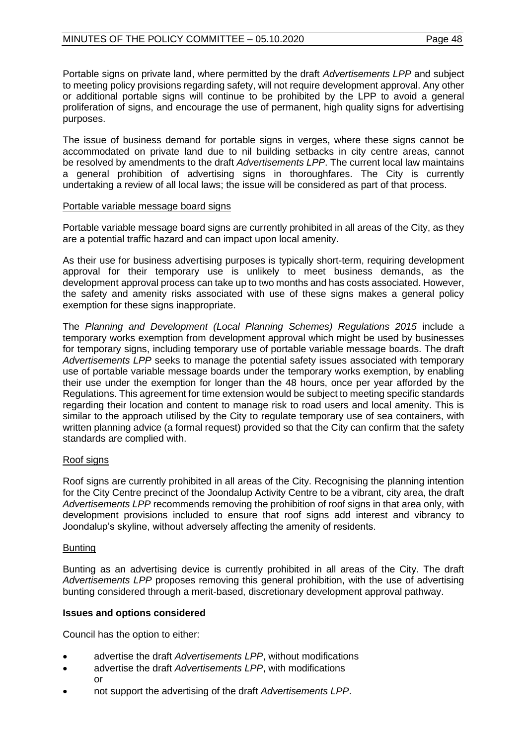Portable signs on private land, where permitted by the draft *Advertisements LPP* and subject to meeting policy provisions regarding safety, will not require development approval. Any other or additional portable signs will continue to be prohibited by the LPP to avoid a general proliferation of signs, and encourage the use of permanent, high quality signs for advertising purposes.

The issue of business demand for portable signs in verges, where these signs cannot be accommodated on private land due to nil building setbacks in city centre areas, cannot be resolved by amendments to the draft *Advertisements LPP*. The current local law maintains a general prohibition of advertising signs in thoroughfares. The City is currently undertaking a review of all local laws; the issue will be considered as part of that process.

Portable variable message board signs

Portable variable message board signs are currently prohibited in all areas of the City, as they are a potential traffic hazard and can impact upon local amenity.

As their use for business advertising purposes is typically short-term, requiring development approval for their temporary use is unlikely to meet business demands, as the development approval process can take up to two months and has costs associated. However, the safety and amenity risks associated with use of these signs makes a general policy exemption for these signs inappropriate.

The *Planning and Development (Local Planning Schemes) Regulations 2015* include a temporary works exemption from development approval which might be used by businesses for temporary signs, including temporary use of portable variable message boards. The draft *Advertisements LPP* seeks to manage the potential safety issues associated with temporary use of portable variable message boards under the temporary works exemption, by enabling their use under the exemption for longer than the 48 hours, once per year afforded by the Regulations. This agreement for time extension would be subject to meeting specific standards regarding their location and content to manage risk to road users and local amenity. This is similar to the approach utilised by the City to regulate temporary use of sea containers, with written planning advice (a formal request) provided so that the City can confirm that the safety standards are complied with.

Roof signs

Roof signs are currently prohibited in all areas of the City. Recognising the planning intention for the City Centre precinct of the Joondalup Activity Centre to be a vibrant, city area, the draft *Advertisements LPP* recommends removing the prohibition of roof signs in that area only, with development provisions included to ensure that roof signs add interest and vibrancy to Joondalup's skyline, without adversely affecting the amenity of residents.

Bunting

Bunting as an advertising device is currently prohibited in all areas of the City. The draft *Advertisements LPP* proposes removing this general prohibition, with the use of advertising bunting considered through a merit-based, discretionary development approval pathway.

**Issues and options considered**

Council has the option to either:

- advertise the draft *Advertisements LPP*, without modifications
- advertise the draft *Advertisements LPP*, with modifications
  or
- not support the advertising of the draft *Advertisements LPP*.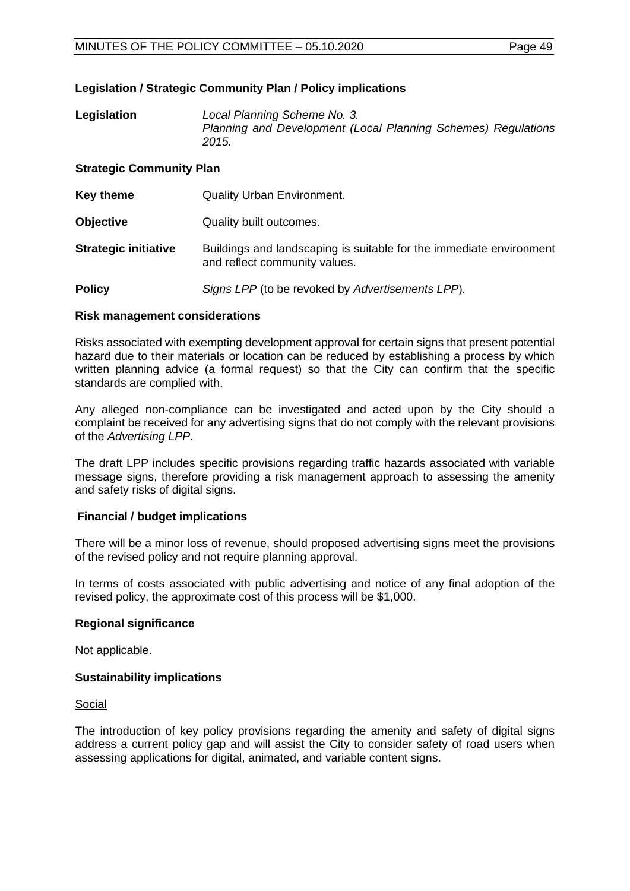**Legislation / Strategic Community Plan / Policy implications**

| | |
|---|---|
| **Legislation** | *Local Planning Scheme No. 3.* *Planning and Development (Local Planning Schemes) Regulations 2015.* |

**Strategic Community Plan**

| | |
|---|---|
| **Key theme** | Quality Urban Environment. |
| **Objective** | Quality built outcomes. |
| **Strategic initiative** | Buildings and landscaping is suitable for the immediate environment and reflect community values. |
| **Policy** | *Signs LPP* (to be revoked by *Advertisements LPP*). |

**Risk management considerations**

Risks associated with exempting development approval for certain signs that present potential hazard due to their materials or location can be reduced by establishing a process by which written planning advice (a formal request) so that the City can confirm that the specific standards are complied with.

Any alleged non-compliance can be investigated and acted upon by the City should a complaint be received for any advertising signs that do not comply with the relevant provisions of the *Advertising LPP*.

The draft LPP includes specific provisions regarding traffic hazards associated with variable message signs, therefore providing a risk management approach to assessing the amenity and safety risks of digital signs.

**Financial / budget implications**

There will be a minor loss of revenue, should proposed advertising signs meet the provisions of the revised policy and not require planning approval.

In terms of costs associated with public advertising and notice of any final adoption of the revised policy, the approximate cost of this process will be $1,000.

**Regional significance**

Not applicable.

**Sustainability implications**

Social

The introduction of key policy provisions regarding the amenity and safety of digital signs address a current policy gap and will assist the City to consider safety of road users when assessing applications for digital, animated, and variable content signs.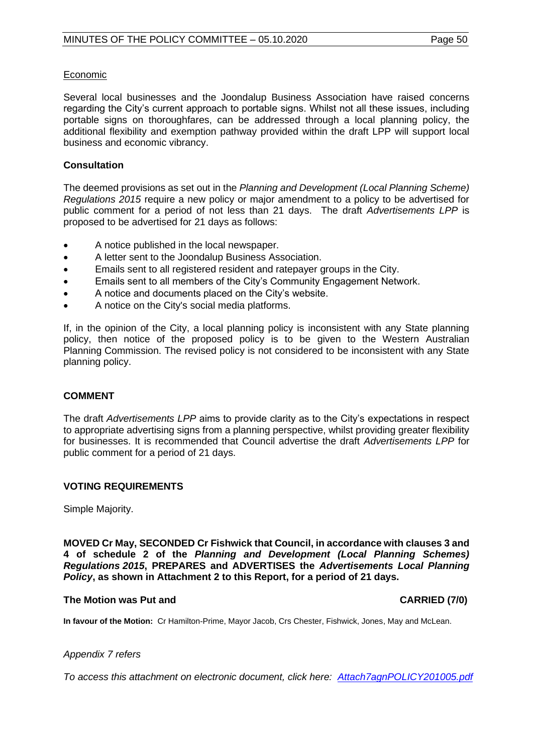Economic

Several local businesses and the Joondalup Business Association have raised concerns regarding the City's current approach to portable signs. Whilst not all these issues, including portable signs on thoroughfares, can be addressed through a local planning policy, the additional flexibility and exemption pathway provided within the draft LPP will support local business and economic vibrancy.

**Consultation**

The deemed provisions as set out in the *Planning and Development (Local Planning Scheme) Regulations 2015* require a new policy or major amendment to a policy to be advertised for public comment for a period of not less than 21 days. The draft *Advertisements LPP* is proposed to be advertised for 21 days as follows:

- A notice published in the local newspaper.
- A letter sent to the Joondalup Business Association.
- Emails sent to all registered resident and ratepayer groups in the City.
- Emails sent to all members of the City's Community Engagement Network.
- A notice and documents placed on the City's website.
- A notice on the City's social media platforms.

If, in the opinion of the City, a local planning policy is inconsistent with any State planning policy, then notice of the proposed policy is to be given to the Western Australian Planning Commission. The revised policy is not considered to be inconsistent with any State planning policy.

**COMMENT**

The draft *Advertisements LPP* aims to provide clarity as to the City's expectations in respect to appropriate advertising signs from a planning perspective, whilst providing greater flexibility for businesses. It is recommended that Council advertise the draft *Advertisements LPP* for public comment for a period of 21 days.

**VOTING REQUIREMENTS**

Simple Majority.

**MOVED Cr May, SECONDED Cr Fishwick that Council, in accordance with clauses 3 and 4 of schedule 2 of the *Planning and Development (Local Planning Schemes) Regulations 2015*, PREPARES and ADVERTISES the *Advertisements Local Planning Policy*, as shown in Attachment 2 to this Report, for a period of 21 days.**

**The Motion was Put and CARRIED (7/0)**

**In favour of the Motion:** Cr Hamilton-Prime, Mayor Jacob, Crs Chester, Fishwick, Jones, May and McLean.

*Appendix 7 refers*

*To access this attachment on electronic document, click here: Attach7agnPOLICY201005.pdf*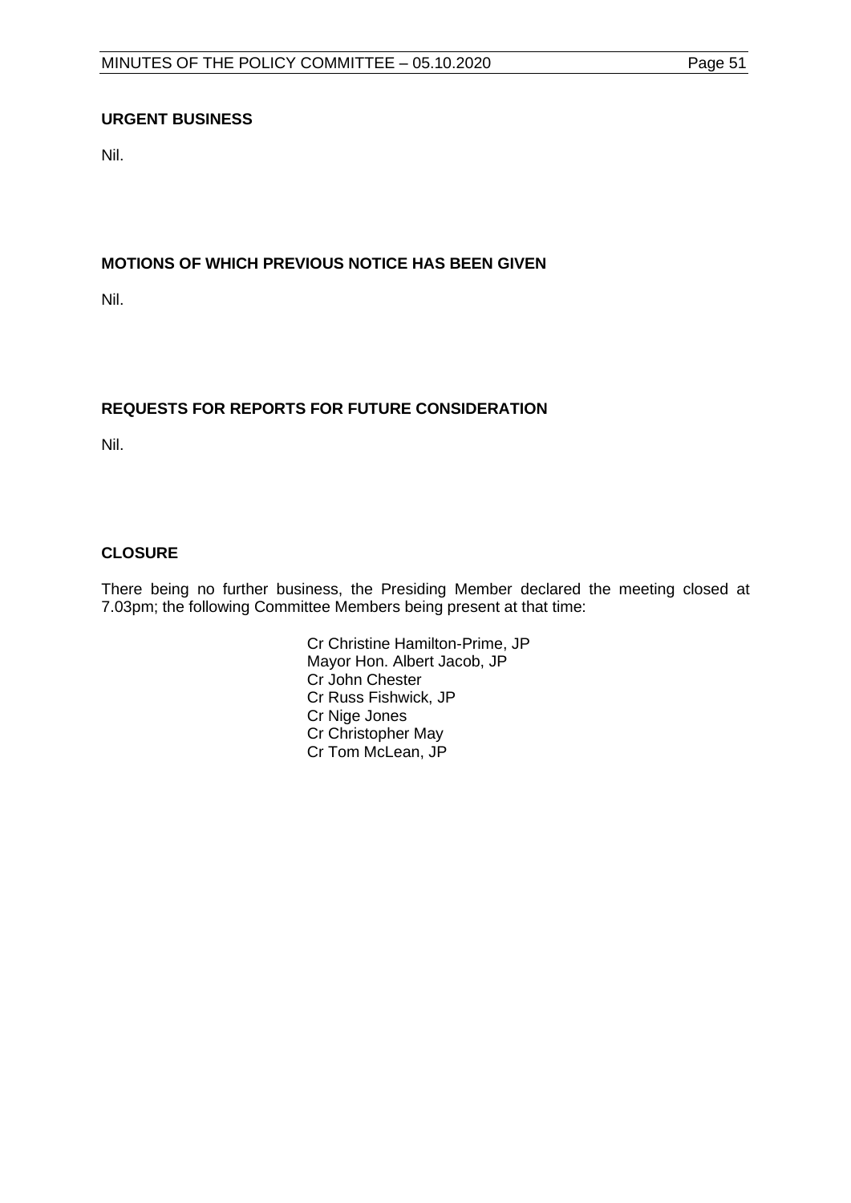## URGENT BUSINESS

Nil.

## MOTIONS OF WHICH PREVIOUS NOTICE HAS BEEN GIVEN

Nil.

## REQUESTS FOR REPORTS FOR FUTURE CONSIDERATION

Nil.

## CLOSURE

There being no further business, the Presiding Member declared the meeting closed at 7.03pm; the following Committee Members being present at that time:

Cr Christine Hamilton-Prime, JP
Mayor Hon. Albert Jacob, JP
Cr John Chester
Cr Russ Fishwick, JP
Cr Nige Jones
Cr Christopher May
Cr Tom McLean, JP